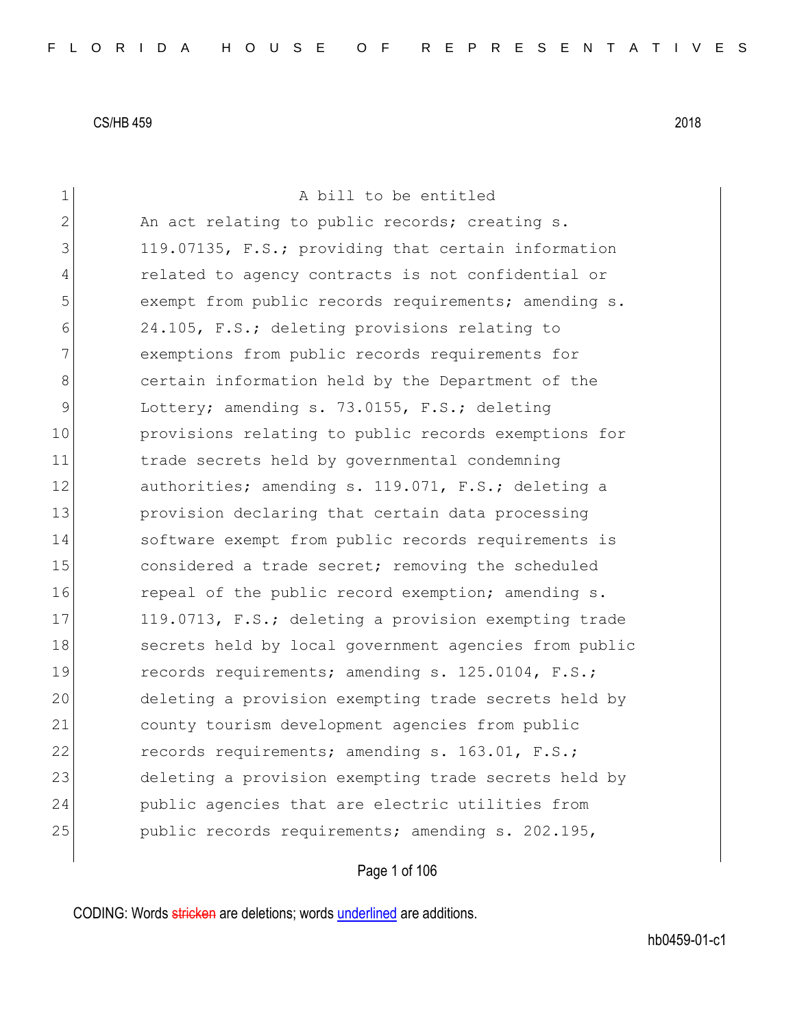CS/HB 459 2018

A bill to be entitled

An act relating to public records; creating s. 119.07135, F.S.; providing that certain information related to agency contracts is not confidential or exempt from public records requirements; amending s. 24.105, F.S.; deleting provisions relating to exemptions from public records requirements for certain information held by the Department of the Lottery; amending s. 73.0155, F.S.; deleting provisions relating to public records exemptions for trade secrets held by governmental condemning authorities; amending s. 119.071, F.S.; deleting a provision declaring that certain data processing software exempt from public records requirements is considered a trade secret; removing the scheduled repeal of the public record exemption; amending s. 119.0713, F.S.; deleting a provision exempting trade secrets held by local government agencies from public records requirements; amending s. 125.0104, F.S.; deleting a provision exempting trade secrets held by county tourism development agencies from public records requirements; amending s. 163.01, F.S.; deleting a provision exempting trade secrets held by public agencies that are electric utilities from public records requirements; amending s. 202.195,

CODING: Words stricken are deletions; words underlined are additions.

hb0459-01-c1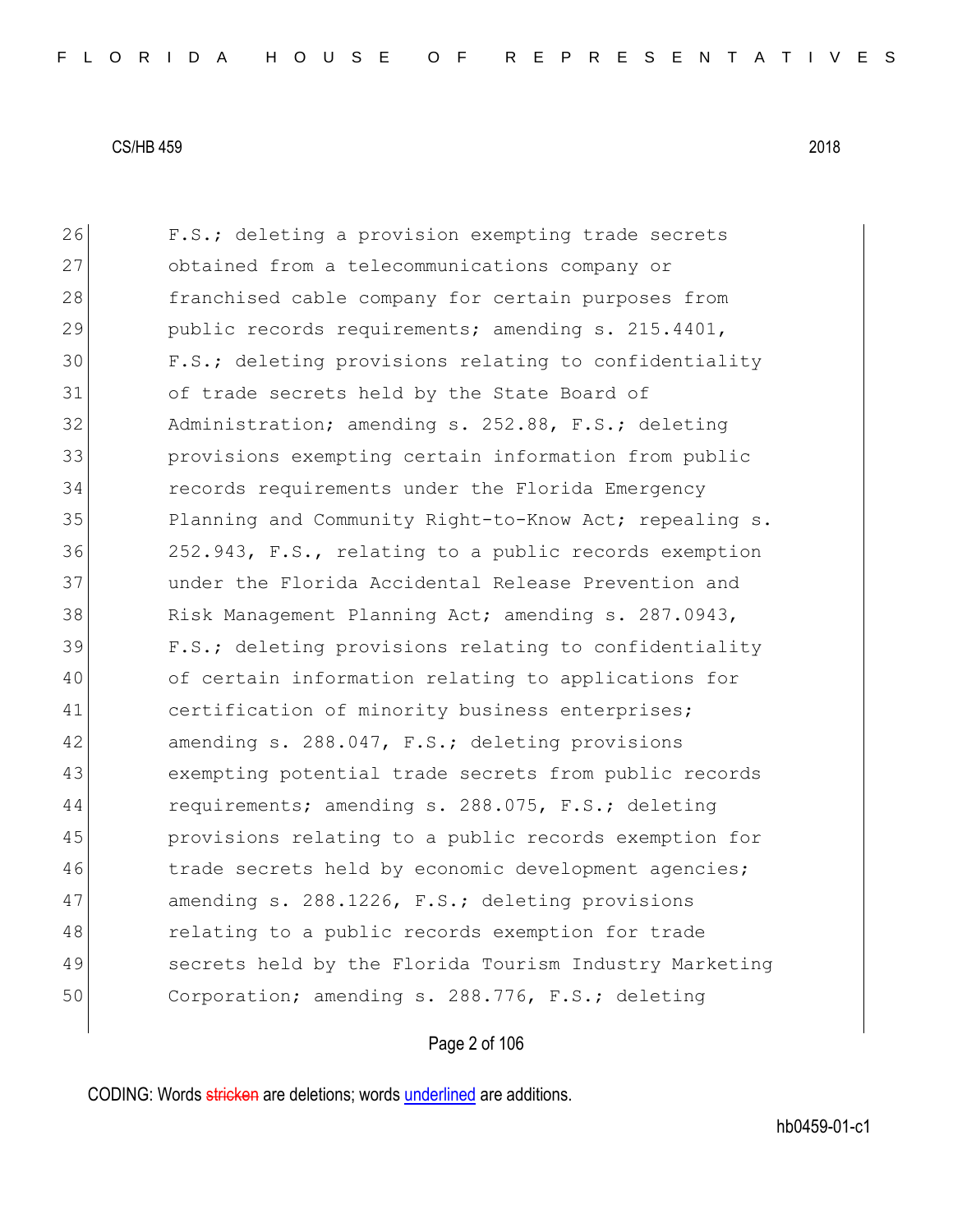26 F.S.; deleting a provision exempting trade secrets
27 obtained from a telecommunications company or
28 franchised cable company for certain purposes from
29 public records requirements; amending s. 215.4401,
30 F.S.; deleting provisions relating to confidentiality
31 of trade secrets held by the State Board of
32 Administration; amending s. 252.88, F.S.; deleting
33 provisions exempting certain information from public
34 records requirements under the Florida Emergency
35 Planning and Community Right-to-Know Act; repealing s.
36 252.943, F.S., relating to a public records exemption
37 under the Florida Accidental Release Prevention and
38 Risk Management Planning Act; amending s. 287.0943,
39 F.S.; deleting provisions relating to confidentiality
40 of certain information relating to applications for
41 certification of minority business enterprises;
42 amending s. 288.047, F.S.; deleting provisions
43 exempting potential trade secrets from public records
44 requirements; amending s. 288.075, F.S.; deleting
45 provisions relating to a public records exemption for
46 trade secrets held by economic development agencies;
47 amending s. 288.1226, F.S.; deleting provisions
48 relating to a public records exemption for trade
49 secrets held by the Florida Tourism Industry Marketing
50 Corporation; amending s. 288.776, F.S.; deleting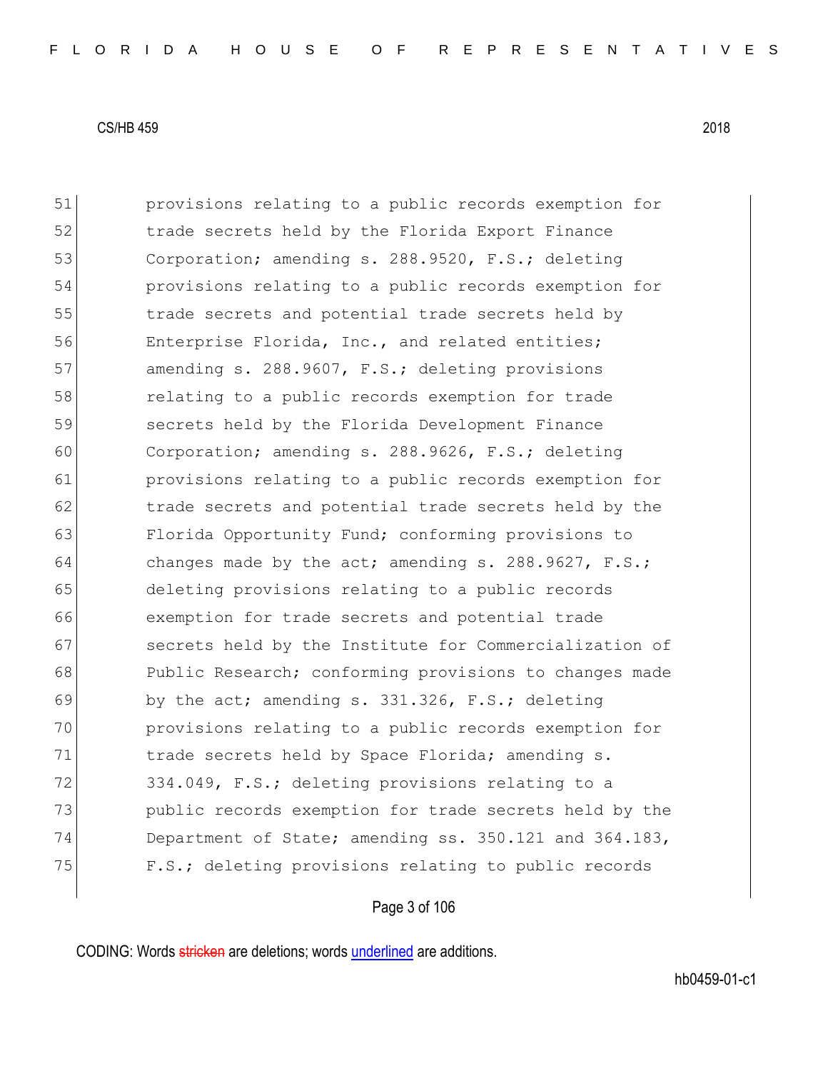51 provisions relating to a public records exemption for
52 trade secrets held by the Florida Export Finance
53 Corporation; amending s. 288.9520, F.S.; deleting
54 provisions relating to a public records exemption for
55 trade secrets and potential trade secrets held by
56 Enterprise Florida, Inc., and related entities;
57 amending s. 288.9607, F.S.; deleting provisions
58 relating to a public records exemption for trade
59 secrets held by the Florida Development Finance
60 Corporation; amending s. 288.9626, F.S.; deleting
61 provisions relating to a public records exemption for
62 trade secrets and potential trade secrets held by the
63 Florida Opportunity Fund; conforming provisions to
64 changes made by the act; amending s. 288.9627, F.S.;
65 deleting provisions relating to a public records
66 exemption for trade secrets and potential trade
67 secrets held by the Institute for Commercialization of
68 Public Research; conforming provisions to changes made
69 by the act; amending s. 331.326, F.S.; deleting
70 provisions relating to a public records exemption for
71 trade secrets held by Space Florida; amending s.
72 334.049, F.S.; deleting provisions relating to a
73 public records exemption for trade secrets held by the
74 Department of State; amending ss. 350.121 and 364.183,
75 F.S.; deleting provisions relating to public records

CODING: Words stricken are deletions; words underlined are additions.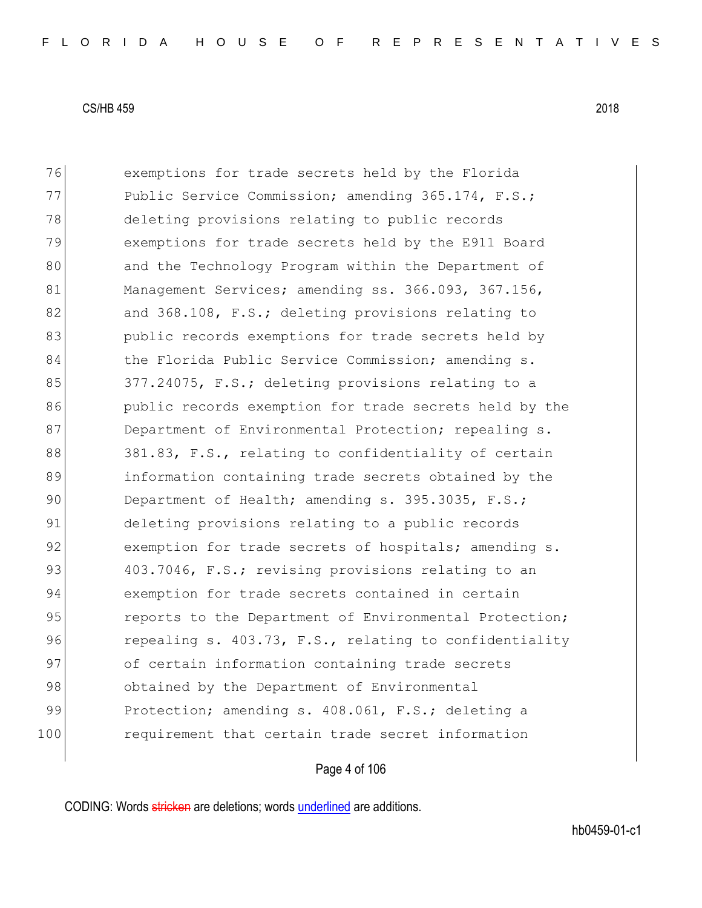76 exemptions for trade secrets held by the Florida
77 Public Service Commission; amending 365.174, F.S.;
78 deleting provisions relating to public records
79 exemptions for trade secrets held by the E911 Board
80 and the Technology Program within the Department of
81 Management Services; amending ss. 366.093, 367.156,
82 and 368.108, F.S.; deleting provisions relating to
83 public records exemptions for trade secrets held by
84 the Florida Public Service Commission; amending s.
85 377.24075, F.S.; deleting provisions relating to a
86 public records exemption for trade secrets held by the
87 Department of Environmental Protection; repealing s.
88 381.83, F.S., relating to confidentiality of certain
89 information containing trade secrets obtained by the
90 Department of Health; amending s. 395.3035, F.S.;
91 deleting provisions relating to a public records
92 exemption for trade secrets of hospitals; amending s.
93 403.7046, F.S.; revising provisions relating to an
94 exemption for trade secrets contained in certain
95 reports to the Department of Environmental Protection;
96 repealing s. 403.73, F.S., relating to confidentiality
97 of certain information containing trade secrets
98 obtained by the Department of Environmental
99 Protection; amending s. 408.061, F.S.; deleting a
100 requirement that certain trade secret information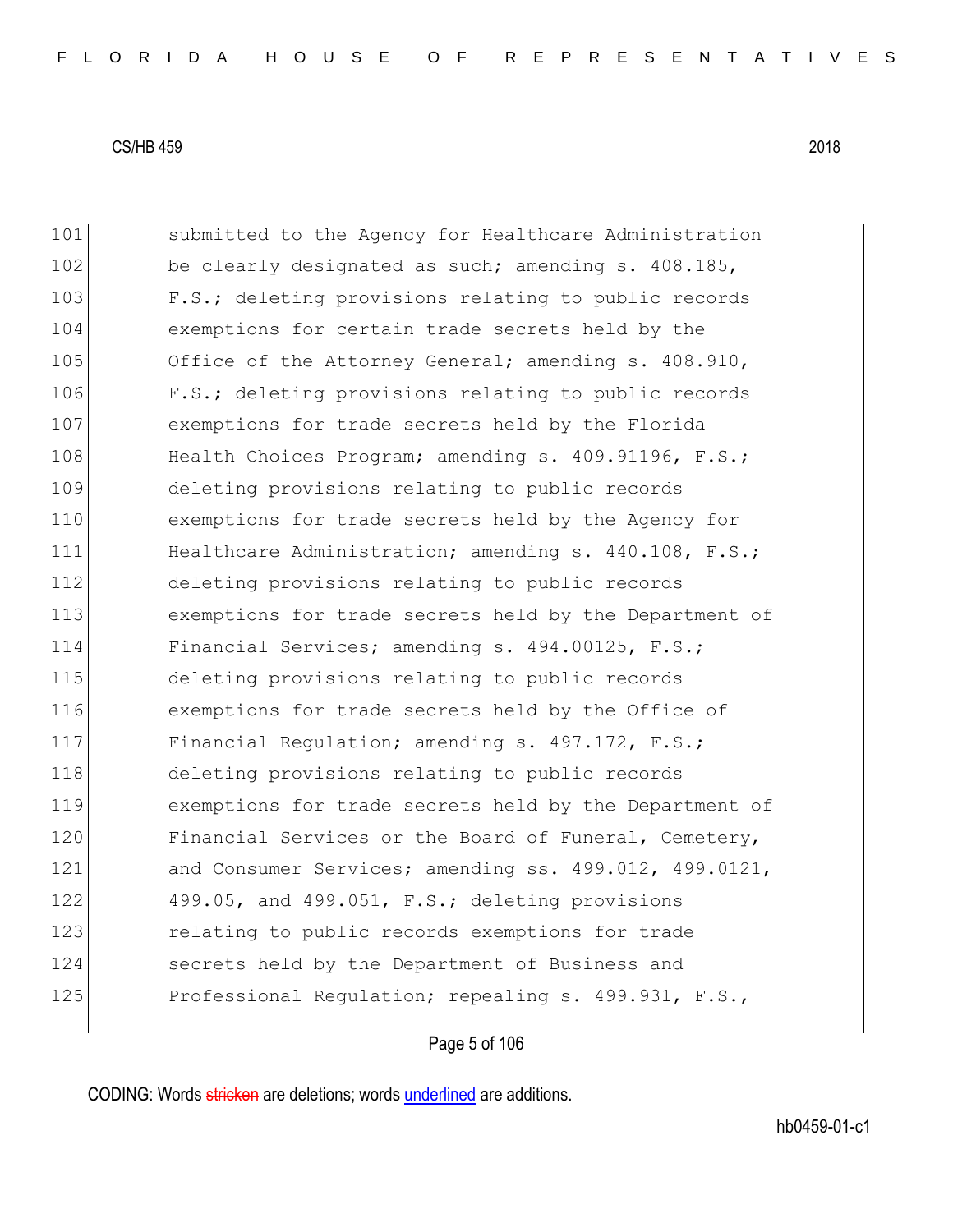101 submitted to the Agency for Healthcare Administration
102 be clearly designated as such; amending s. 408.185,
103 F.S.; deleting provisions relating to public records
104 exemptions for certain trade secrets held by the
105 Office of the Attorney General; amending s. 408.910,
106 F.S.; deleting provisions relating to public records
107 exemptions for trade secrets held by the Florida
108 Health Choices Program; amending s. 409.91196, F.S.;
109 deleting provisions relating to public records
110 exemptions for trade secrets held by the Agency for
111 Healthcare Administration; amending s. 440.108, F.S.;
112 deleting provisions relating to public records
113 exemptions for trade secrets held by the Department of
114 Financial Services; amending s. 494.00125, F.S.;
115 deleting provisions relating to public records
116 exemptions for trade secrets held by the Office of
117 Financial Regulation; amending s. 497.172, F.S.;
118 deleting provisions relating to public records
119 exemptions for trade secrets held by the Department of
120 Financial Services or the Board of Funeral, Cemetery,
121 and Consumer Services; amending ss. 499.012, 499.0121,
122 499.05, and 499.051, F.S.; deleting provisions
123 relating to public records exemptions for trade
124 secrets held by the Department of Business and
125 Professional Regulation; repealing s. 499.931, F.S.,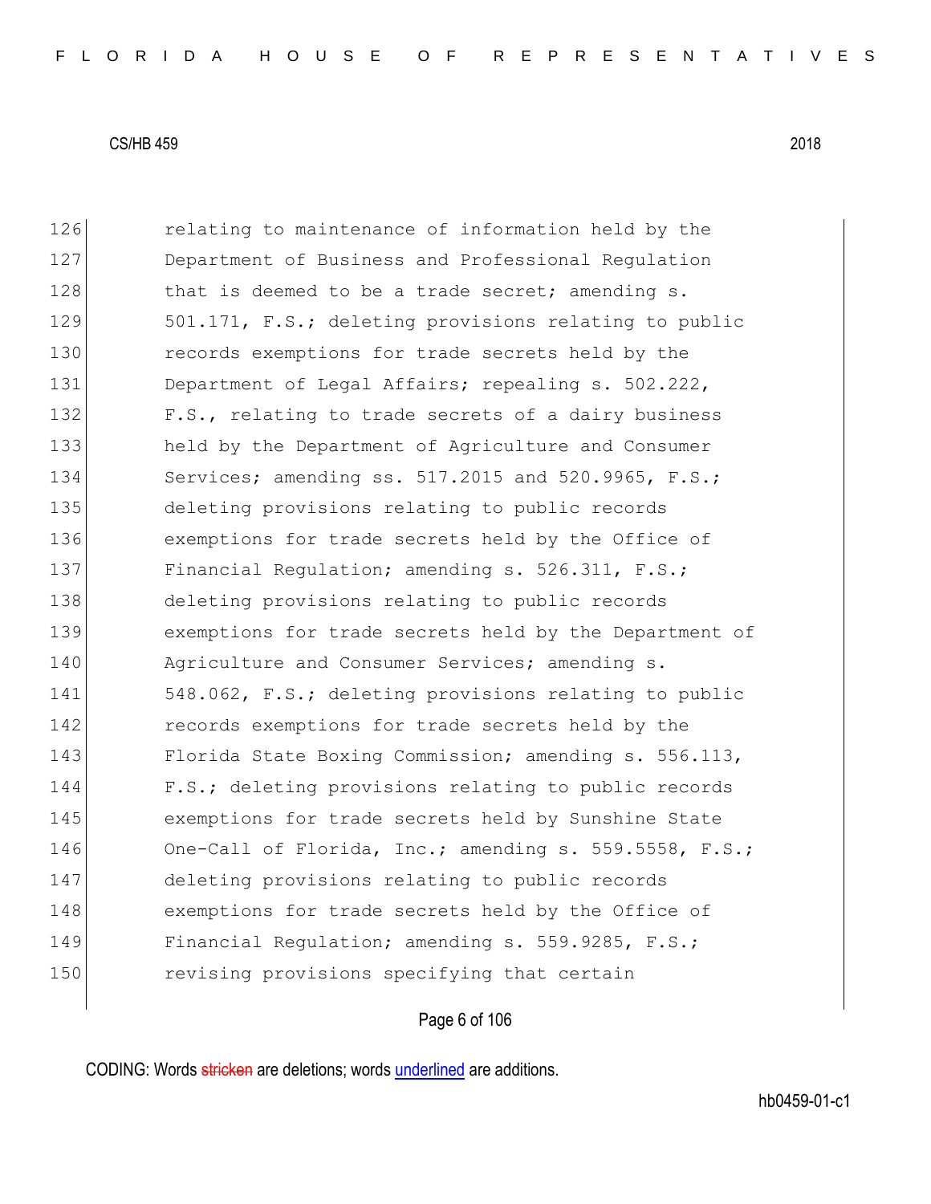126 relating to maintenance of information held by the
127 Department of Business and Professional Regulation
128 that is deemed to be a trade secret; amending s.
129 501.171, F.S.; deleting provisions relating to public
130 records exemptions for trade secrets held by the
131 Department of Legal Affairs; repealing s. 502.222,
132 F.S., relating to trade secrets of a dairy business
133 held by the Department of Agriculture and Consumer
134 Services; amending ss. 517.2015 and 520.9965, F.S.;
135 deleting provisions relating to public records
136 exemptions for trade secrets held by the Office of
137 Financial Regulation; amending s. 526.311, F.S.;
138 deleting provisions relating to public records
139 exemptions for trade secrets held by the Department of
140 Agriculture and Consumer Services; amending s.
141 548.062, F.S.; deleting provisions relating to public
142 records exemptions for trade secrets held by the
143 Florida State Boxing Commission; amending s. 556.113,
144 F.S.; deleting provisions relating to public records
145 exemptions for trade secrets held by Sunshine State
146 One-Call of Florida, Inc.; amending s. 559.5558, F.S.;
147 deleting provisions relating to public records
148 exemptions for trade secrets held by the Office of
149 Financial Regulation; amending s. 559.9285, F.S.;
150 revising provisions specifying that certain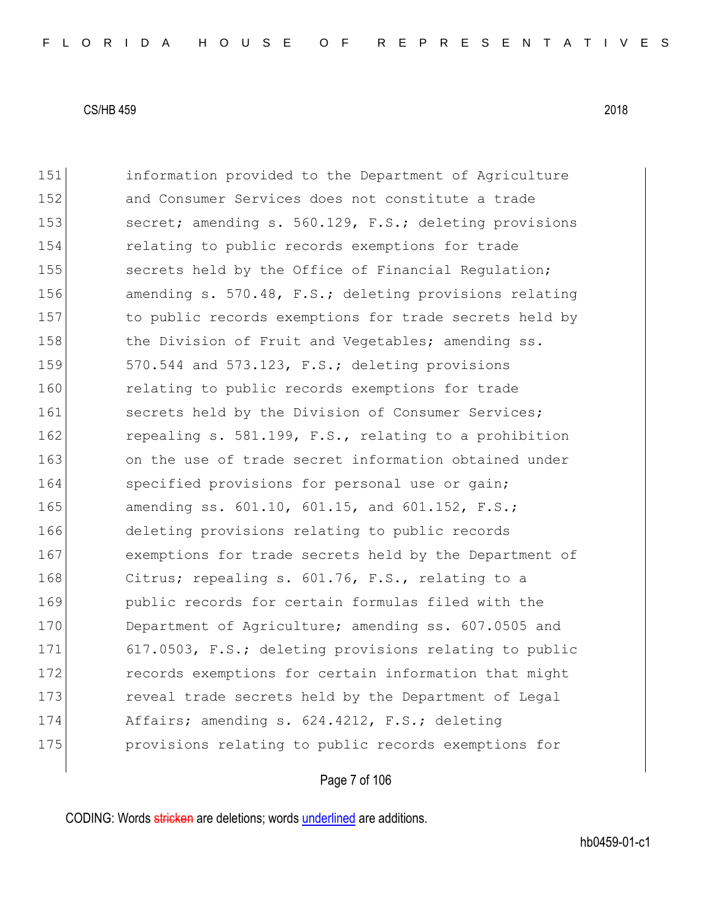151 information provided to the Department of Agriculture
152 and Consumer Services does not constitute a trade
153 secret; amending s. 560.129, F.S.; deleting provisions
154 relating to public records exemptions for trade
155 secrets held by the Office of Financial Regulation;
156 amending s. 570.48, F.S.; deleting provisions relating
157 to public records exemptions for trade secrets held by
158 the Division of Fruit and Vegetables; amending ss.
159 570.544 and 573.123, F.S.; deleting provisions
160 relating to public records exemptions for trade
161 secrets held by the Division of Consumer Services;
162 repealing s. 581.199, F.S., relating to a prohibition
163 on the use of trade secret information obtained under
164 specified provisions for personal use or gain;
165 amending ss. 601.10, 601.15, and 601.152, F.S.;
166 deleting provisions relating to public records
167 exemptions for trade secrets held by the Department of
168 Citrus; repealing s. 601.76, F.S., relating to a
169 public records for certain formulas filed with the
170 Department of Agriculture; amending ss. 607.0505 and
171 617.0503, F.S.; deleting provisions relating to public
172 records exemptions for certain information that might
173 reveal trade secrets held by the Department of Legal
174 Affairs; amending s. 624.4212, F.S.; deleting
175 provisions relating to public records exemptions for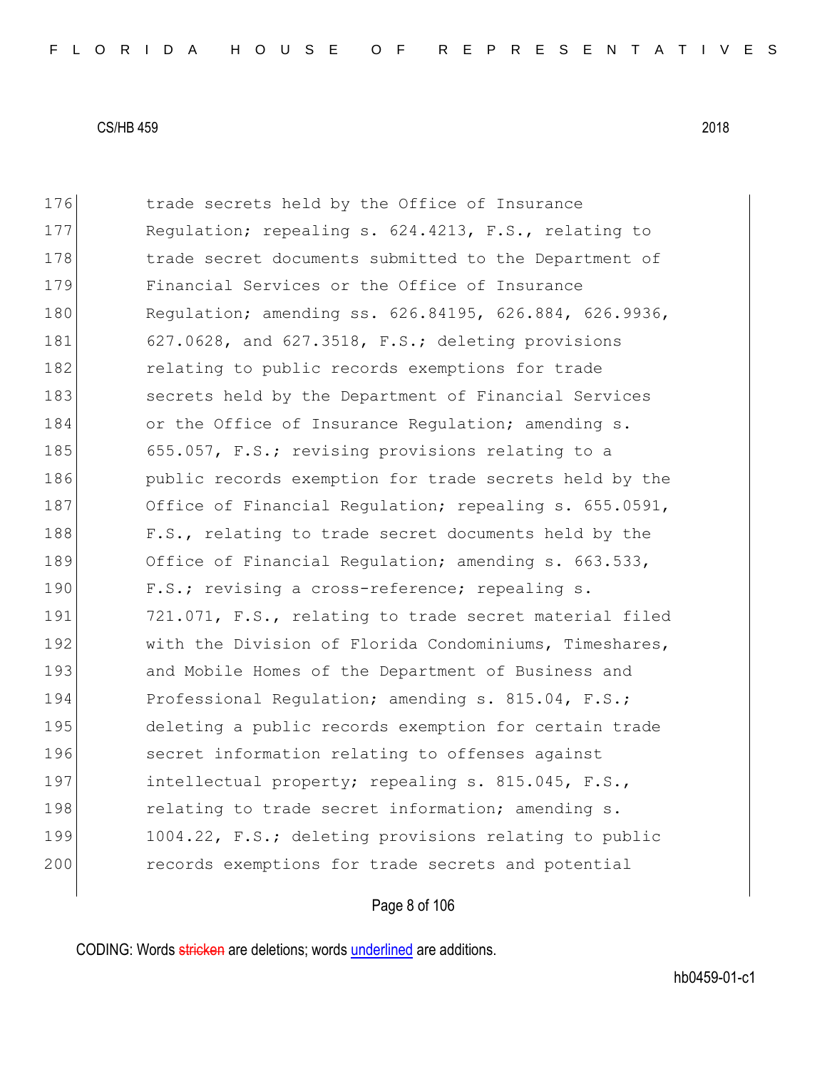176 trade secrets held by the Office of Insurance
177 Regulation; repealing s. 624.4213, F.S., relating to
178 trade secret documents submitted to the Department of
179 Financial Services or the Office of Insurance
180 Regulation; amending ss. 626.84195, 626.884, 626.9936,
181 627.0628, and 627.3518, F.S.; deleting provisions
182 relating to public records exemptions for trade
183 secrets held by the Department of Financial Services
184 or the Office of Insurance Regulation; amending s.
185 655.057, F.S.; revising provisions relating to a
186 public records exemption for trade secrets held by the
187 Office of Financial Regulation; repealing s. 655.0591,
188 F.S., relating to trade secret documents held by the
189 Office of Financial Regulation; amending s. 663.533,
190 F.S.; revising a cross-reference; repealing s.
191 721.071, F.S., relating to trade secret material filed
192 with the Division of Florida Condominiums, Timeshares,
193 and Mobile Homes of the Department of Business and
194 Professional Regulation; amending s. 815.04, F.S.;
195 deleting a public records exemption for certain trade
196 secret information relating to offenses against
197 intellectual property; repealing s. 815.045, F.S.,
198 relating to trade secret information; amending s.
199 1004.22, F.S.; deleting provisions relating to public
200 records exemptions for trade secrets and potential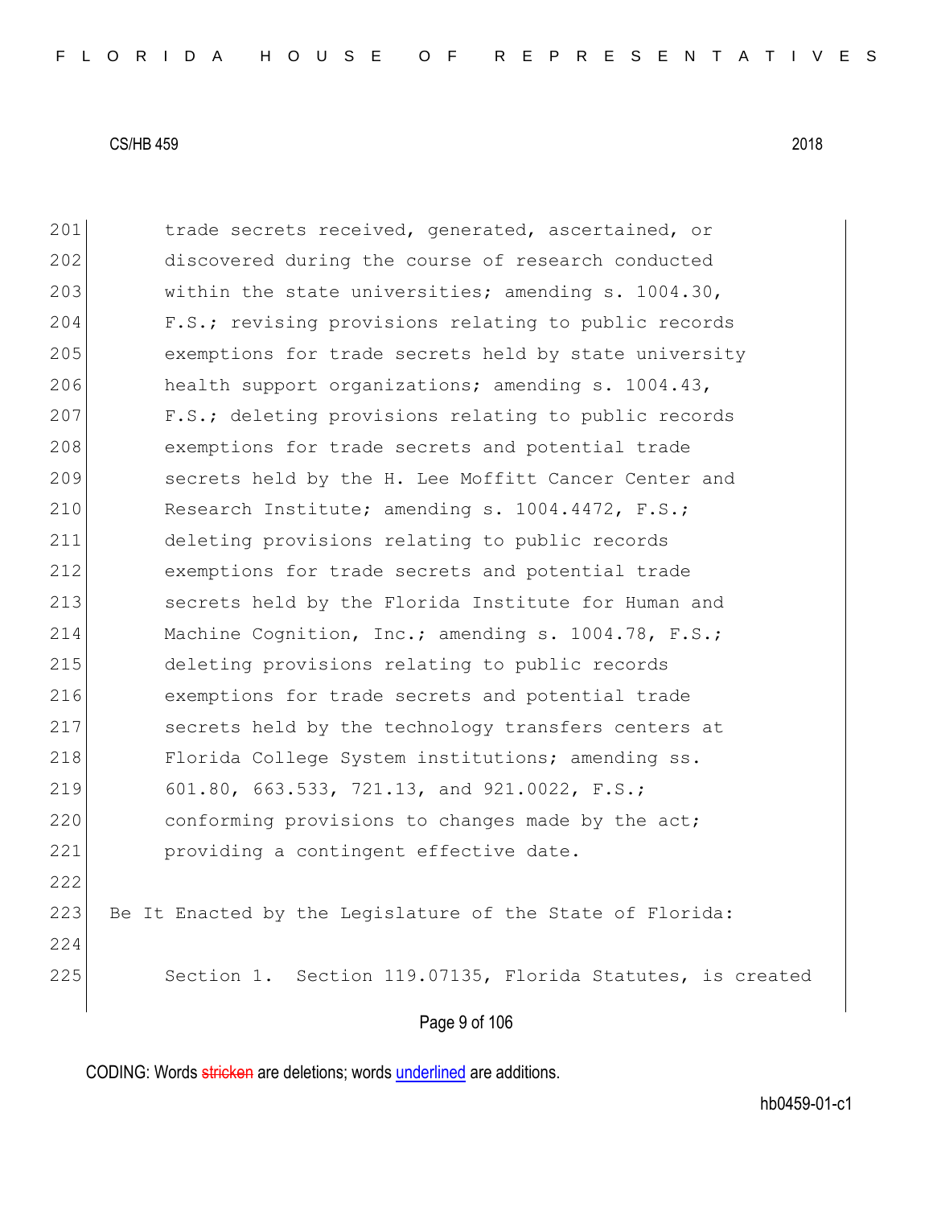201 trade secrets received, generated, ascertained, or
202 discovered during the course of research conducted
203 within the state universities; amending s. 1004.30,
204 F.S.; revising provisions relating to public records
205 exemptions for trade secrets held by state university
206 health support organizations; amending s. 1004.43,
207 F.S.; deleting provisions relating to public records
208 exemptions for trade secrets and potential trade
209 secrets held by the H. Lee Moffitt Cancer Center and
210 Research Institute; amending s. 1004.4472, F.S.;
211 deleting provisions relating to public records
212 exemptions for trade secrets and potential trade
213 secrets held by the Florida Institute for Human and
214 Machine Cognition, Inc.; amending s. 1004.78, F.S.;
215 deleting provisions relating to public records
216 exemptions for trade secrets and potential trade
217 secrets held by the technology transfers centers at
218 Florida College System institutions; amending ss.
219 601.80, 663.533, 721.13, and 921.0022, F.S.;
220 conforming provisions to changes made by the act;
221 providing a contingent effective date.
222
223 Be It Enacted by the Legislature of the State of Florida:
224
225 Section 1. Section 119.07135, Florida Statutes, is created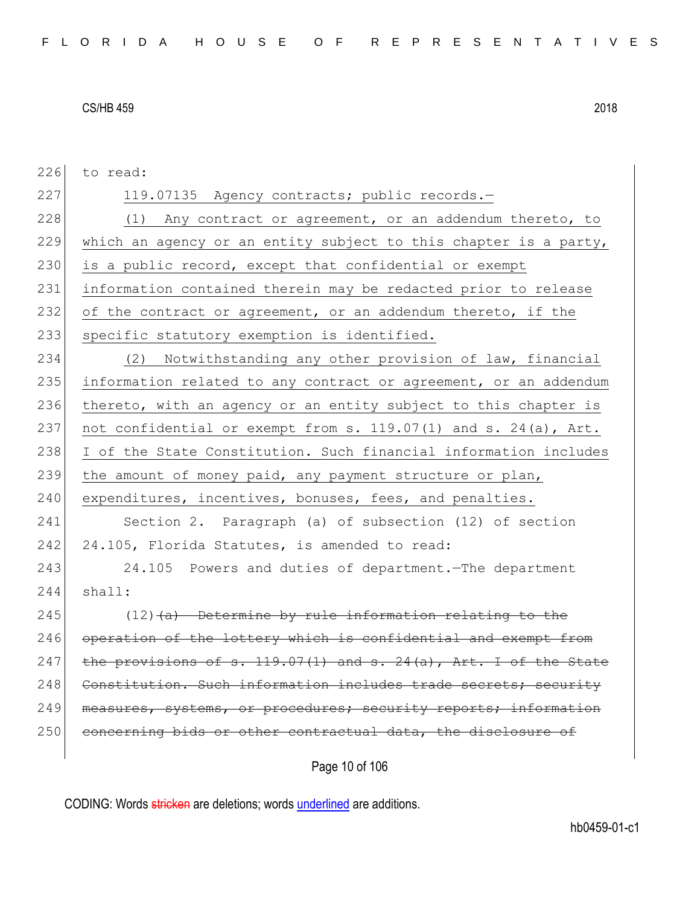to read:

119.07135 Agency contracts; public records.—

(1) Any contract or agreement, or an addendum thereto, to which an agency or an entity subject to this chapter is a party, is a public record, except that confidential or exempt information contained therein may be redacted prior to release of the contract or agreement, or an addendum thereto, if the specific statutory exemption is identified.

(2) Notwithstanding any other provision of law, financial information related to any contract or agreement, or an addendum thereto, with an agency or an entity subject to this chapter is not confidential or exempt from s. 119.07(1) and s. 24(a), Art. I of the State Constitution. Such financial information includes the amount of money paid, any payment structure or plan, expenditures, incentives, bonuses, fees, and penalties.

Section 2. Paragraph (a) of subsection (12) of section 24.105, Florida Statutes, is amended to read:

24.105 Powers and duties of department.—The department shall:

(12)~~(a) Determine by rule information relating to the operation of the lottery which is confidential and exempt from the provisions of s. 119.07(1) and s. 24(a), Art. I of the State Constitution. Such information includes trade secrets; security measures, systems, or procedures; security reports; information concerning bids or other contractual data, the disclosure of~~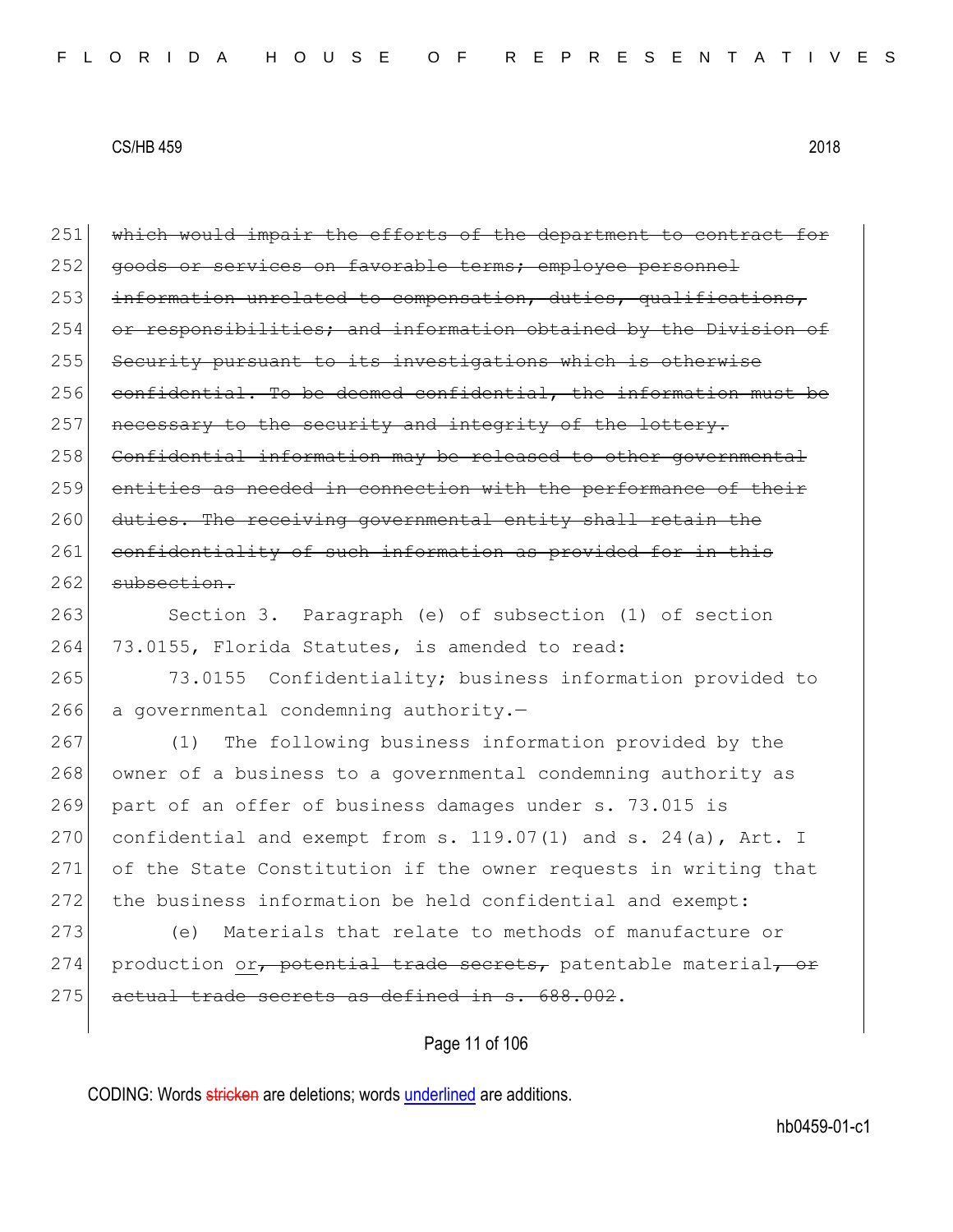251 ~~which would impair the efforts of the department to contract for~~
252 ~~goods or services on favorable terms; employee personnel~~
253 ~~information unrelated to compensation, duties, qualifications,~~
254 ~~or responsibilities; and information obtained by the Division of~~
255 ~~Security pursuant to its investigations which is otherwise~~
256 ~~confidential. To be deemed confidential, the information must be~~
257 ~~necessary to the security and integrity of the lottery.~~
258 ~~Confidential information may be released to other governmental~~
259 ~~entities as needed in connection with the performance of their~~
260 ~~duties. The receiving governmental entity shall retain the~~
261 ~~confidentiality of such information as provided for in this~~
262 ~~subsection.~~

263 Section 3. Paragraph (e) of subsection (1) of section
264 73.0155, Florida Statutes, is amended to read:

265 73.0155 Confidentiality; business information provided to
266 a governmental condemning authority.—

267 (1) The following business information provided by the
268 owner of a business to a governmental condemning authority as
269 part of an offer of business damages under s. 73.015 is
270 confidential and exempt from s. 119.07(1) and s. 24(a), Art. I
271 of the State Constitution if the owner requests in writing that
272 the business information be held confidential and exempt:

273 (e) Materials that relate to methods of manufacture or
274 production <u>or</u>~~, potential trade secrets,~~ patentable material~~, or~~
275 ~~actual trade secrets as defined in s. 688.002~~.

CODING: Words ~~stricken~~ are deletions; words <u>underlined</u> are additions.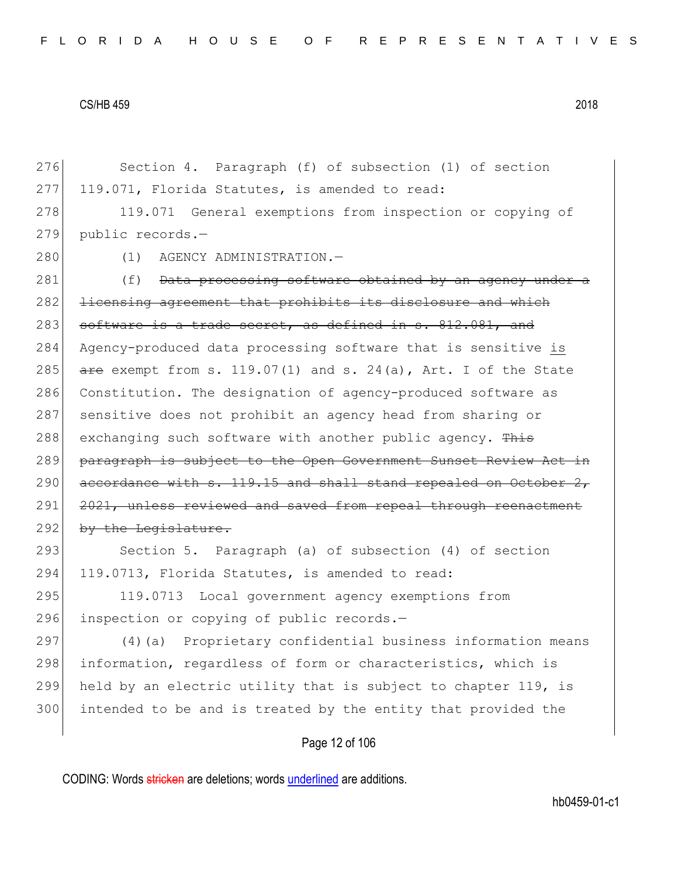276 Section 4. Paragraph (f) of subsection (1) of section
277 119.071, Florida Statutes, is amended to read:

278 119.071 General exemptions from inspection or copying of
279 public records.—

280 (1) AGENCY ADMINISTRATION.—

281 (f) ~~Data processing software obtained by an agency under a~~
282 ~~licensing agreement that prohibits its disclosure and which~~
283 ~~software is a trade secret, as defined in s. 812.081, and~~
284 Agency-produced data processing software that is sensitive <u>is</u>
285 ~~are~~ exempt from s. 119.07(1) and s. 24(a), Art. I of the State
286 Constitution. The designation of agency-produced software as
287 sensitive does not prohibit an agency head from sharing or
288 exchanging such software with another public agency. ~~This~~
289 ~~paragraph is subject to the Open Government Sunset Review Act in~~
290 ~~accordance with s. 119.15 and shall stand repealed on October 2,~~
291 ~~2021, unless reviewed and saved from repeal through reenactment~~
292 ~~by the Legislature.~~

293 Section 5. Paragraph (a) of subsection (4) of section
294 119.0713, Florida Statutes, is amended to read:

295 119.0713 Local government agency exemptions from
296 inspection or copying of public records.—

297 (4)(a) Proprietary confidential business information means
298 information, regardless of form or characteristics, which is
299 held by an electric utility that is subject to chapter 119, is
300 intended to be and is treated by the entity that provided the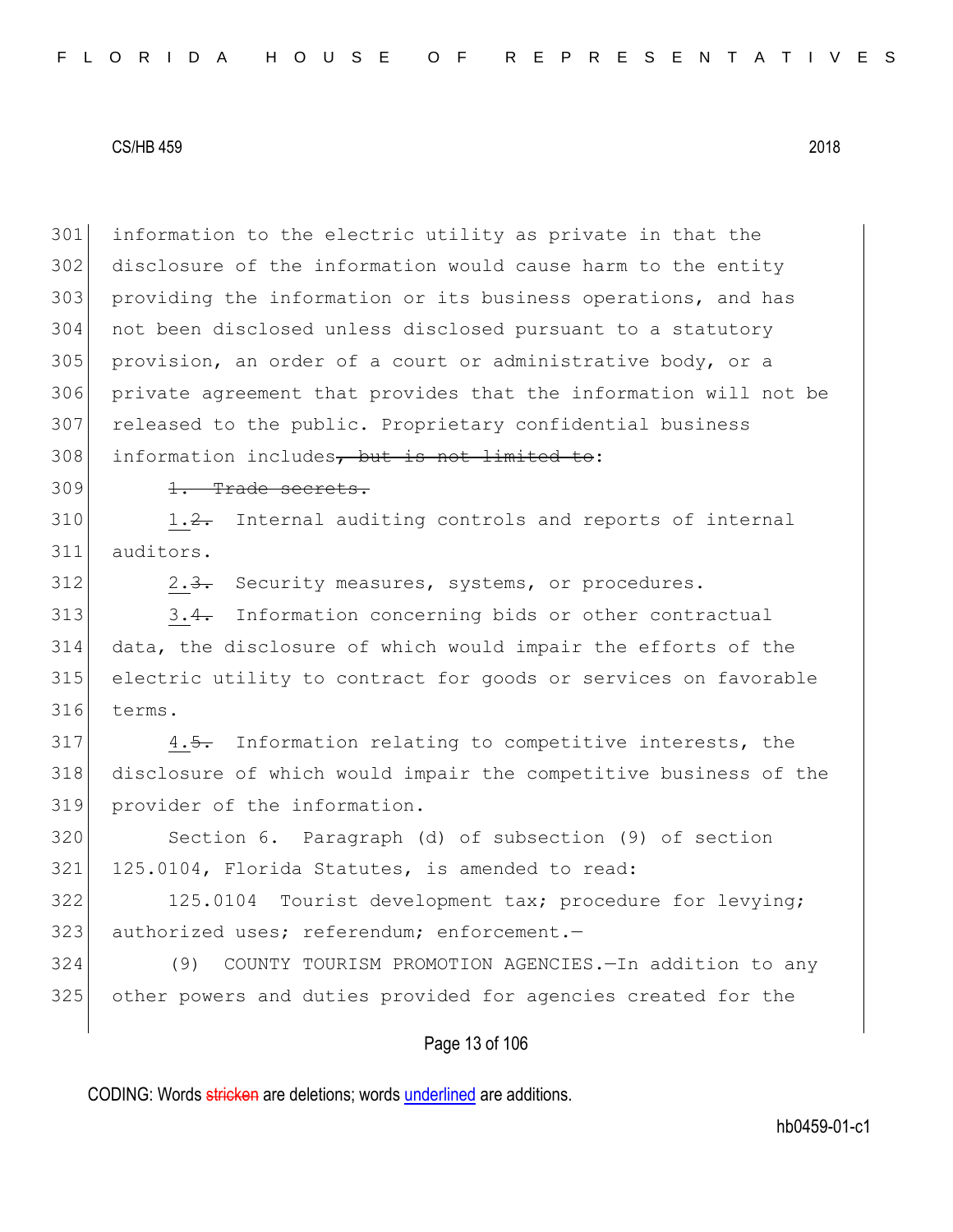information to the electric utility as private in that the disclosure of the information would cause harm to the entity providing the information or its business operations, and has not been disclosed unless disclosed pursuant to a statutory provision, an order of a court or administrative body, or a private agreement that provides that the information will not be released to the public. Proprietary confidential business information includes~~, but is not limited to~~:

~~1. Trade secrets.~~

1.~~2.~~ Internal auditing controls and reports of internal auditors.

2.~~3.~~ Security measures, systems, or procedures.

3.~~4.~~ Information concerning bids or other contractual data, the disclosure of which would impair the efforts of the electric utility to contract for goods or services on favorable terms.

4.~~5.~~ Information relating to competitive interests, the disclosure of which would impair the competitive business of the provider of the information.

Section 6. Paragraph (d) of subsection (9) of section 125.0104, Florida Statutes, is amended to read:

125.0104 Tourist development tax; procedure for levying; authorized uses; referendum; enforcement.—

(9) COUNTY TOURISM PROMOTION AGENCIES.—In addition to any other powers and duties provided for agencies created for the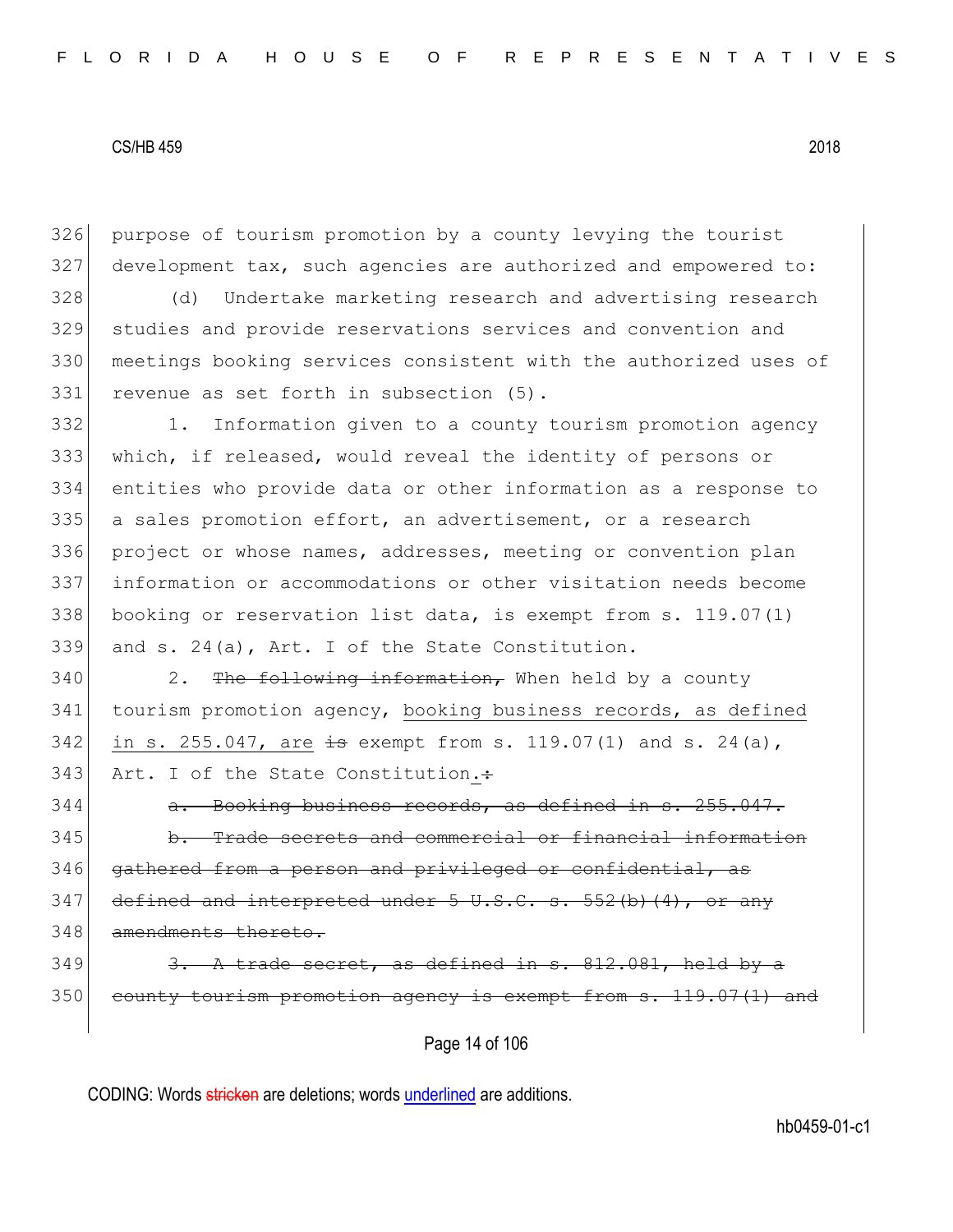326 purpose of tourism promotion by a county levying the tourist
327 development tax, such agencies are authorized and empowered to:

328 (d) Undertake marketing research and advertising research
329 studies and provide reservations services and convention and
330 meetings booking services consistent with the authorized uses of
331 revenue as set forth in subsection (5).

332 1. Information given to a county tourism promotion agency
333 which, if released, would reveal the identity of persons or
334 entities who provide data or other information as a response to
335 a sales promotion effort, an advertisement, or a research
336 project or whose names, addresses, meeting or convention plan
337 information or accommodations or other visitation needs become
338 booking or reservation list data, is exempt from s. 119.07(1)
339 and s. 24(a), Art. I of the State Constitution.

340 2. ~~The following information,~~ When held by a county
341 tourism promotion agency, <u>booking business records, as defined</u>
342 <u>in s. 255.047, are</u> ~~is~~ exempt from s. 119.07(1) and s. 24(a),
343 Art. I of the State Constitution<u>.</u>~~:~~

344 ~~a. Booking business records, as defined in s. 255.047.~~

345 ~~b. Trade secrets and commercial or financial information~~
346 ~~gathered from a person and privileged or confidential, as~~
347 ~~defined and interpreted under 5 U.S.C. s. 552(b)(4), or any~~
348 ~~amendments thereto.~~

349 ~~3. A trade secret, as defined in s. 812.081, held by a~~
350 ~~county tourism promotion agency is exempt from s. 119.07(1) and~~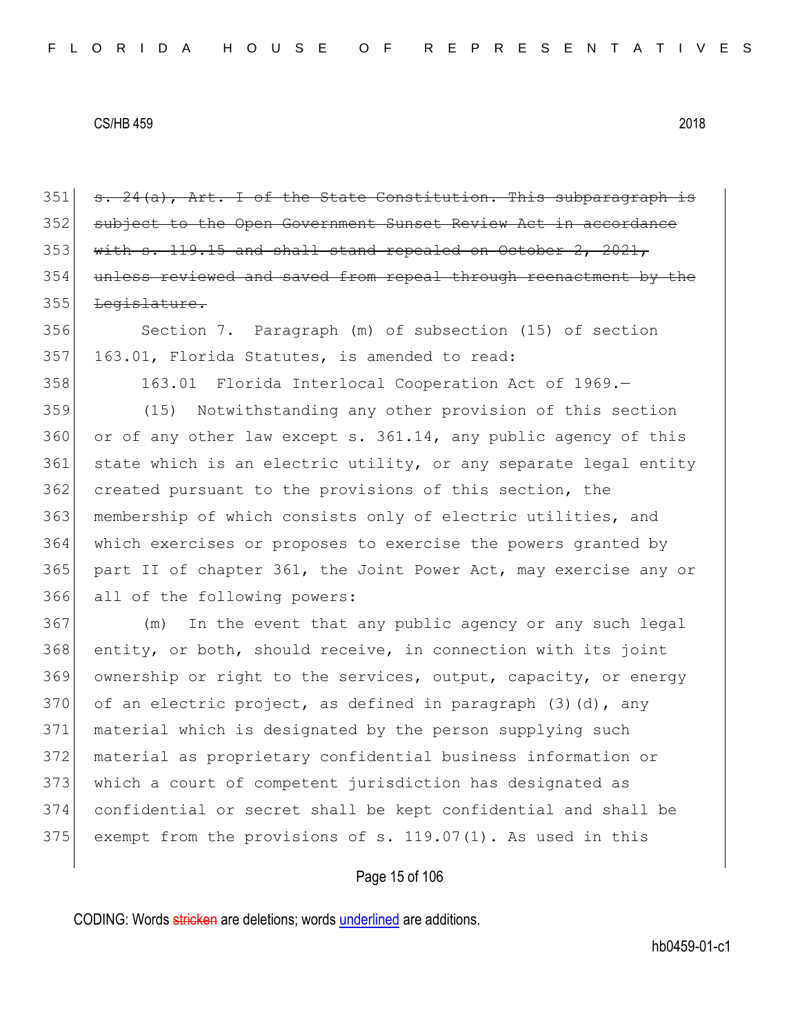351 ~~s. 24(a), Art. I of the State Constitution. This subparagraph is~~
352 ~~subject to the Open Government Sunset Review Act in accordance~~
353 ~~with s. 119.15 and shall stand repealed on October 2, 2021,~~
354 ~~unless reviewed and saved from repeal through reenactment by the~~
355 ~~Legislature.~~

356 Section 7. Paragraph (m) of subsection (15) of section
357 163.01, Florida Statutes, is amended to read:

358 163.01 Florida Interlocal Cooperation Act of 1969.—

359 (15) Notwithstanding any other provision of this section
360 or of any other law except s. 361.14, any public agency of this
361 state which is an electric utility, or any separate legal entity
362 created pursuant to the provisions of this section, the
363 membership of which consists only of electric utilities, and
364 which exercises or proposes to exercise the powers granted by
365 part II of chapter 361, the Joint Power Act, may exercise any or
366 all of the following powers:

367 (m) In the event that any public agency or any such legal
368 entity, or both, should receive, in connection with its joint
369 ownership or right to the services, output, capacity, or energy
370 of an electric project, as defined in paragraph (3)(d), any
371 material which is designated by the person supplying such
372 material as proprietary confidential business information or
373 which a court of competent jurisdiction has designated as
374 confidential or secret shall be kept confidential and shall be
375 exempt from the provisions of s. 119.07(1). As used in this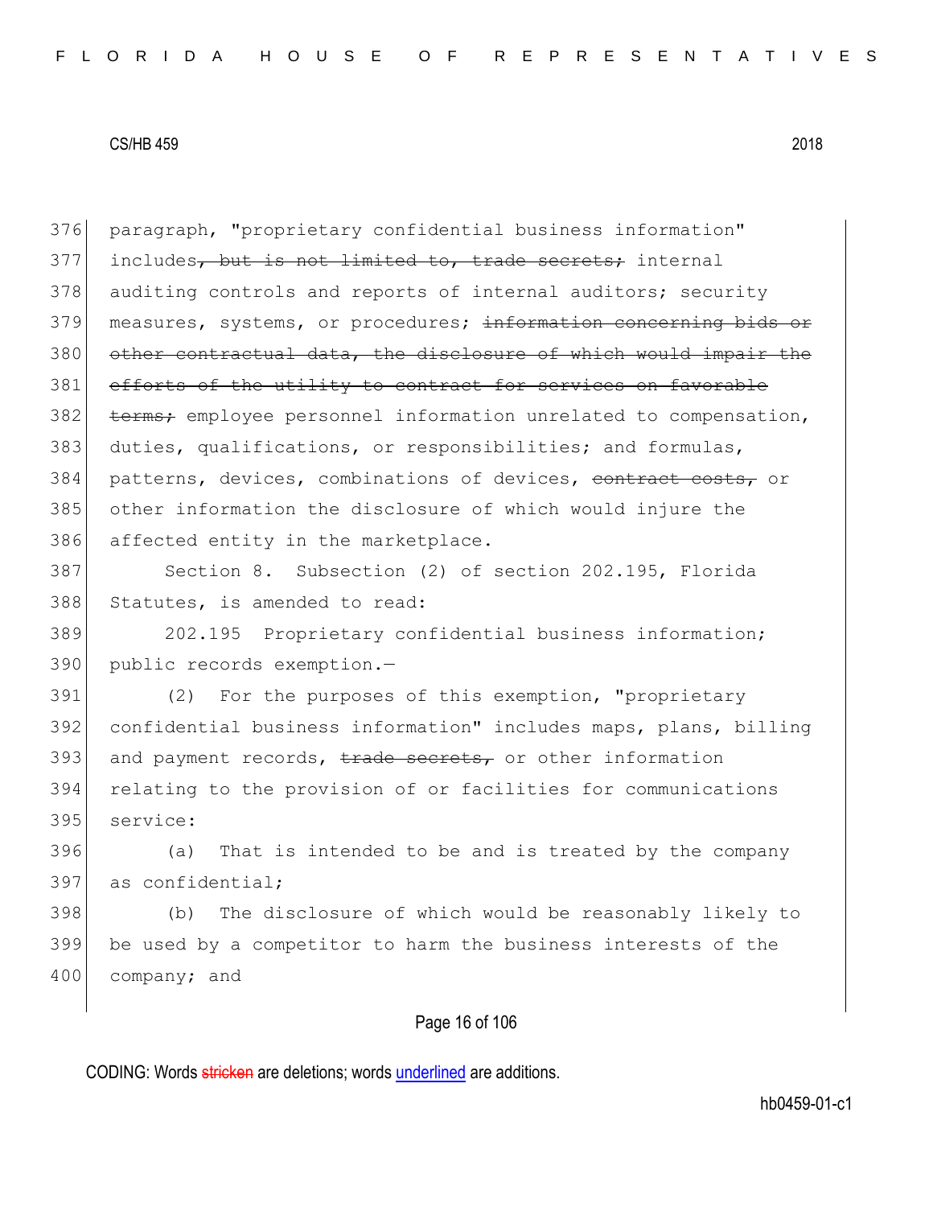376 paragraph, "proprietary confidential business information"
377 includes~~, but is not limited to, trade secrets;~~ internal
378 auditing controls and reports of internal auditors; security
379 measures, systems, or procedures; ~~information concerning bids or~~
380 ~~other contractual data, the disclosure of which would impair the~~
381 ~~efforts of the utility to contract for services on favorable~~
382 ~~terms;~~ employee personnel information unrelated to compensation,
383 duties, qualifications, or responsibilities; and formulas,
384 patterns, devices, combinations of devices, ~~contract costs,~~ or
385 other information the disclosure of which would injure the
386 affected entity in the marketplace.

387 Section 8. Subsection (2) of section 202.195, Florida
388 Statutes, is amended to read:

389 202.195 Proprietary confidential business information;
390 public records exemption.—

391 (2) For the purposes of this exemption, "proprietary
392 confidential business information" includes maps, plans, billing
393 and payment records, ~~trade secrets,~~ or other information
394 relating to the provision of or facilities for communications
395 service:

396 (a) That is intended to be and is treated by the company
397 as confidential;

398 (b) The disclosure of which would be reasonably likely to
399 be used by a competitor to harm the business interests of the
400 company; and

CODING: Words ~~stricken~~ are deletions; words <u>underlined</u> are additions.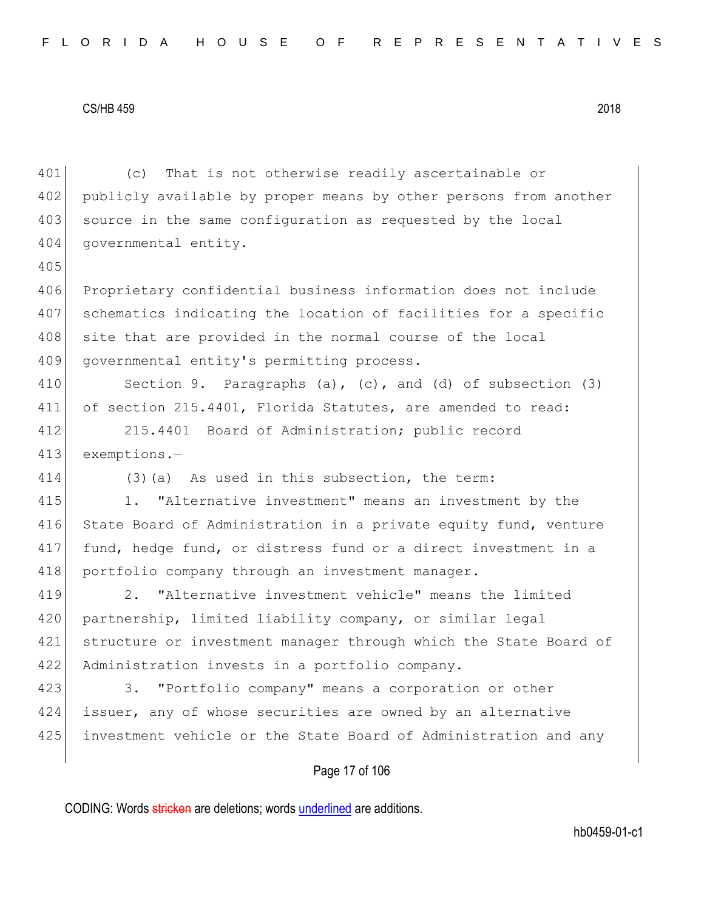(c) That is not otherwise readily ascertainable or publicly available by proper means by other persons from another source in the same configuration as requested by the local governmental entity.

Proprietary confidential business information does not include schematics indicating the location of facilities for a specific site that are provided in the normal course of the local governmental entity's permitting process.

Section 9. Paragraphs (a), (c), and (d) of subsection (3) of section 215.4401, Florida Statutes, are amended to read:

215.4401 Board of Administration; public record exemptions.—

(3)(a) As used in this subsection, the term:

1. "Alternative investment" means an investment by the State Board of Administration in a private equity fund, venture fund, hedge fund, or distress fund or a direct investment in a portfolio company through an investment manager.

2. "Alternative investment vehicle" means the limited partnership, limited liability company, or similar legal structure or investment manager through which the State Board of Administration invests in a portfolio company.

3. "Portfolio company" means a corporation or other issuer, any of whose securities are owned by an alternative investment vehicle or the State Board of Administration and any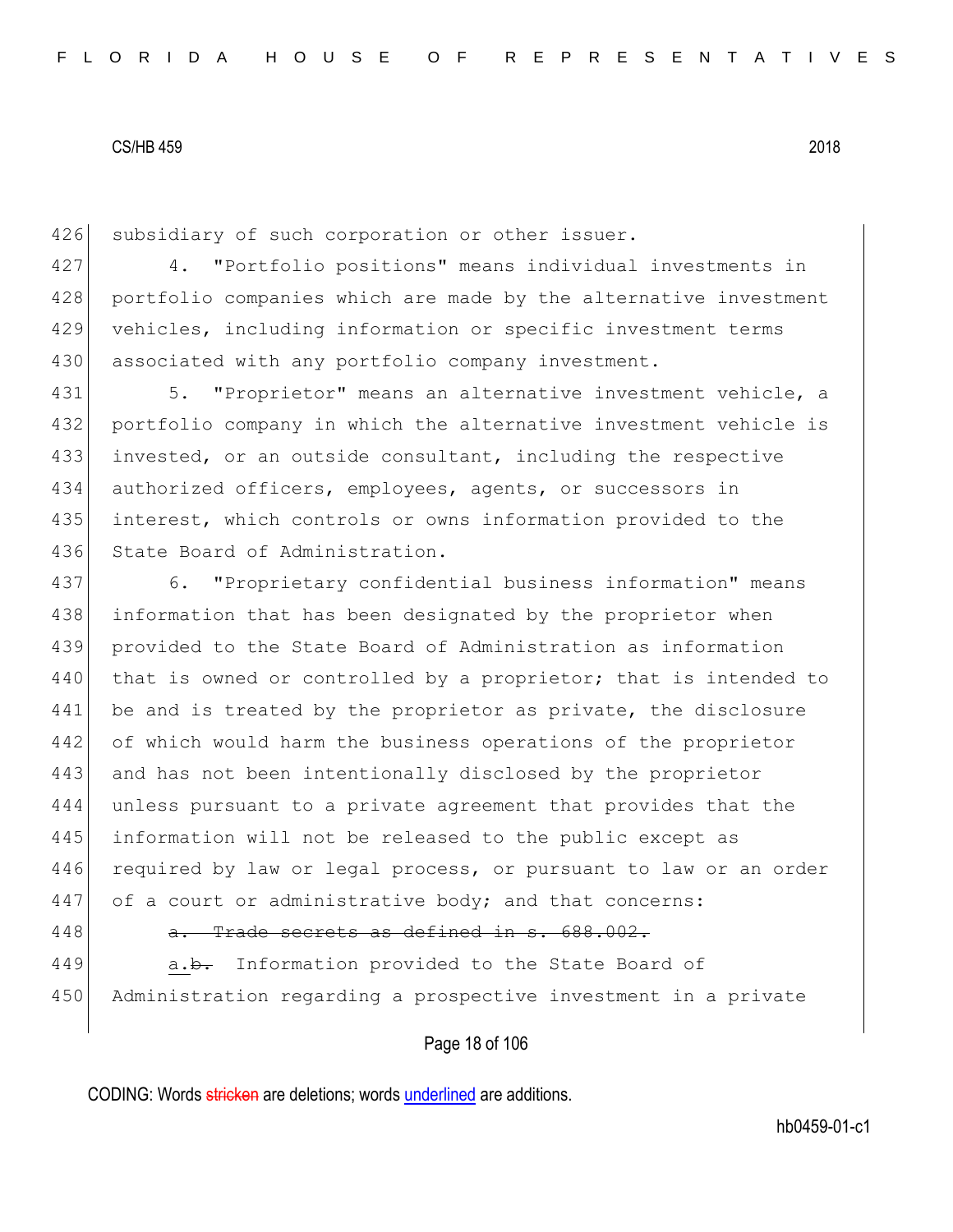subsidiary of such corporation or other issuer.

4. "Portfolio positions" means individual investments in portfolio companies which are made by the alternative investment vehicles, including information or specific investment terms associated with any portfolio company investment.

5. "Proprietor" means an alternative investment vehicle, a portfolio company in which the alternative investment vehicle is invested, or an outside consultant, including the respective authorized officers, employees, agents, or successors in interest, which controls or owns information provided to the State Board of Administration.

6. "Proprietary confidential business information" means information that has been designated by the proprietor when provided to the State Board of Administration as information that is owned or controlled by a proprietor; that is intended to be and is treated by the proprietor as private, the disclosure of which would harm the business operations of the proprietor and has not been intentionally disclosed by the proprietor unless pursuant to a private agreement that provides that the information will not be released to the public except as required by law or legal process, or pursuant to law or an order of a court or administrative body; and that concerns:

~~a. Trade secrets as defined in s. 688.002.~~

<u>a.</u>~~b.~~ Information provided to the State Board of Administration regarding a prospective investment in a private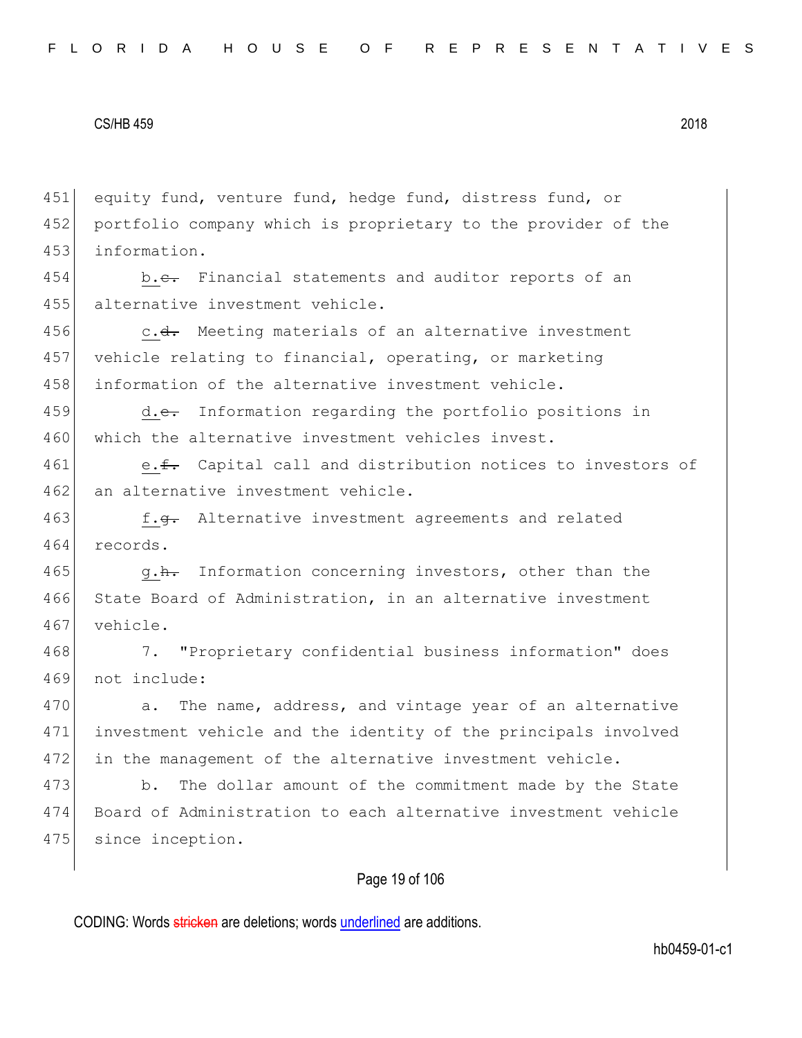equity fund, venture fund, hedge fund, distress fund, or portfolio company which is proprietary to the provider of the information.

b.~~c.~~ Financial statements and auditor reports of an alternative investment vehicle.

c.~~d.~~ Meeting materials of an alternative investment vehicle relating to financial, operating, or marketing information of the alternative investment vehicle.

d.~~e.~~ Information regarding the portfolio positions in which the alternative investment vehicles invest.

e.~~f.~~ Capital call and distribution notices to investors of an alternative investment vehicle.

f.~~g.~~ Alternative investment agreements and related records.

g.~~h.~~ Information concerning investors, other than the State Board of Administration, in an alternative investment vehicle.

7. "Proprietary confidential business information" does not include:

a. The name, address, and vintage year of an alternative investment vehicle and the identity of the principals involved in the management of the alternative investment vehicle.

b. The dollar amount of the commitment made by the State Board of Administration to each alternative investment vehicle since inception.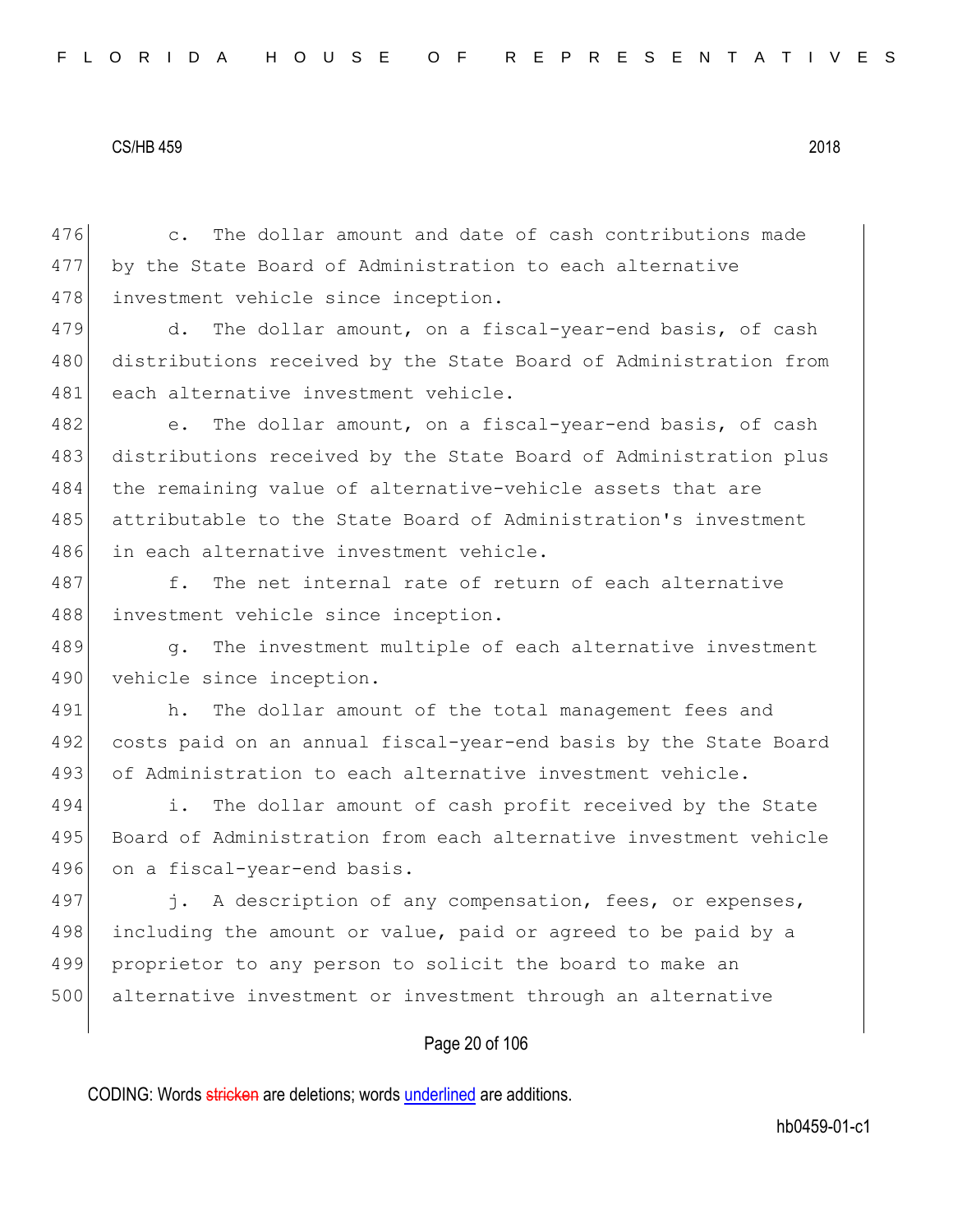c. The dollar amount and date of cash contributions made by the State Board of Administration to each alternative investment vehicle since inception.

d. The dollar amount, on a fiscal-year-end basis, of cash distributions received by the State Board of Administration from each alternative investment vehicle.

e. The dollar amount, on a fiscal-year-end basis, of cash distributions received by the State Board of Administration plus the remaining value of alternative-vehicle assets that are attributable to the State Board of Administration's investment in each alternative investment vehicle.

f. The net internal rate of return of each alternative investment vehicle since inception.

g. The investment multiple of each alternative investment vehicle since inception.

h. The dollar amount of the total management fees and costs paid on an annual fiscal-year-end basis by the State Board of Administration to each alternative investment vehicle.

i. The dollar amount of cash profit received by the State Board of Administration from each alternative investment vehicle on a fiscal-year-end basis.

j. A description of any compensation, fees, or expenses, including the amount or value, paid or agreed to be paid by a proprietor to any person to solicit the board to make an alternative investment or investment through an alternative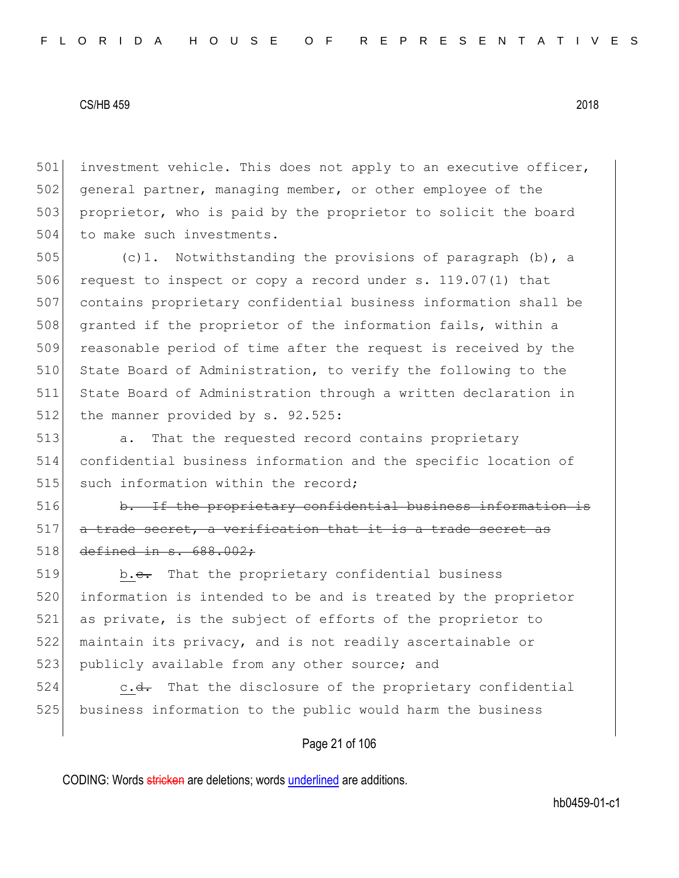investment vehicle. This does not apply to an executive officer, general partner, managing member, or other employee of the proprietor, who is paid by the proprietor to solicit the board to make such investments.

(c)1. Notwithstanding the provisions of paragraph (b), a request to inspect or copy a record under s. 119.07(1) that contains proprietary confidential business information shall be granted if the proprietor of the information fails, within a reasonable period of time after the request is received by the State Board of Administration, to verify the following to the State Board of Administration through a written declaration in the manner provided by s. 92.525:

a. That the requested record contains proprietary confidential business information and the specific location of such information within the record;

~~b. If the proprietary confidential business information is a trade secret, a verification that it is a trade secret as defined in s. 688.002;~~

b.~~c.~~ That the proprietary confidential business information is intended to be and is treated by the proprietor as private, is the subject of efforts of the proprietor to maintain its privacy, and is not readily ascertainable or publicly available from any other source; and

c.~~d.~~ That the disclosure of the proprietary confidential business information to the public would harm the business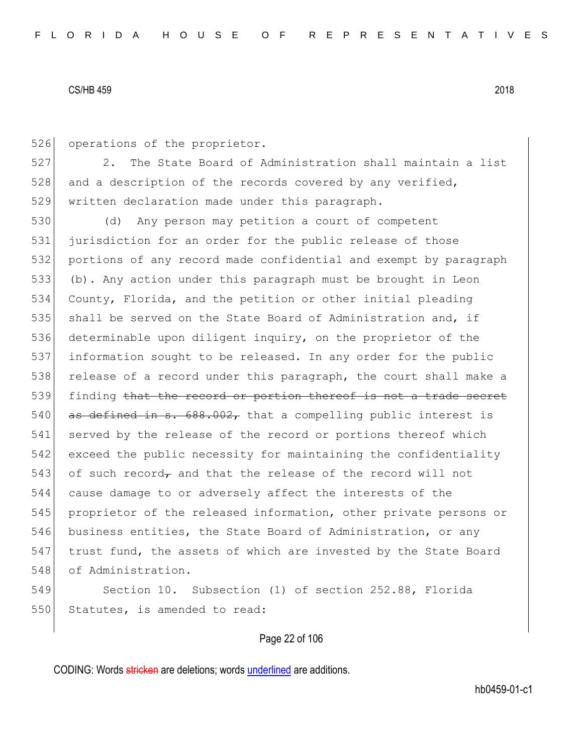operations of the proprietor.

2. The State Board of Administration shall maintain a list and a description of the records covered by any verified, written declaration made under this paragraph.

(d) Any person may petition a court of competent jurisdiction for an order for the public release of those portions of any record made confidential and exempt by paragraph (b). Any action under this paragraph must be brought in Leon County, Florida, and the petition or other initial pleading shall be served on the State Board of Administration and, if determinable upon diligent inquiry, on the proprietor of the information sought to be released. In any order for the public release of a record under this paragraph, the court shall make a finding ~~that the record or portion thereof is not a trade secret as defined in s. 688.002,~~ that a compelling public interest is served by the release of the record or portions thereof which exceed the public necessity for maintaining the confidentiality of such record~~,~~ and that the release of the record will not cause damage to or adversely affect the interests of the proprietor of the released information, other private persons or business entities, the State Board of Administration, or any trust fund, the assets of which are invested by the State Board of Administration.

Section 10. Subsection (1) of section 252.88, Florida Statutes, is amended to read: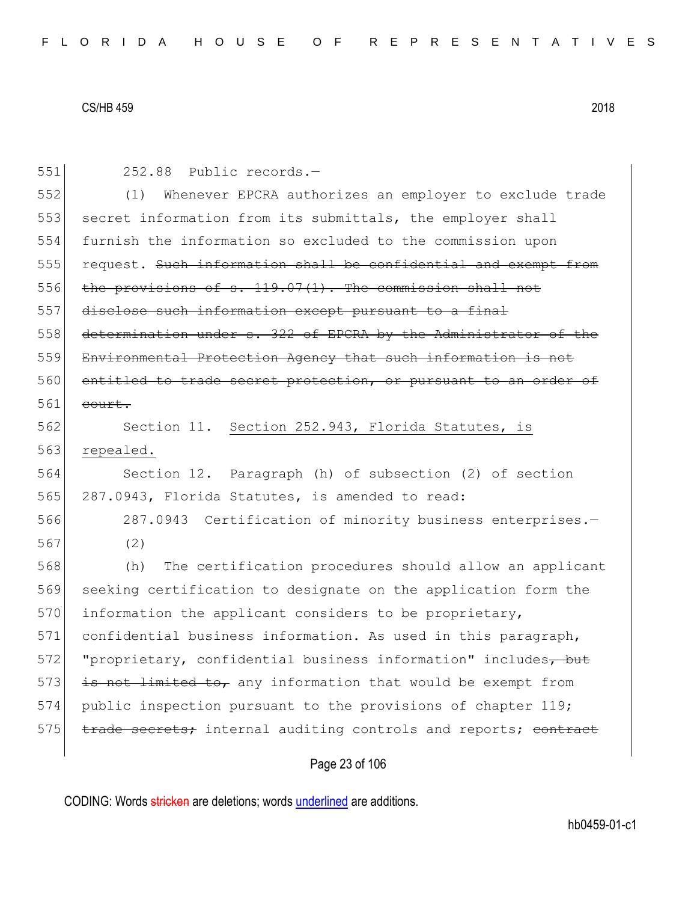252.88 Public records.—

(1) Whenever EPCRA authorizes an employer to exclude trade secret information from its submittals, the employer shall furnish the information so excluded to the commission upon request. ~~Such information shall be confidential and exempt from the provisions of s. 119.07(1). The commission shall not disclose such information except pursuant to a final determination under s. 322 of EPCRA by the Administrator of the Environmental Protection Agency that such information is not entitled to trade secret protection, or pursuant to an order of court.~~

Section 11. <u>Section 252.943, Florida Statutes, is repealed.</u>

Section 12. Paragraph (h) of subsection (2) of section 287.0943, Florida Statutes, is amended to read:

287.0943 Certification of minority business enterprises.—

(2)

(h) The certification procedures should allow an applicant seeking certification to designate on the application form the information the applicant considers to be proprietary, confidential business information. As used in this paragraph, "proprietary, confidential business information" includes~~, but is not limited to,~~ any information that would be exempt from public inspection pursuant to the provisions of chapter 119; ~~trade secrets;~~ internal auditing controls and reports; ~~contract~~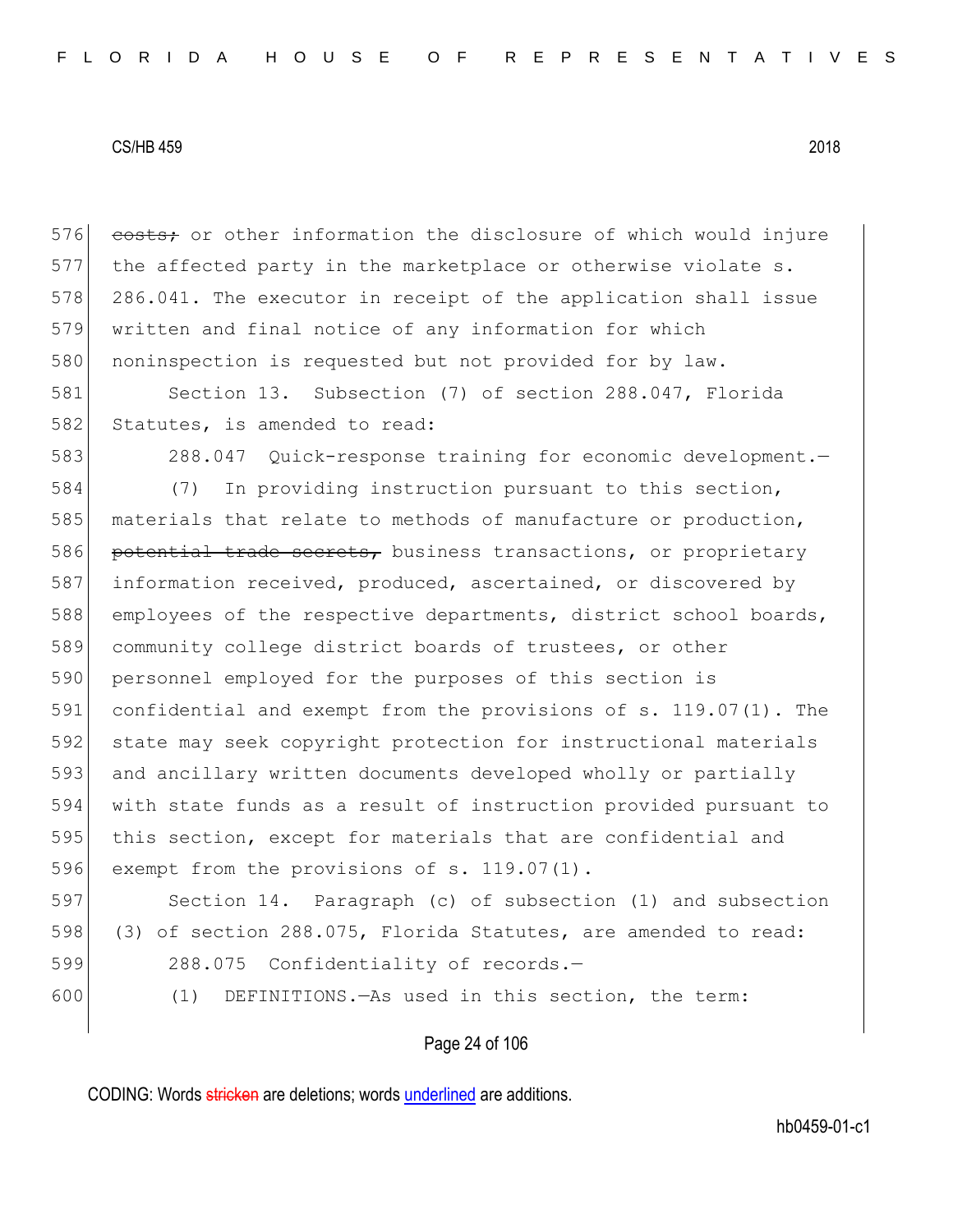576 ~~costs;~~ or other information the disclosure of which would injure
577 the affected party in the marketplace or otherwise violate s.
578 286.041. The executor in receipt of the application shall issue
579 written and final notice of any information for which
580 noninspection is requested but not provided for by law.

581 Section 13. Subsection (7) of section 288.047, Florida
582 Statutes, is amended to read:

583 288.047 Quick-response training for economic development.—

584 (7) In providing instruction pursuant to this section,
585 materials that relate to methods of manufacture or production,
586 ~~potential trade secrets,~~ business transactions, or proprietary
587 information received, produced, ascertained, or discovered by
588 employees of the respective departments, district school boards,
589 community college district boards of trustees, or other
590 personnel employed for the purposes of this section is
591 confidential and exempt from the provisions of s. 119.07(1). The
592 state may seek copyright protection for instructional materials
593 and ancillary written documents developed wholly or partially
594 with state funds as a result of instruction provided pursuant to
595 this section, except for materials that are confidential and
596 exempt from the provisions of s. 119.07(1).

597 Section 14. Paragraph (c) of subsection (1) and subsection
598 (3) of section 288.075, Florida Statutes, are amended to read:

599 288.075 Confidentiality of records.—

600 (1) DEFINITIONS.—As used in this section, the term: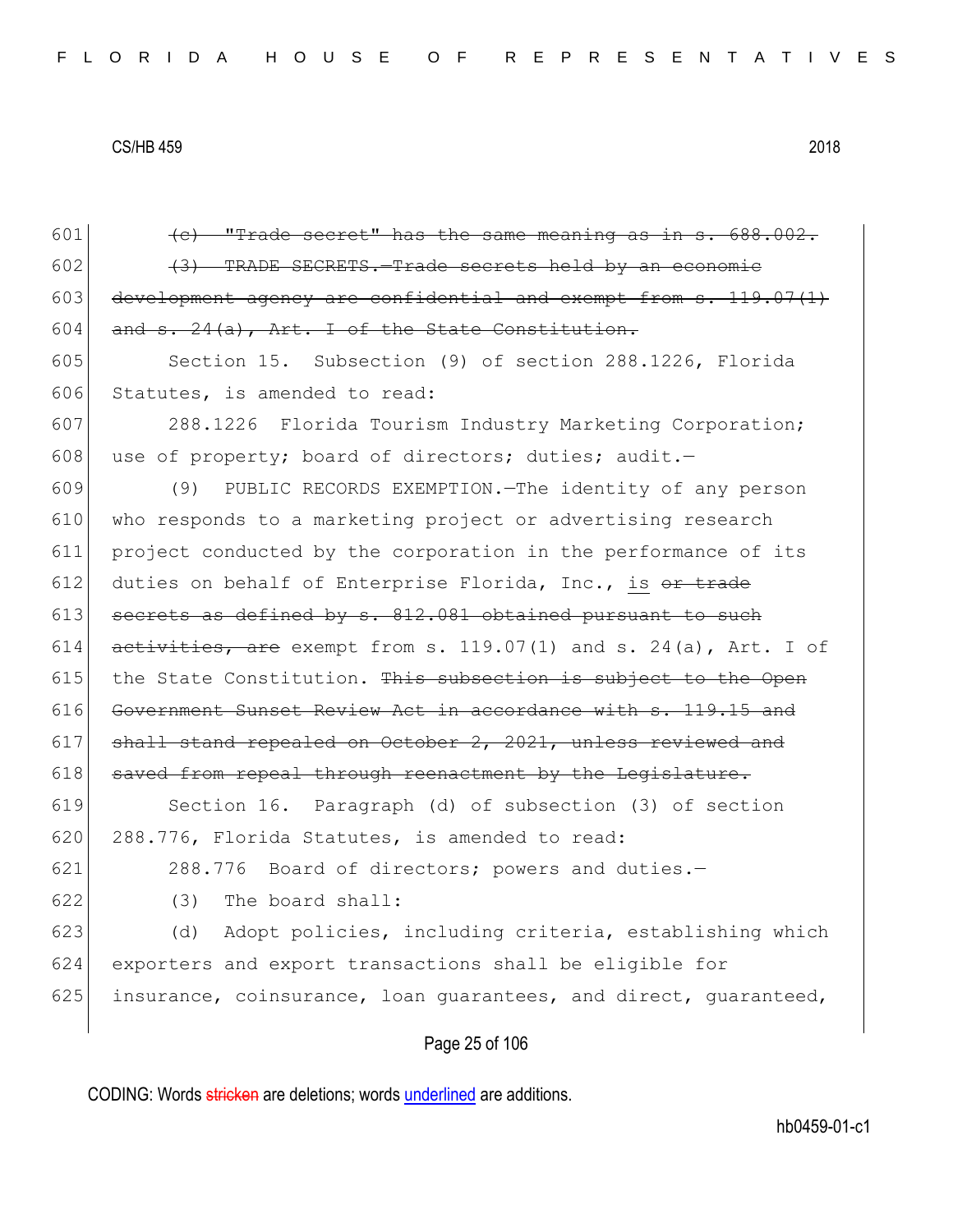601 ~~(c) "Trade secret" has the same meaning as in s. 688.002.~~

602 ~~(3) TRADE SECRETS.—Trade secrets held by an economic~~

603 ~~development agency are confidential and exempt from s. 119.07(1)~~

604 ~~and s. 24(a), Art. I of the State Constitution.~~

605 Section 15. Subsection (9) of section 288.1226, Florida

606 Statutes, is amended to read:

607 288.1226 Florida Tourism Industry Marketing Corporation;

608 use of property; board of directors; duties; audit.—

609 (9) PUBLIC RECORDS EXEMPTION.—The identity of any person

610 who responds to a marketing project or advertising research

611 project conducted by the corporation in the performance of its

612 duties on behalf of Enterprise Florida, Inc., <u>is</u> ~~or trade~~

613 ~~secrets as defined by s. 812.081 obtained pursuant to such~~

614 ~~activities, are~~ exempt from s. 119.07(1) and s. 24(a), Art. I of

615 the State Constitution. ~~This subsection is subject to the Open~~

616 ~~Government Sunset Review Act in accordance with s. 119.15 and~~

617 ~~shall stand repealed on October 2, 2021, unless reviewed and~~

618 ~~saved from repeal through reenactment by the Legislature.~~

619 Section 16. Paragraph (d) of subsection (3) of section

620 288.776, Florida Statutes, is amended to read:

621 288.776 Board of directors; powers and duties.—

622 (3) The board shall:

623 (d) Adopt policies, including criteria, establishing which

624 exporters and export transactions shall be eligible for

625 insurance, coinsurance, loan guarantees, and direct, guaranteed,

CODING: Words ~~stricken~~ are deletions; words <u>underlined</u> are additions.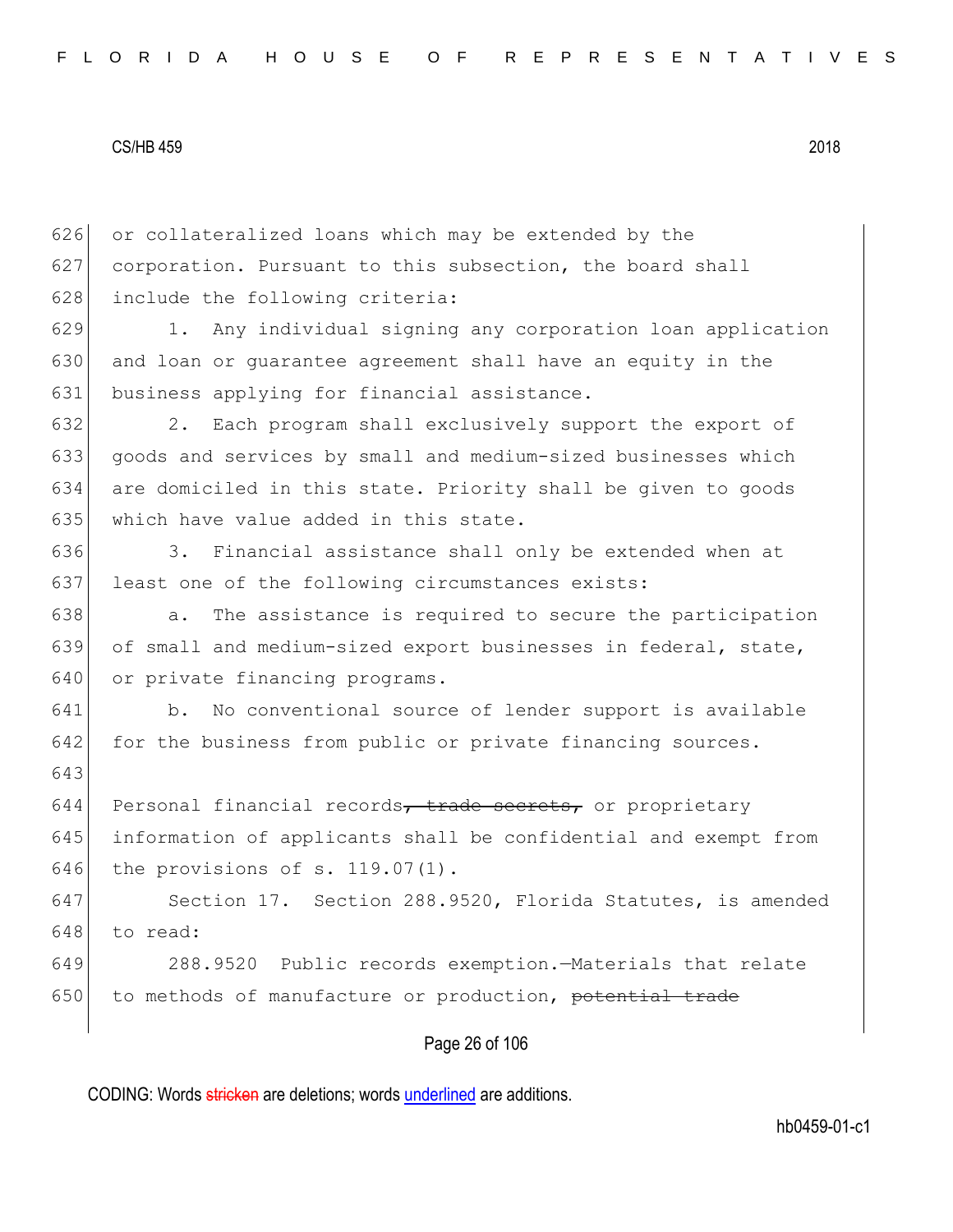626 or collateralized loans which may be extended by the
627 corporation. Pursuant to this subsection, the board shall
628 include the following criteria:

629 1. Any individual signing any corporation loan application
630 and loan or guarantee agreement shall have an equity in the
631 business applying for financial assistance.

632 2. Each program shall exclusively support the export of
633 goods and services by small and medium-sized businesses which
634 are domiciled in this state. Priority shall be given to goods
635 which have value added in this state.

636 3. Financial assistance shall only be extended when at
637 least one of the following circumstances exists:

638 a. The assistance is required to secure the participation
639 of small and medium-sized export businesses in federal, state,
640 or private financing programs.

641 b. No conventional source of lender support is available
642 for the business from public or private financing sources.

643

644 Personal financial records~~, trade secrets,~~ or proprietary
645 information of applicants shall be confidential and exempt from
646 the provisions of s. 119.07(1).

647 Section 17. Section 288.9520, Florida Statutes, is amended
648 to read:

649 288.9520 Public records exemption.—Materials that relate
650 to methods of manufacture or production, ~~potential trade~~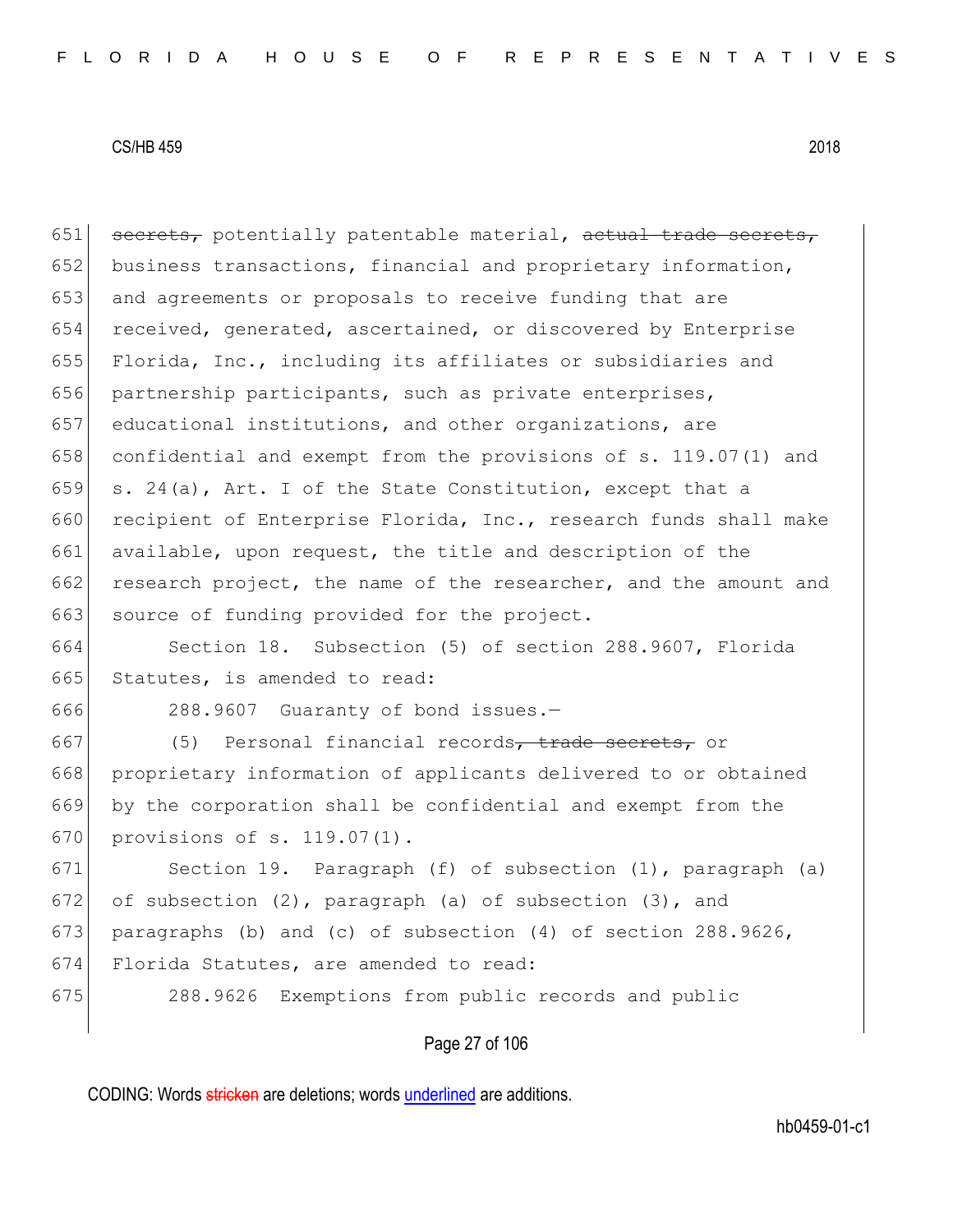651 ~~secrets,~~ potentially patentable material, ~~actual trade secrets,~~
652 business transactions, financial and proprietary information,
653 and agreements or proposals to receive funding that are
654 received, generated, ascertained, or discovered by Enterprise
655 Florida, Inc., including its affiliates or subsidiaries and
656 partnership participants, such as private enterprises,
657 educational institutions, and other organizations, are
658 confidential and exempt from the provisions of s. 119.07(1) and
659 s. 24(a), Art. I of the State Constitution, except that a
660 recipient of Enterprise Florida, Inc., research funds shall make
661 available, upon request, the title and description of the
662 research project, the name of the researcher, and the amount and
663 source of funding provided for the project.

664 Section 18. Subsection (5) of section 288.9607, Florida
665 Statutes, is amended to read:

666 288.9607 Guaranty of bond issues.—

667 (5) Personal financial records~~, trade secrets,~~ or
668 proprietary information of applicants delivered to or obtained
669 by the corporation shall be confidential and exempt from the
670 provisions of s. 119.07(1).

671 Section 19. Paragraph (f) of subsection (1), paragraph (a)
672 of subsection (2), paragraph (a) of subsection (3), and
673 paragraphs (b) and (c) of subsection (4) of section 288.9626,
674 Florida Statutes, are amended to read:

675 288.9626 Exemptions from public records and public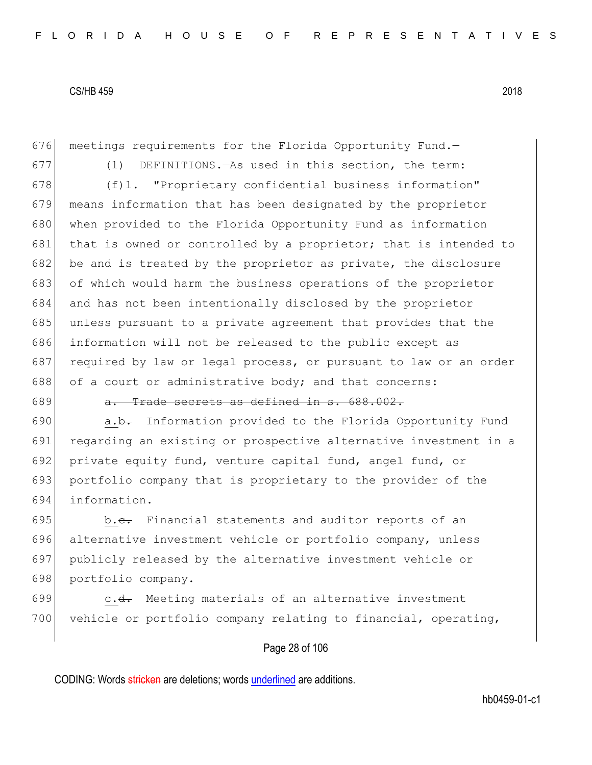676 meetings requirements for the Florida Opportunity Fund.—

677 (1) DEFINITIONS.—As used in this section, the term:

678 (f)1. "Proprietary confidential business information" means information that has been designated by the proprietor when provided to the Florida Opportunity Fund as information that is owned or controlled by a proprietor; that is intended to be and is treated by the proprietor as private, the disclosure of which would harm the business operations of the proprietor and has not been intentionally disclosed by the proprietor unless pursuant to a private agreement that provides that the information will not be released to the public except as required by law or legal process, or pursuant to law or an order of a court or administrative body; and that concerns:

689 ~~a. Trade secrets as defined in s. 688.002.~~

690 a.~~b.~~ Information provided to the Florida Opportunity Fund regarding an existing or prospective alternative investment in a private equity fund, venture capital fund, angel fund, or portfolio company that is proprietary to the provider of the information.

695 b.~~c.~~ Financial statements and auditor reports of an alternative investment vehicle or portfolio company, unless publicly released by the alternative investment vehicle or portfolio company.

699 c.~~d.~~ Meeting materials of an alternative investment vehicle or portfolio company relating to financial, operating,

CODING: Words ~~stricken~~ are deletions; words underlined are additions.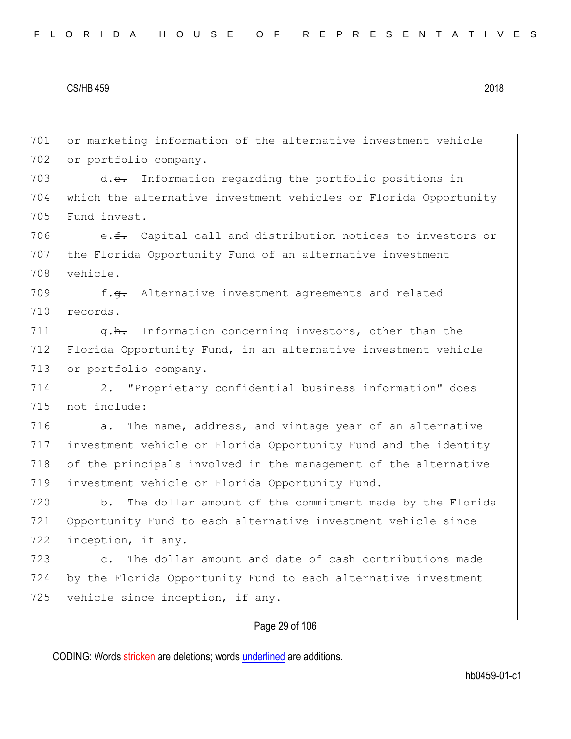or marketing information of the alternative investment vehicle or portfolio company.

d.~~e.~~ Information regarding the portfolio positions in which the alternative investment vehicles or Florida Opportunity Fund invest.

e.~~f.~~ Capital call and distribution notices to investors or the Florida Opportunity Fund of an alternative investment vehicle.

f.~~g.~~ Alternative investment agreements and related records.

g.~~h.~~ Information concerning investors, other than the Florida Opportunity Fund, in an alternative investment vehicle or portfolio company.

2. "Proprietary confidential business information" does not include:

a. The name, address, and vintage year of an alternative investment vehicle or Florida Opportunity Fund and the identity of the principals involved in the management of the alternative investment vehicle or Florida Opportunity Fund.

b. The dollar amount of the commitment made by the Florida Opportunity Fund to each alternative investment vehicle since inception, if any.

c. The dollar amount and date of cash contributions made by the Florida Opportunity Fund to each alternative investment vehicle since inception, if any.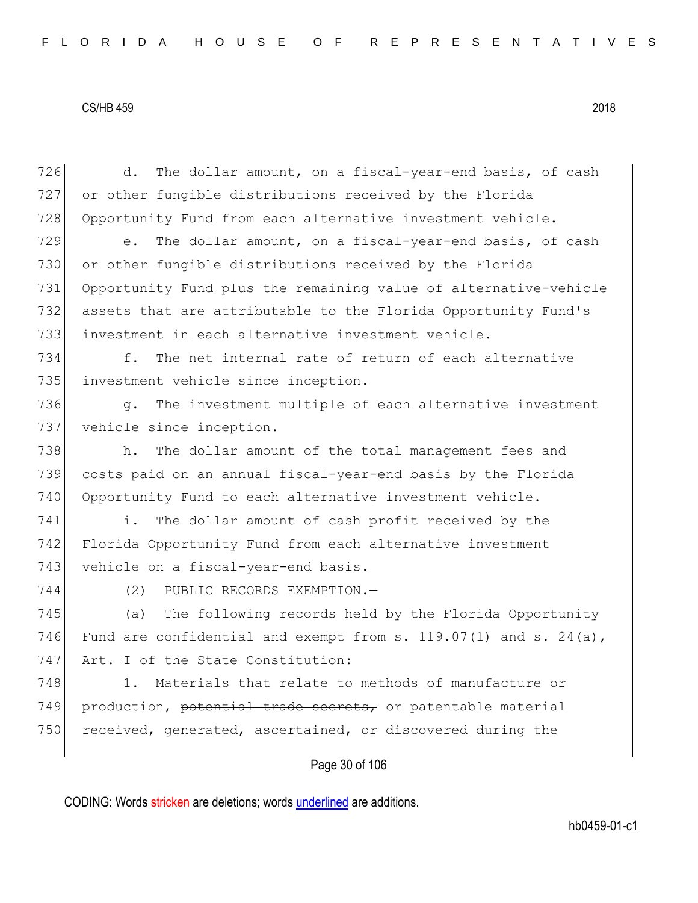726 d. The dollar amount, on a fiscal-year-end basis, of cash
727 or other fungible distributions received by the Florida
728 Opportunity Fund from each alternative investment vehicle.

729 e. The dollar amount, on a fiscal-year-end basis, of cash
730 or other fungible distributions received by the Florida
731 Opportunity Fund plus the remaining value of alternative-vehicle
732 assets that are attributable to the Florida Opportunity Fund's
733 investment in each alternative investment vehicle.

734 f. The net internal rate of return of each alternative
735 investment vehicle since inception.

736 g. The investment multiple of each alternative investment
737 vehicle since inception.

738 h. The dollar amount of the total management fees and
739 costs paid on an annual fiscal-year-end basis by the Florida
740 Opportunity Fund to each alternative investment vehicle.

741 i. The dollar amount of cash profit received by the
742 Florida Opportunity Fund from each alternative investment
743 vehicle on a fiscal-year-end basis.

744 (2) PUBLIC RECORDS EXEMPTION.—

745 (a) The following records held by the Florida Opportunity
746 Fund are confidential and exempt from s. 119.07(1) and s. 24(a),
747 Art. I of the State Constitution:

748 1. Materials that relate to methods of manufacture or
749 production, ~~potential trade secrets,~~ or patentable material
750 received, generated, ascertained, or discovered during the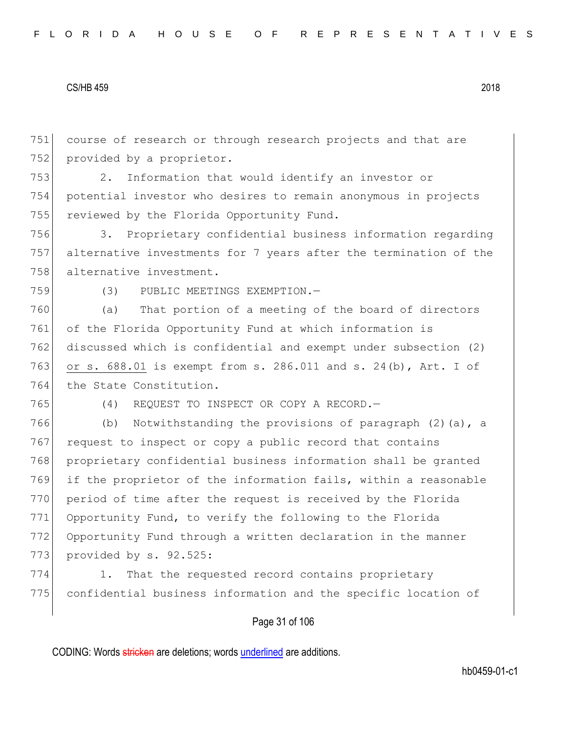course of research or through research projects and that are provided by a proprietor.

2. Information that would identify an investor or potential investor who desires to remain anonymous in projects reviewed by the Florida Opportunity Fund.

3. Proprietary confidential business information regarding alternative investments for 7 years after the termination of the alternative investment.

(3) PUBLIC MEETINGS EXEMPTION.—

(a) That portion of a meeting of the board of directors of the Florida Opportunity Fund at which information is discussed which is confidential and exempt under subsection (2) <u>or s. 688.01</u> is exempt from s. 286.011 and s. 24(b), Art. I of the State Constitution.

(4) REQUEST TO INSPECT OR COPY A RECORD.—

(b) Notwithstanding the provisions of paragraph (2)(a), a request to inspect or copy a public record that contains proprietary confidential business information shall be granted if the proprietor of the information fails, within a reasonable period of time after the request is received by the Florida Opportunity Fund, to verify the following to the Florida Opportunity Fund through a written declaration in the manner provided by s. 92.525:

1. That the requested record contains proprietary confidential business information and the specific location of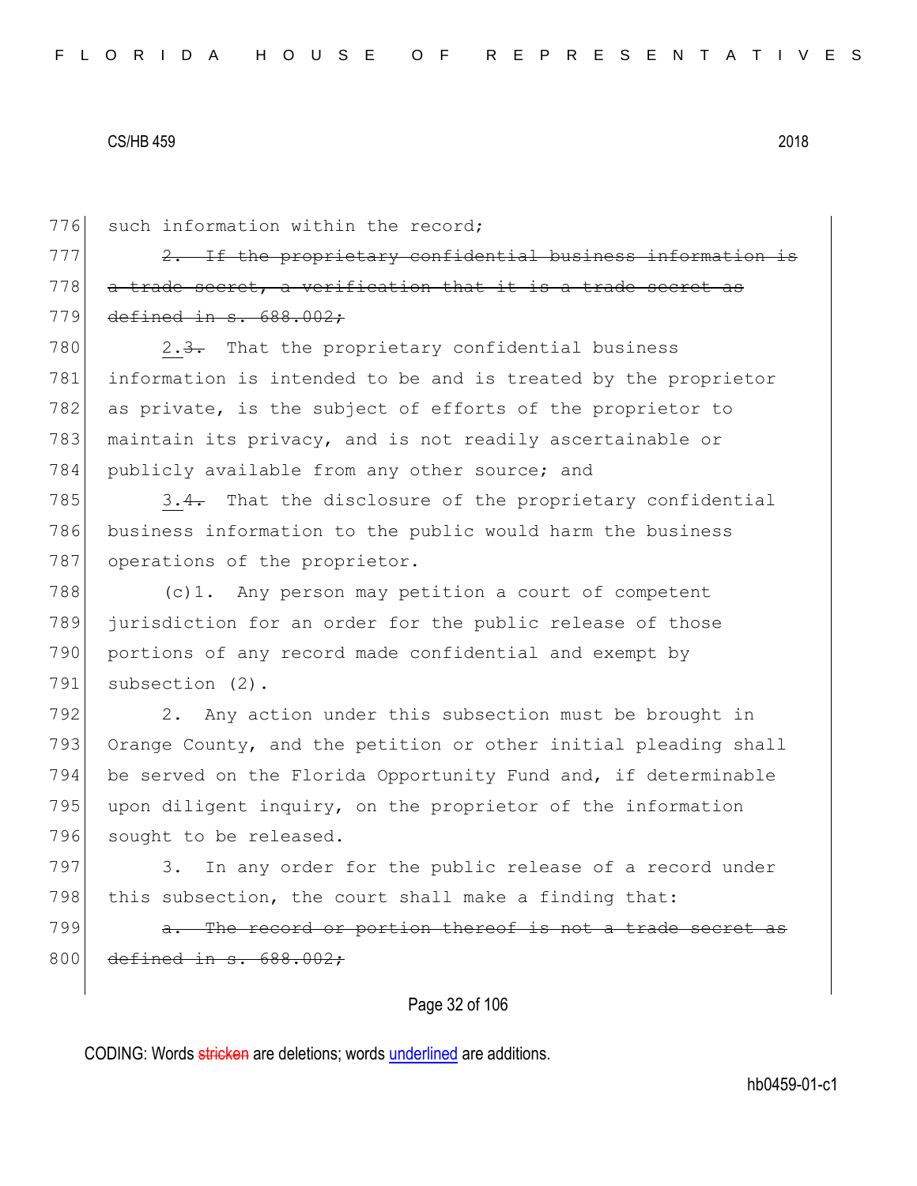776 such information within the record;

777 ~~2. If the proprietary confidential business information is~~
778 ~~a trade secret, a verification that it is a trade secret as~~
779 ~~defined in s. 688.002;~~

780 2.~~3.~~ That the proprietary confidential business
781 information is intended to be and is treated by the proprietor
782 as private, is the subject of efforts of the proprietor to
783 maintain its privacy, and is not readily ascertainable or
784 publicly available from any other source; and

785 3.~~4.~~ That the disclosure of the proprietary confidential
786 business information to the public would harm the business
787 operations of the proprietor.

788 (c)1. Any person may petition a court of competent
789 jurisdiction for an order for the public release of those
790 portions of any record made confidential and exempt by
791 subsection (2).

792 2. Any action under this subsection must be brought in
793 Orange County, and the petition or other initial pleading shall
794 be served on the Florida Opportunity Fund and, if determinable
795 upon diligent inquiry, on the proprietor of the information
796 sought to be released.

797 3. In any order for the public release of a record under
798 this subsection, the court shall make a finding that:

799 ~~a. The record or portion thereof is not a trade secret as~~
800 ~~defined in s. 688.002;~~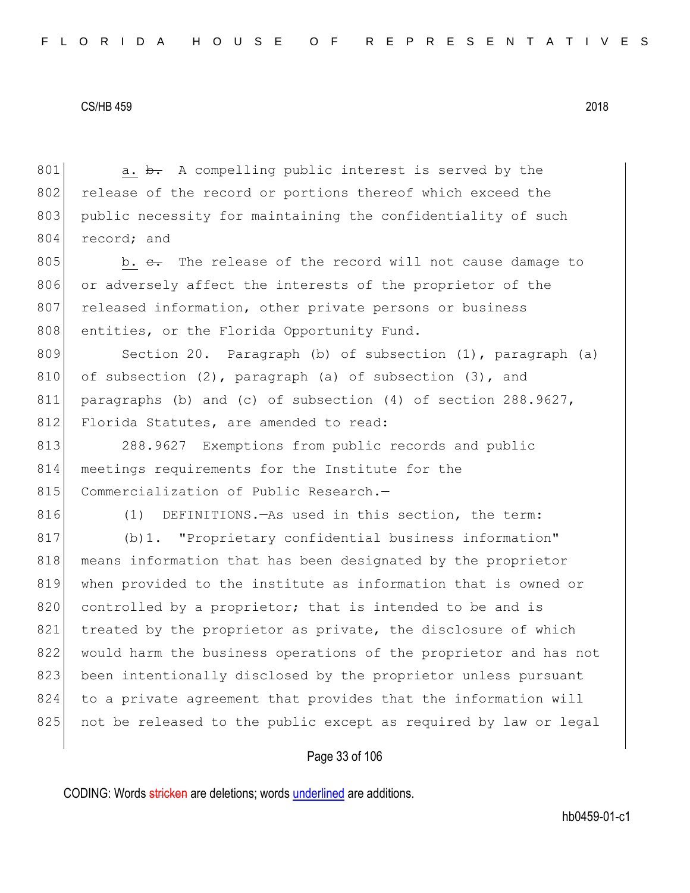801 a. ~~b.~~ A compelling public interest is served by the release of the record or portions thereof which exceed the public necessity for maintaining the confidentiality of such record; and

805 b. ~~c.~~ The release of the record will not cause damage to or adversely affect the interests of the proprietor of the released information, other private persons or business entities, or the Florida Opportunity Fund.

809 Section 20. Paragraph (b) of subsection (1), paragraph (a) of subsection (2), paragraph (a) of subsection (3), and paragraphs (b) and (c) of subsection (4) of section 288.9627, Florida Statutes, are amended to read:

813 288.9627 Exemptions from public records and public meetings requirements for the Institute for the Commercialization of Public Research.—

816 (1) DEFINITIONS.—As used in this section, the term:

817 (b)1. "Proprietary confidential business information" means information that has been designated by the proprietor when provided to the institute as information that is owned or controlled by a proprietor; that is intended to be and is treated by the proprietor as private, the disclosure of which would harm the business operations of the proprietor and has not been intentionally disclosed by the proprietor unless pursuant to a private agreement that provides that the information will not be released to the public except as required by law or legal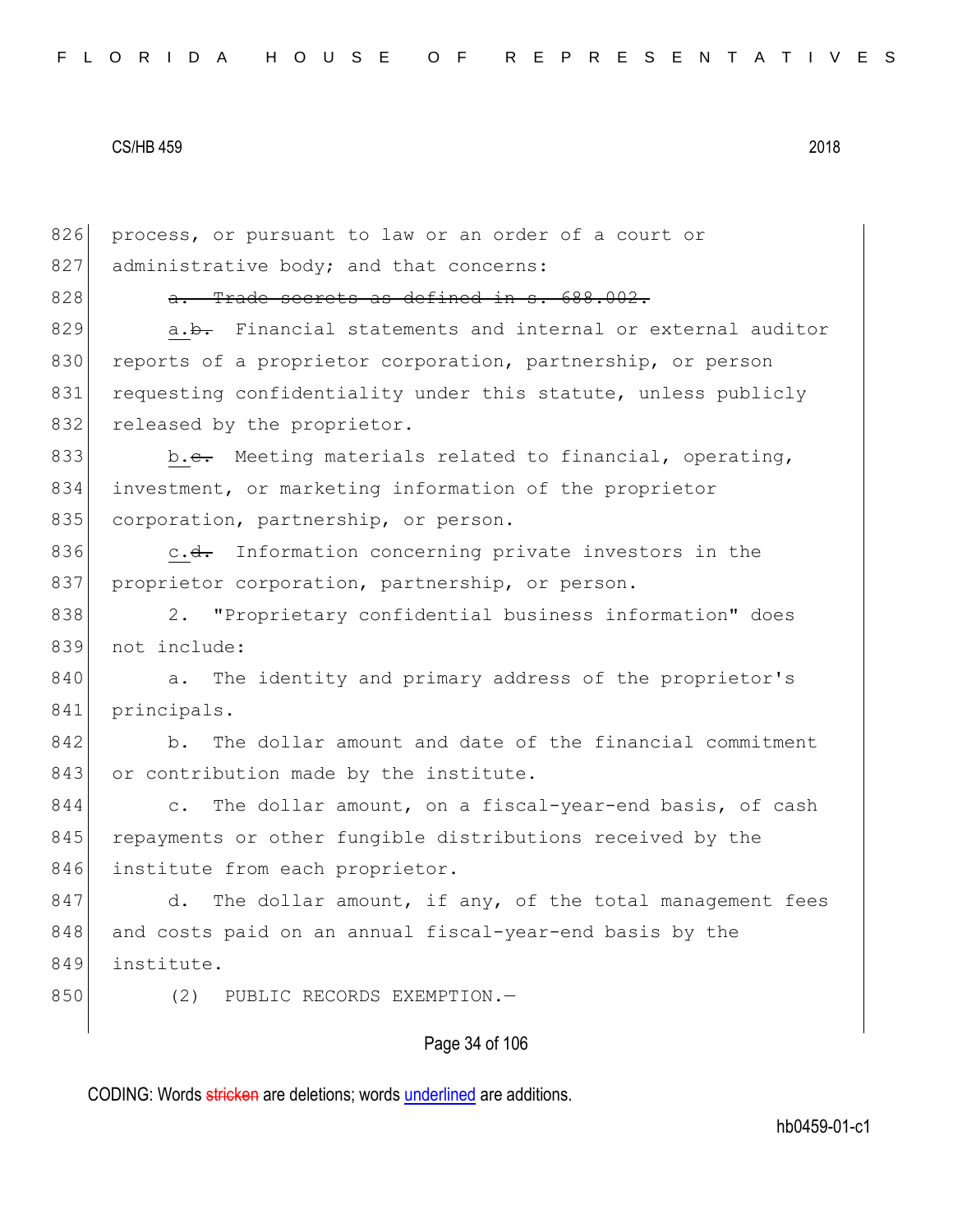process, or pursuant to law or an order of a court or administrative body; and that concerns:

~~a. Trade secrets as defined in s. 688.002.~~

a.~~b.~~ Financial statements and internal or external auditor reports of a proprietor corporation, partnership, or person requesting confidentiality under this statute, unless publicly released by the proprietor.

b.~~c.~~ Meeting materials related to financial, operating, investment, or marketing information of the proprietor corporation, partnership, or person.

c.~~d.~~ Information concerning private investors in the proprietor corporation, partnership, or person.

2. "Proprietary confidential business information" does not include:

a. The identity and primary address of the proprietor's principals.

b. The dollar amount and date of the financial commitment or contribution made by the institute.

c. The dollar amount, on a fiscal-year-end basis, of cash repayments or other fungible distributions received by the institute from each proprietor.

d. The dollar amount, if any, of the total management fees and costs paid on an annual fiscal-year-end basis by the institute.

(2) PUBLIC RECORDS EXEMPTION.—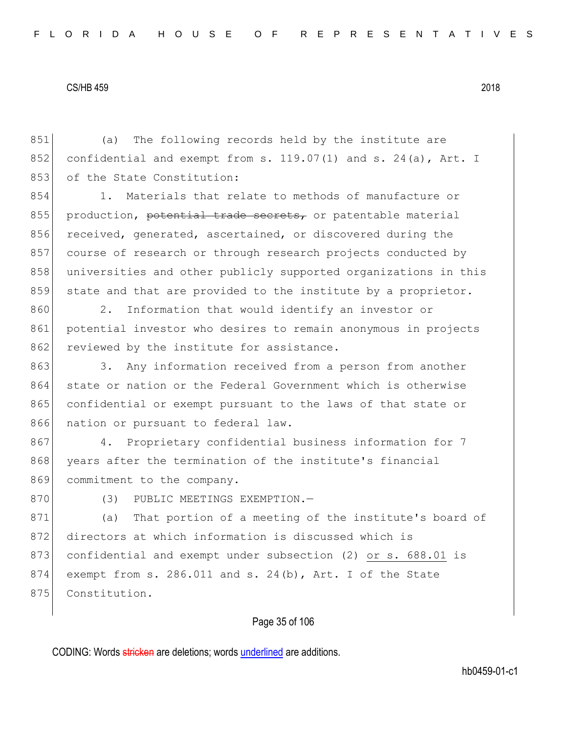(a) The following records held by the institute are confidential and exempt from s. 119.07(1) and s. 24(a), Art. I of the State Constitution:

1. Materials that relate to methods of manufacture or production, ~~potential trade secrets,~~ or patentable material received, generated, ascertained, or discovered during the course of research or through research projects conducted by universities and other publicly supported organizations in this state and that are provided to the institute by a proprietor.

2. Information that would identify an investor or potential investor who desires to remain anonymous in projects reviewed by the institute for assistance.

3. Any information received from a person from another state or nation or the Federal Government which is otherwise confidential or exempt pursuant to the laws of that state or nation or pursuant to federal law.

4. Proprietary confidential business information for 7 years after the termination of the institute's financial commitment to the company.

(3) PUBLIC MEETINGS EXEMPTION.—

(a) That portion of a meeting of the institute's board of directors at which information is discussed which is confidential and exempt under subsection (2) <u>or s. 688.01</u> is exempt from s. 286.011 and s. 24(b), Art. I of the State Constitution.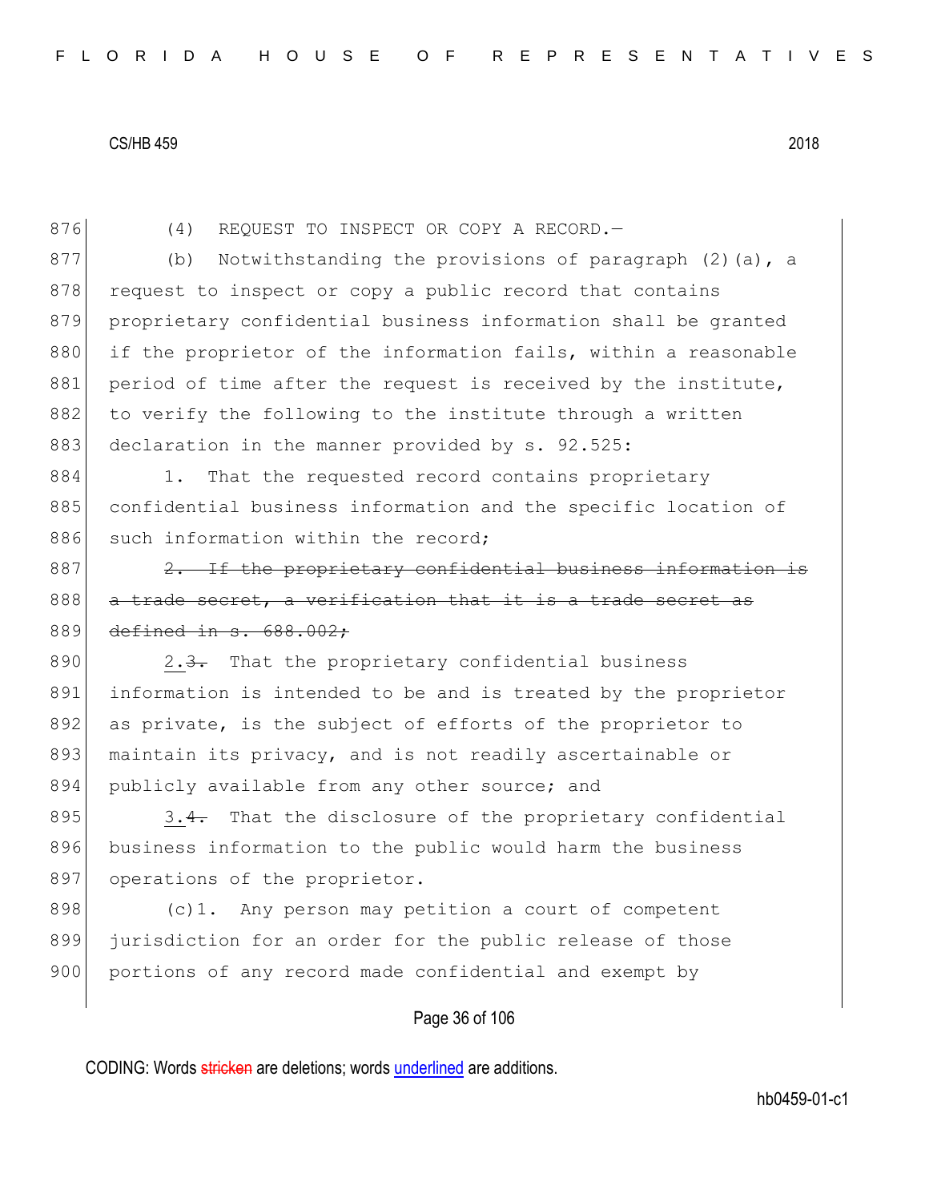876 (4) REQUEST TO INSPECT OR COPY A RECORD.—

877 (b) Notwithstanding the provisions of paragraph (2)(a), a
878 request to inspect or copy a public record that contains
879 proprietary confidential business information shall be granted
880 if the proprietor of the information fails, within a reasonable
881 period of time after the request is received by the institute,
882 to verify the following to the institute through a written
883 declaration in the manner provided by s. 92.525:

884 1. That the requested record contains proprietary
885 confidential business information and the specific location of
886 such information within the record;

887 ~~2. If the proprietary confidential business information is~~
888 ~~a trade secret, a verification that it is a trade secret as~~
889 ~~defined in s. 688.002;~~

890 2.~~3.~~ That the proprietary confidential business
891 information is intended to be and is treated by the proprietor
892 as private, is the subject of efforts of the proprietor to
893 maintain its privacy, and is not readily ascertainable or
894 publicly available from any other source; and

895 3.~~4.~~ That the disclosure of the proprietary confidential
896 business information to the public would harm the business
897 operations of the proprietor.

898 (c)1. Any person may petition a court of competent
899 jurisdiction for an order for the public release of those
900 portions of any record made confidential and exempt by

CODING: Words ~~stricken~~ are deletions; words underlined are additions.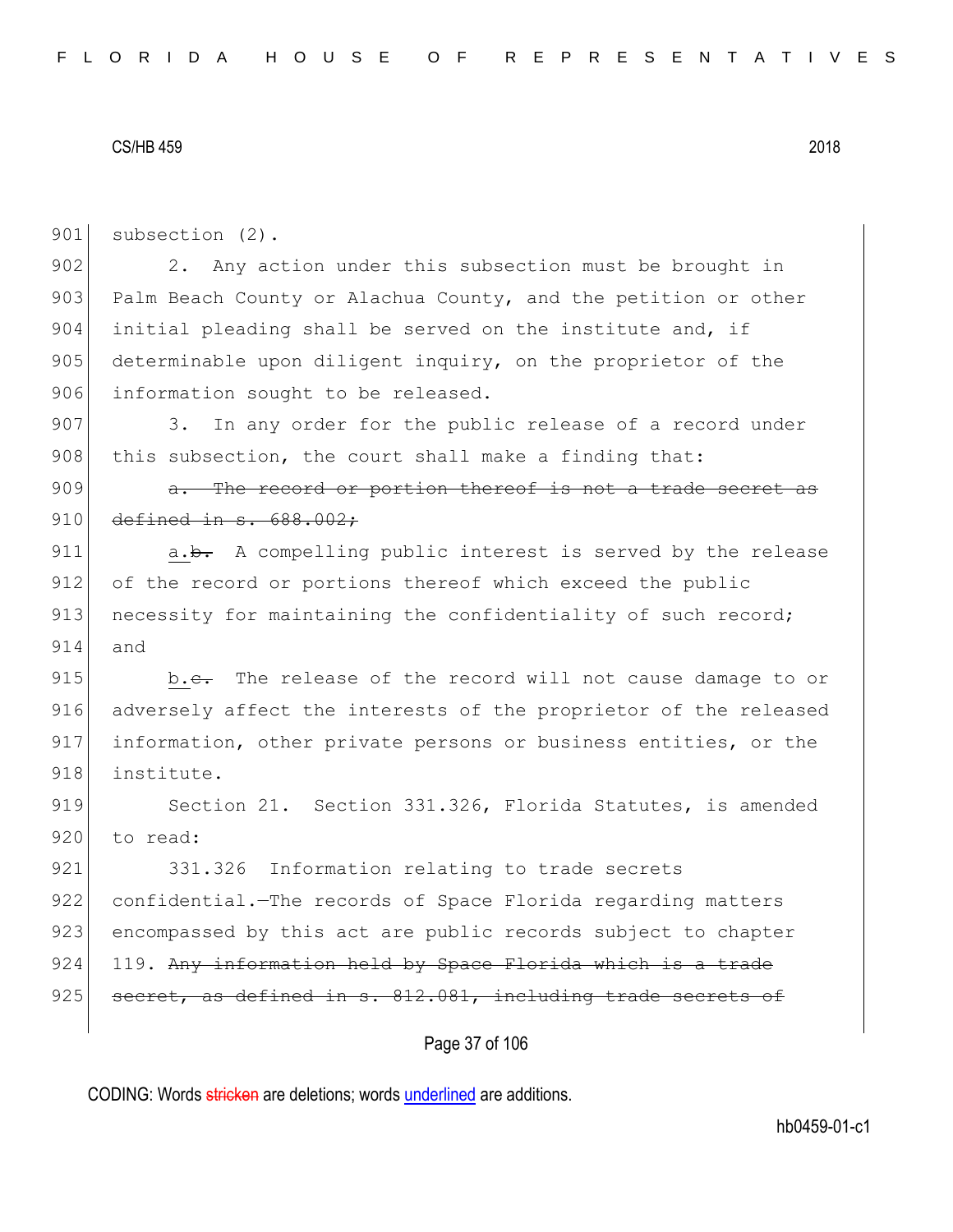901 subsection (2).

902 2. Any action under this subsection must be brought in
903 Palm Beach County or Alachua County, and the petition or other
904 initial pleading shall be served on the institute and, if
905 determinable upon diligent inquiry, on the proprietor of the
906 information sought to be released.

907 3. In any order for the public release of a record under
908 this subsection, the court shall make a finding that:

909 ~~a. The record or portion thereof is not a trade secret as~~
910 ~~defined in s. 688.002;~~

911 <u>a.</u>~~b.~~ A compelling public interest is served by the release
912 of the record or portions thereof which exceed the public
913 necessity for maintaining the confidentiality of such record;
914 and

915 <u>b.</u>~~c.~~ The release of the record will not cause damage to or
916 adversely affect the interests of the proprietor of the released
917 information, other private persons or business entities, or the
918 institute.

919 Section 21. Section 331.326, Florida Statutes, is amended
920 to read:

921 331.326 Information relating to trade secrets
922 confidential.—The records of Space Florida regarding matters
923 encompassed by this act are public records subject to chapter
924 119. ~~Any information held by Space Florida which is a trade~~
925 ~~secret, as defined in s. 812.081, including trade secrets of~~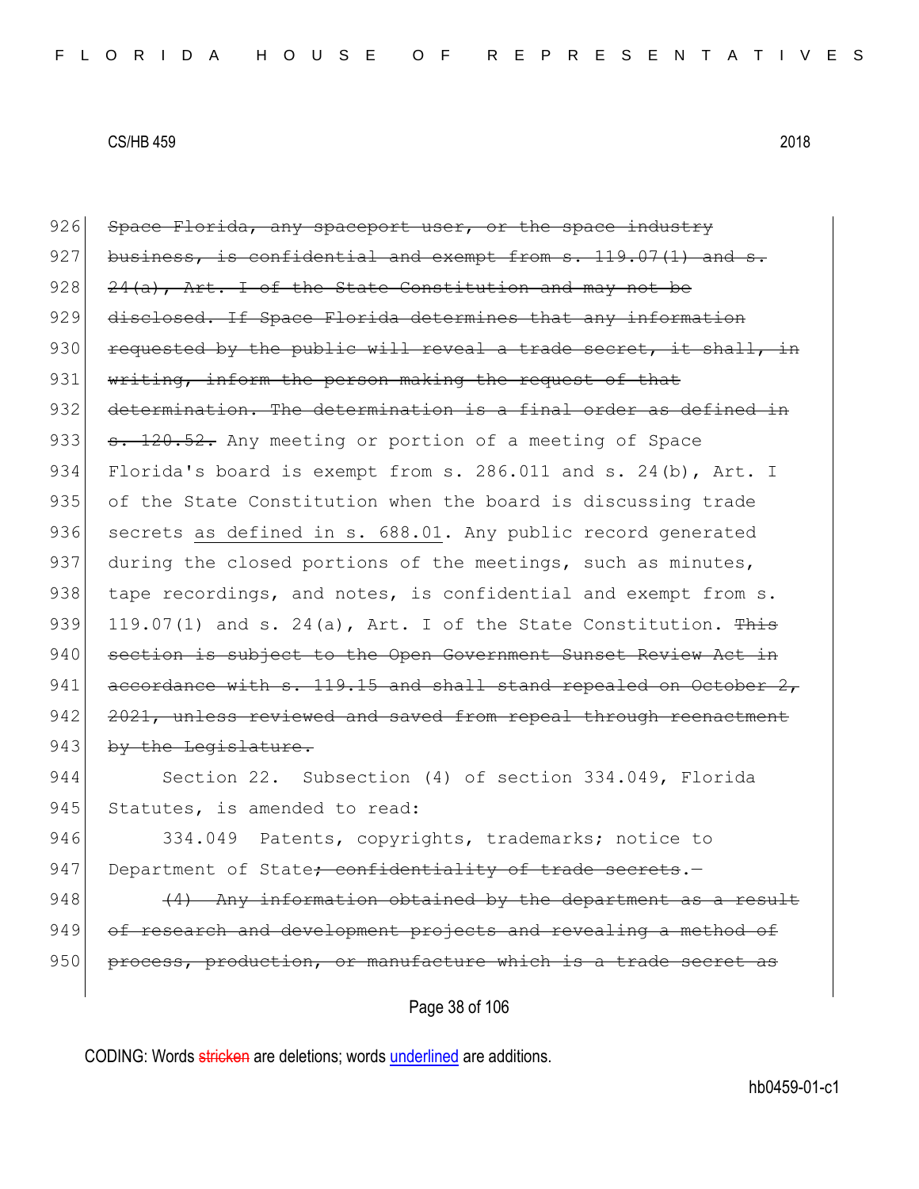~~Space Florida, any spaceport user, or the space industry business, is confidential and exempt from s. 119.07(1) and s. 24(a), Art. I of the State Constitution and may not be disclosed. If Space Florida determines that any information requested by the public will reveal a trade secret, it shall, in writing, inform the person making the request of that determination. The determination is a final order as defined in s. 120.52.~~ Any meeting or portion of a meeting of Space Florida's board is exempt from s. 286.011 and s. 24(b), Art. I of the State Constitution when the board is discussing trade secrets <u>as defined in s. 688.01</u>. Any public record generated during the closed portions of the meetings, such as minutes, tape recordings, and notes, is confidential and exempt from s. 119.07(1) and s. 24(a), Art. I of the State Constitution. ~~This section is subject to the Open Government Sunset Review Act in accordance with s. 119.15 and shall stand repealed on October 2, 2021, unless reviewed and saved from repeal through reenactment by the Legislature.~~

Section 22. Subsection (4) of section 334.049, Florida Statutes, is amended to read:

334.049 Patents, copyrights, trademarks; notice to Department of State~~; confidentiality of trade secrets~~.—

~~(4) Any information obtained by the department as a result of research and development projects and revealing a method of process, production, or manufacture which is a trade secret as~~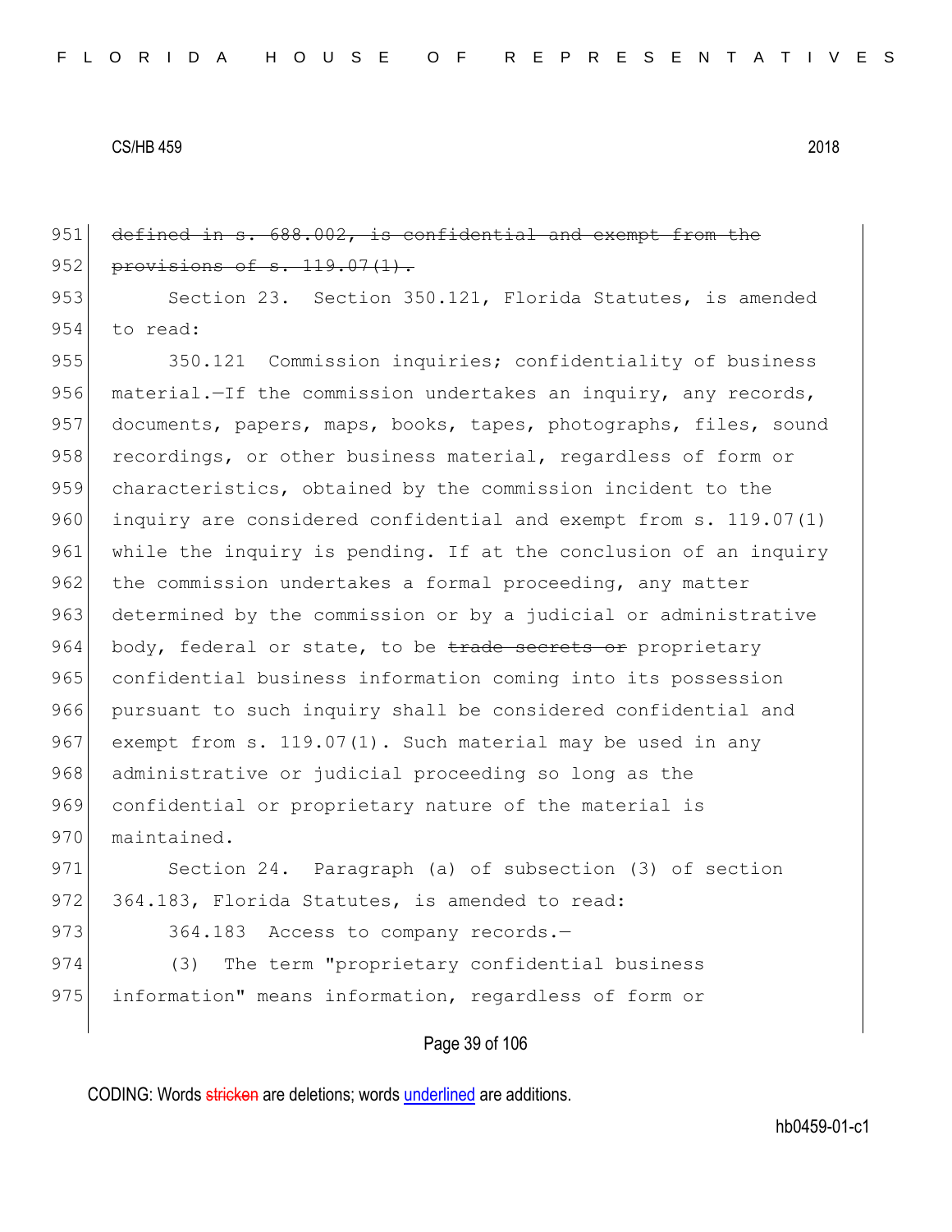~~defined in s. 688.002, is confidential and exempt from the provisions of s. 119.07(1).~~

Section 23. Section 350.121, Florida Statutes, is amended to read:

350.121 Commission inquiries; confidentiality of business material.—If the commission undertakes an inquiry, any records, documents, papers, maps, books, tapes, photographs, files, sound recordings, or other business material, regardless of form or characteristics, obtained by the commission incident to the inquiry are considered confidential and exempt from s. 119.07(1) while the inquiry is pending. If at the conclusion of an inquiry the commission undertakes a formal proceeding, any matter determined by the commission or by a judicial or administrative body, federal or state, to be ~~trade secrets or~~ proprietary confidential business information coming into its possession pursuant to such inquiry shall be considered confidential and exempt from s. 119.07(1). Such material may be used in any administrative or judicial proceeding so long as the confidential or proprietary nature of the material is maintained.

Section 24. Paragraph (a) of subsection (3) of section 364.183, Florida Statutes, is amended to read:

364.183 Access to company records.—

(3) The term "proprietary confidential business information" means information, regardless of form or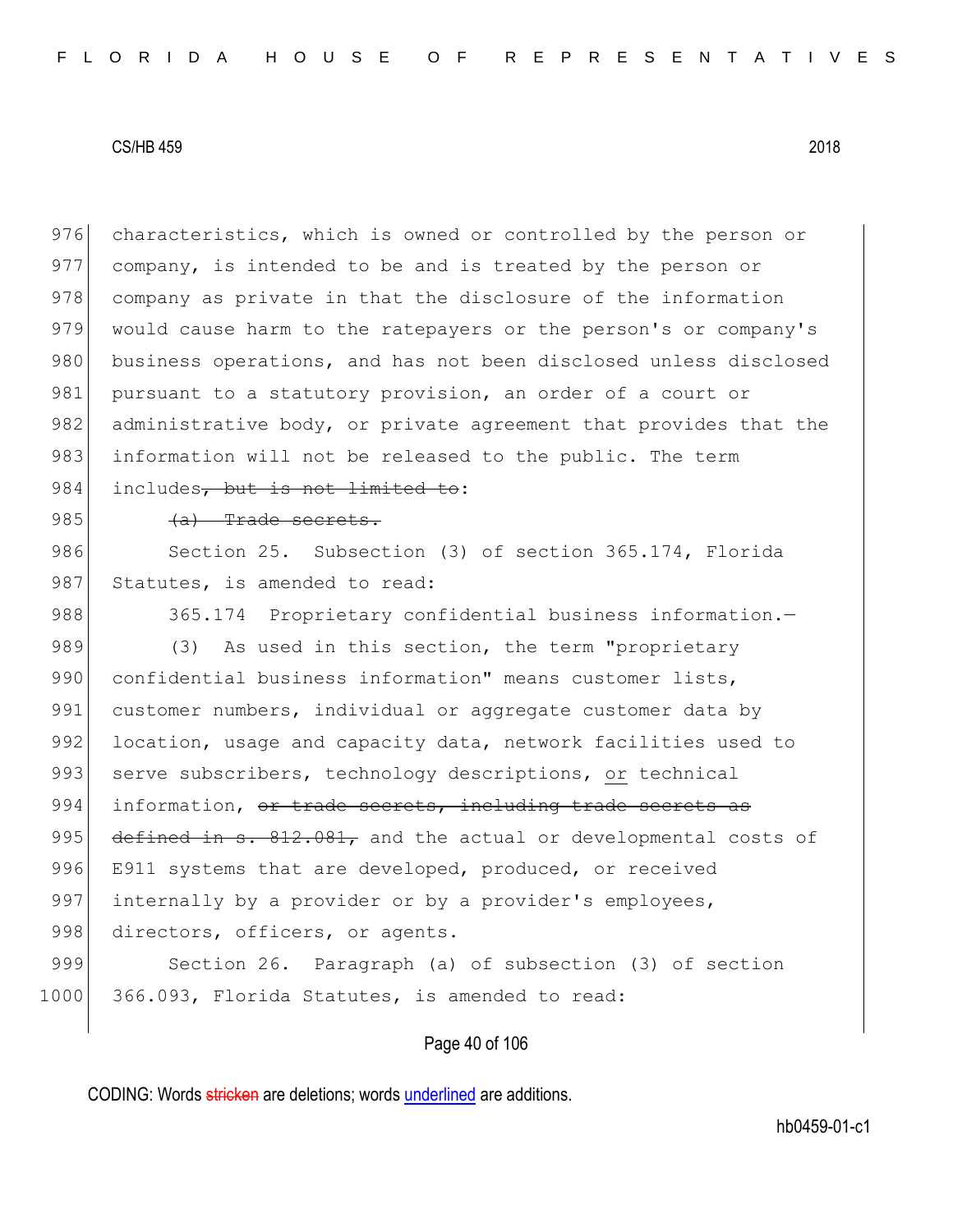characteristics, which is owned or controlled by the person or company, is intended to be and is treated by the person or company as private in that the disclosure of the information would cause harm to the ratepayers or the person's or company's business operations, and has not been disclosed unless disclosed pursuant to a statutory provision, an order of a court or administrative body, or private agreement that provides that the information will not be released to the public. The term includes~~, but is not limited to~~:

~~(a) Trade secrets.~~

Section 25. Subsection (3) of section 365.174, Florida Statutes, is amended to read:

365.174 Proprietary confidential business information.—

(3) As used in this section, the term "proprietary confidential business information" means customer lists, customer numbers, individual or aggregate customer data by location, usage and capacity data, network facilities used to serve subscribers, technology descriptions, <u>or</u> technical information, ~~or trade secrets, including trade secrets as defined in s. 812.081,~~ and the actual or developmental costs of E911 systems that are developed, produced, or received internally by a provider or by a provider's employees, directors, officers, or agents.

Section 26. Paragraph (a) of subsection (3) of section 366.093, Florida Statutes, is amended to read: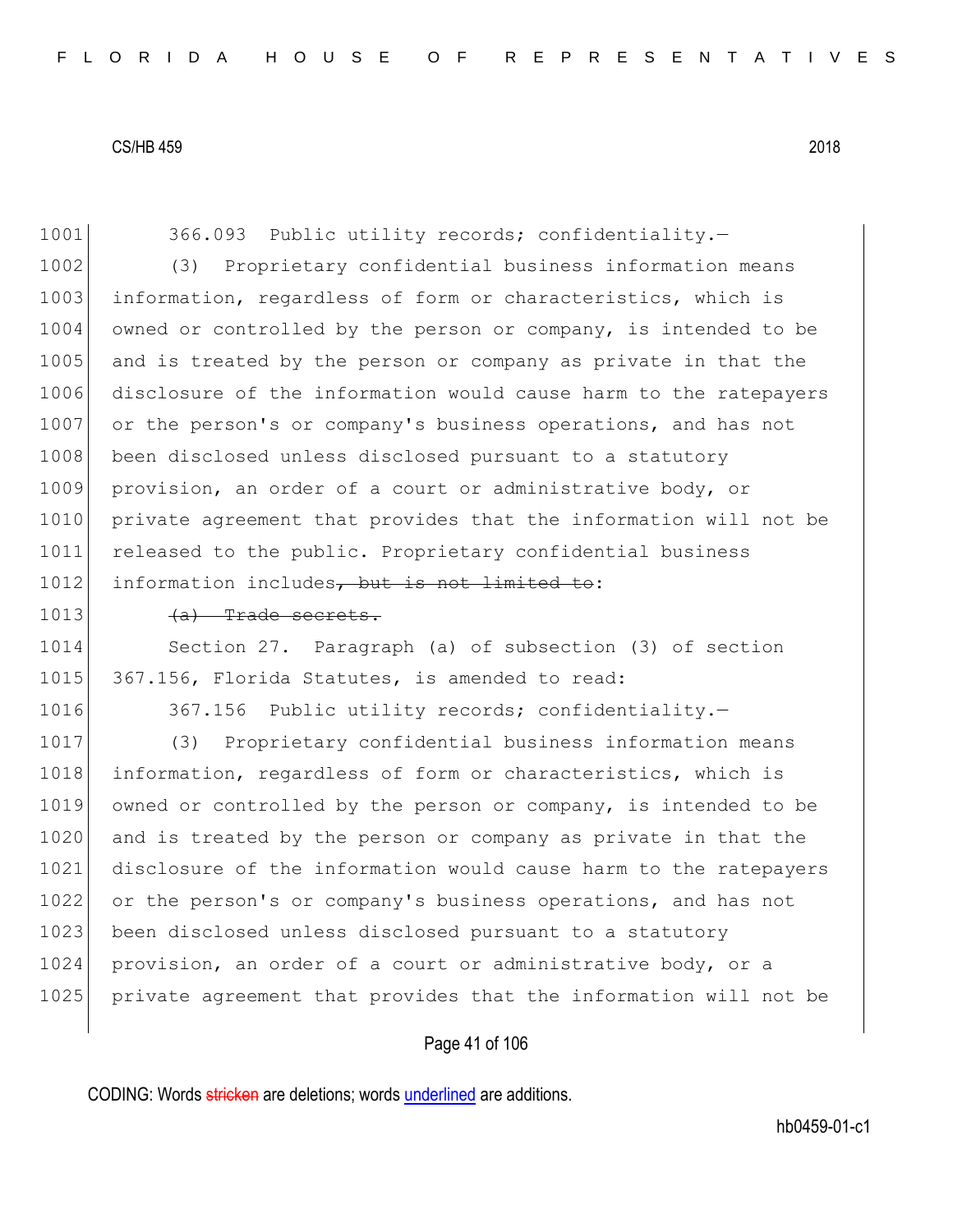366.093 Public utility records; confidentiality.—

(3) Proprietary confidential business information means information, regardless of form or characteristics, which is owned or controlled by the person or company, is intended to be and is treated by the person or company as private in that the disclosure of the information would cause harm to the ratepayers or the person's or company's business operations, and has not been disclosed unless disclosed pursuant to a statutory provision, an order of a court or administrative body, or private agreement that provides that the information will not be released to the public. Proprietary confidential business information includes~~, but is not limited to~~:

~~(a) Trade secrets.~~

Section 27. Paragraph (a) of subsection (3) of section 367.156, Florida Statutes, is amended to read:

367.156 Public utility records; confidentiality.—

(3) Proprietary confidential business information means information, regardless of form or characteristics, which is owned or controlled by the person or company, is intended to be and is treated by the person or company as private in that the disclosure of the information would cause harm to the ratepayers or the person's or company's business operations, and has not been disclosed unless disclosed pursuant to a statutory provision, an order of a court or administrative body, or a private agreement that provides that the information will not be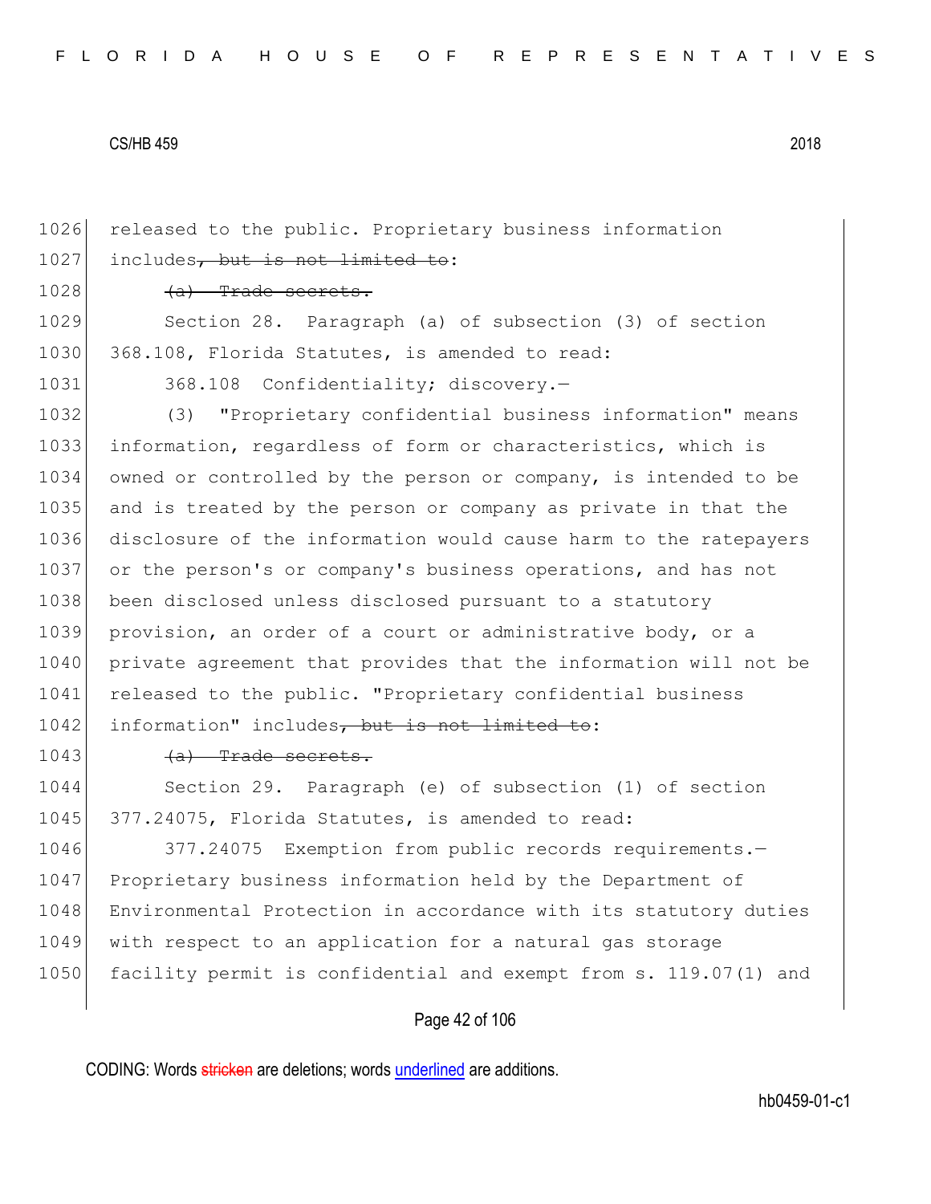released to the public. Proprietary business information includes~~, but is not limited to~~:

~~(a) Trade secrets.~~

Section 28. Paragraph (a) of subsection (3) of section 368.108, Florida Statutes, is amended to read:

368.108 Confidentiality; discovery.—

(3) "Proprietary confidential business information" means information, regardless of form or characteristics, which is owned or controlled by the person or company, is intended to be and is treated by the person or company as private in that the disclosure of the information would cause harm to the ratepayers or the person's or company's business operations, and has not been disclosed unless disclosed pursuant to a statutory provision, an order of a court or administrative body, or a private agreement that provides that the information will not be released to the public. "Proprietary confidential business information" includes~~, but is not limited to~~:

~~(a) Trade secrets.~~

Section 29. Paragraph (e) of subsection (1) of section 377.24075, Florida Statutes, is amended to read:

377.24075 Exemption from public records requirements.—Proprietary business information held by the Department of Environmental Protection in accordance with its statutory duties with respect to an application for a natural gas storage facility permit is confidential and exempt from s. 119.07(1) and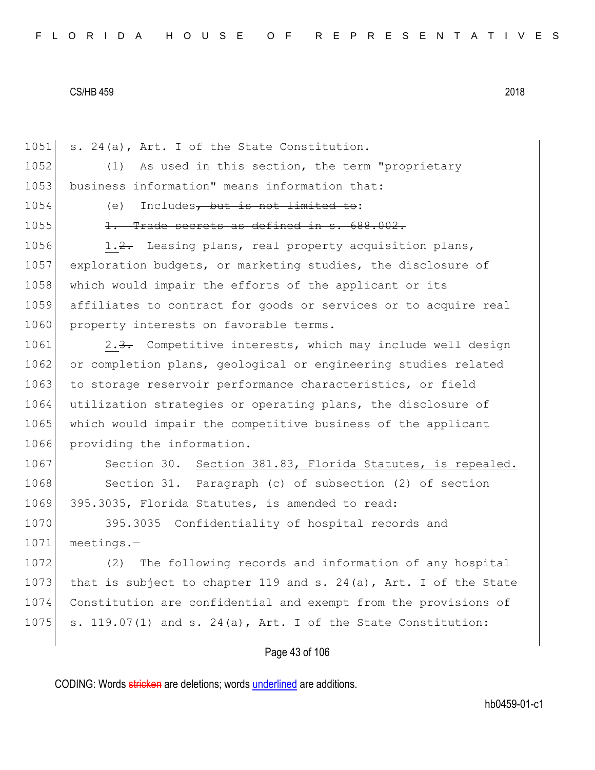s. 24(a), Art. I of the State Constitution.

(1) As used in this section, the term "proprietary business information" means information that:

(e) Includes~~, but is not limited to~~:

~~1. Trade secrets as defined in s. 688.002.~~

<u>1.</u>~~2.~~ Leasing plans, real property acquisition plans, exploration budgets, or marketing studies, the disclosure of which would impair the efforts of the applicant or its affiliates to contract for goods or services or to acquire real property interests on favorable terms.

<u>2.</u>~~3.~~ Competitive interests, which may include well design or completion plans, geological or engineering studies related to storage reservoir performance characteristics, or field utilization strategies or operating plans, the disclosure of which would impair the competitive business of the applicant providing the information.

Section 30. <u>Section 381.83, Florida Statutes, is repealed.</u>

Section 31. Paragraph (c) of subsection (2) of section 395.3035, Florida Statutes, is amended to read:

395.3035 Confidentiality of hospital records and meetings.—

(2) The following records and information of any hospital that is subject to chapter 119 and s. 24(a), Art. I of the State Constitution are confidential and exempt from the provisions of s. 119.07(1) and s. 24(a), Art. I of the State Constitution: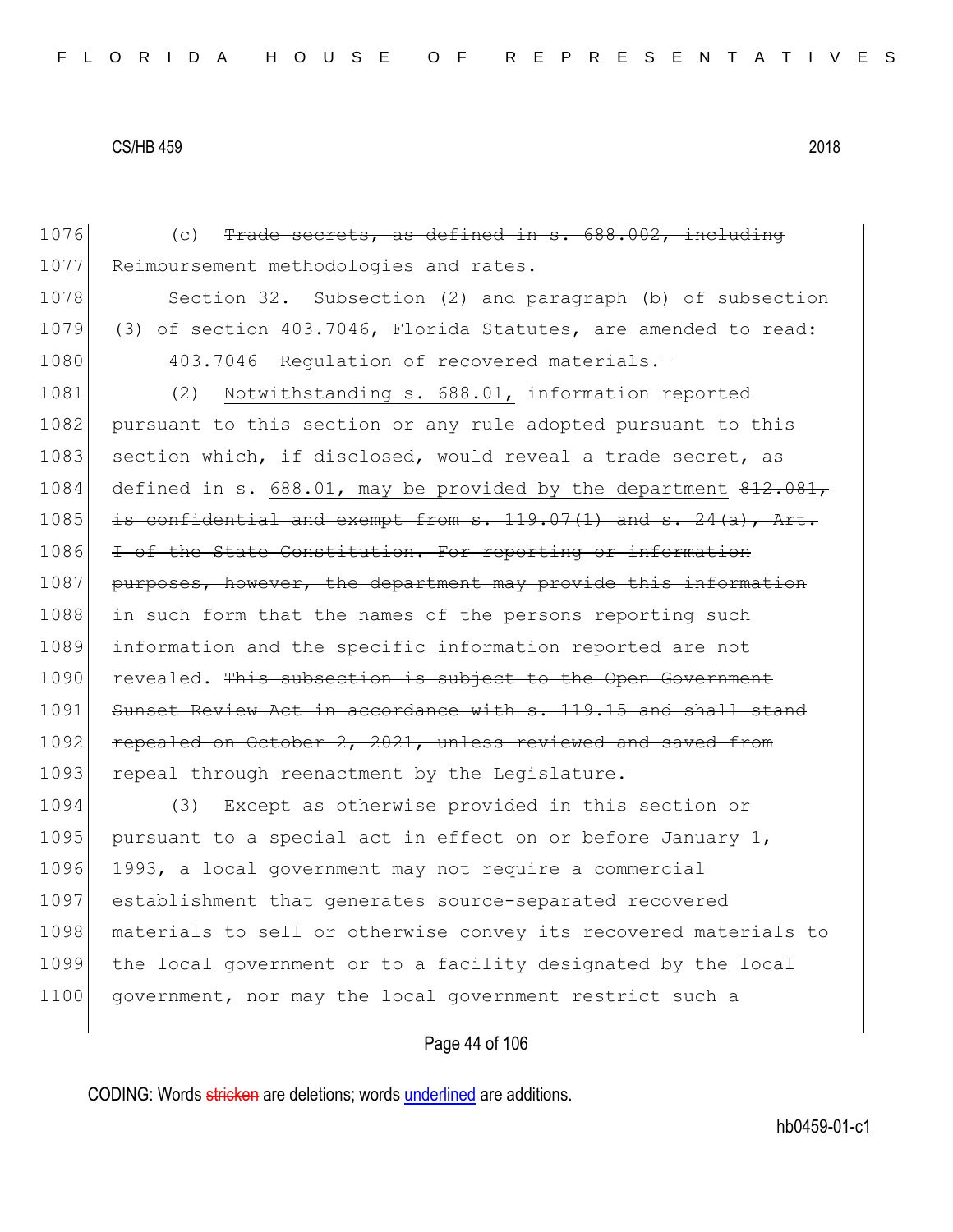1076 (c) ~~Trade secrets, as defined in s. 688.002, including~~
1077 Reimbursement methodologies and rates.

1078 Section 32. Subsection (2) and paragraph (b) of subsection
1079 (3) of section 403.7046, Florida Statutes, are amended to read:

1080 403.7046 Regulation of recovered materials.—

1081 (2) <u>Notwithstanding s. 688.01,</u> information reported
1082 pursuant to this section or any rule adopted pursuant to this
1083 section which, if disclosed, would reveal a trade secret, as
1084 defined in s. <u>688.01, may be provided by the department</u> ~~812.081,~~
1085 ~~is confidential and exempt from s. 119.07(1) and s. 24(a), Art.~~
1086 ~~I of the State Constitution. For reporting or information~~
1087 ~~purposes, however, the department may provide this information~~
1088 in such form that the names of the persons reporting such
1089 information and the specific information reported are not
1090 revealed. ~~This subsection is subject to the Open Government~~
1091 ~~Sunset Review Act in accordance with s. 119.15 and shall stand~~
1092 ~~repealed on October 2, 2021, unless reviewed and saved from~~
1093 ~~repeal through reenactment by the Legislature.~~

1094 (3) Except as otherwise provided in this section or
1095 pursuant to a special act in effect on or before January 1,
1096 1993, a local government may not require a commercial
1097 establishment that generates source-separated recovered
1098 materials to sell or otherwise convey its recovered materials to
1099 the local government or to a facility designated by the local
1100 government, nor may the local government restrict such a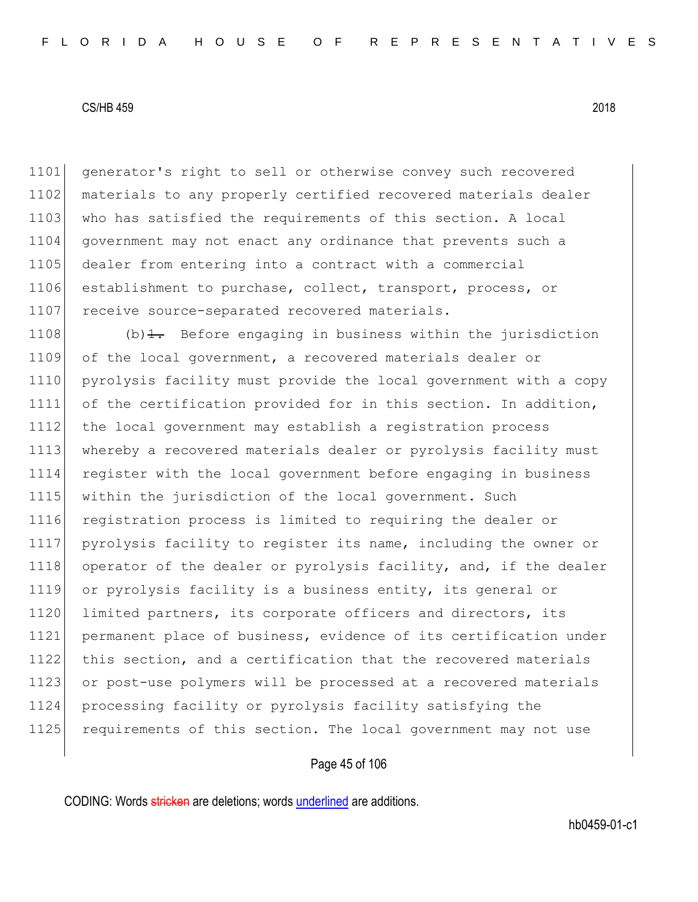generator's right to sell or otherwise convey such recovered materials to any properly certified recovered materials dealer who has satisfied the requirements of this section. A local government may not enact any ordinance that prevents such a dealer from entering into a contract with a commercial establishment to purchase, collect, transport, process, or receive source-separated recovered materials.

(b)~~1.~~ Before engaging in business within the jurisdiction of the local government, a recovered materials dealer or pyrolysis facility must provide the local government with a copy of the certification provided for in this section. In addition, the local government may establish a registration process whereby a recovered materials dealer or pyrolysis facility must register with the local government before engaging in business within the jurisdiction of the local government. Such registration process is limited to requiring the dealer or pyrolysis facility to register its name, including the owner or operator of the dealer or pyrolysis facility, and, if the dealer or pyrolysis facility is a business entity, its general or limited partners, its corporate officers and directors, its permanent place of business, evidence of its certification under this section, and a certification that the recovered materials or post-use polymers will be processed at a recovered materials processing facility or pyrolysis facility satisfying the requirements of this section. The local government may not use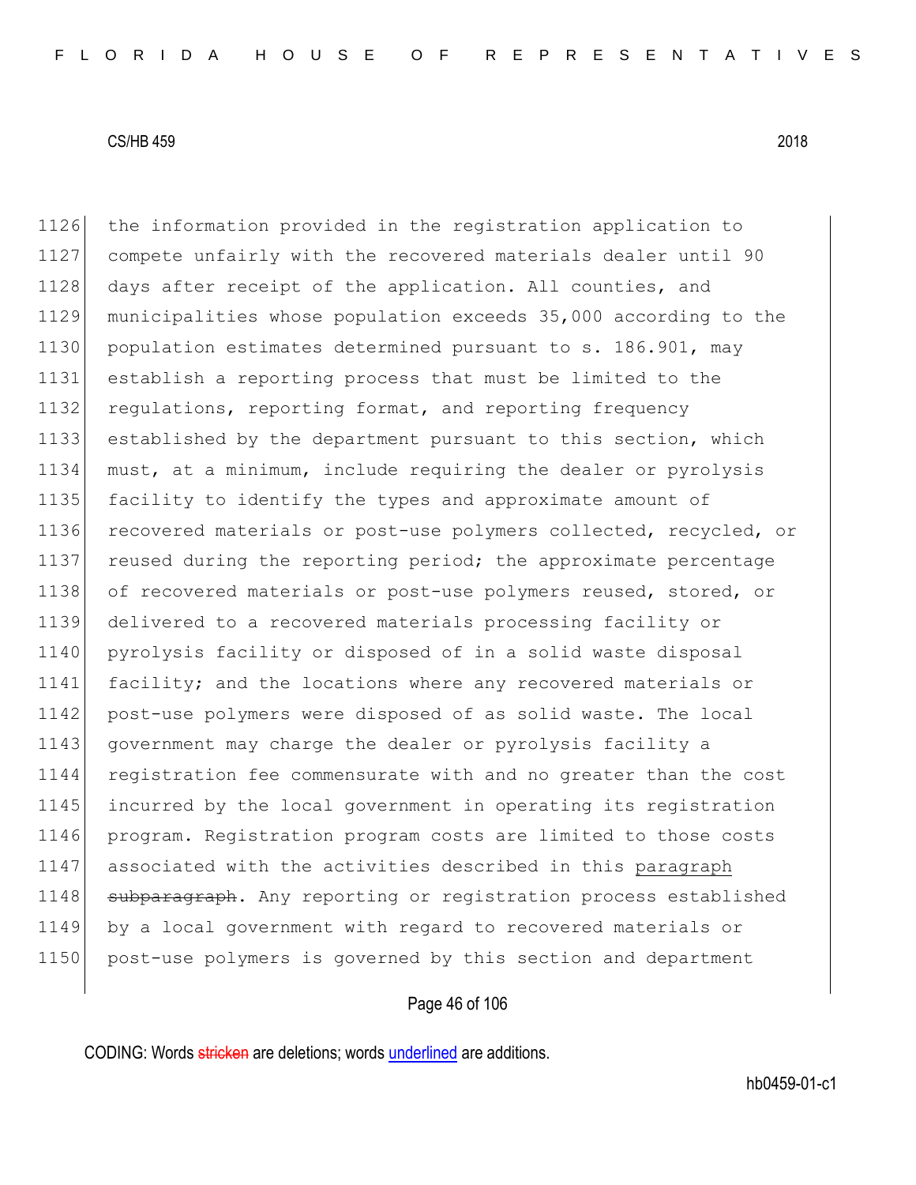1126 the information provided in the registration application to
1127 compete unfairly with the recovered materials dealer until 90
1128 days after receipt of the application. All counties, and
1129 municipalities whose population exceeds 35,000 according to the
1130 population estimates determined pursuant to s. 186.901, may
1131 establish a reporting process that must be limited to the
1132 regulations, reporting format, and reporting frequency
1133 established by the department pursuant to this section, which
1134 must, at a minimum, include requiring the dealer or pyrolysis
1135 facility to identify the types and approximate amount of
1136 recovered materials or post-use polymers collected, recycled, or
1137 reused during the reporting period; the approximate percentage
1138 of recovered materials or post-use polymers reused, stored, or
1139 delivered to a recovered materials processing facility or
1140 pyrolysis facility or disposed of in a solid waste disposal
1141 facility; and the locations where any recovered materials or
1142 post-use polymers were disposed of as solid waste. The local
1143 government may charge the dealer or pyrolysis facility a
1144 registration fee commensurate with and no greater than the cost
1145 incurred by the local government in operating its registration
1146 program. Registration program costs are limited to those costs
1147 associated with the activities described in this <u>paragraph</u>
1148 ~~subparagraph~~. Any reporting or registration process established
1149 by a local government with regard to recovered materials or
1150 post-use polymers is governed by this section and department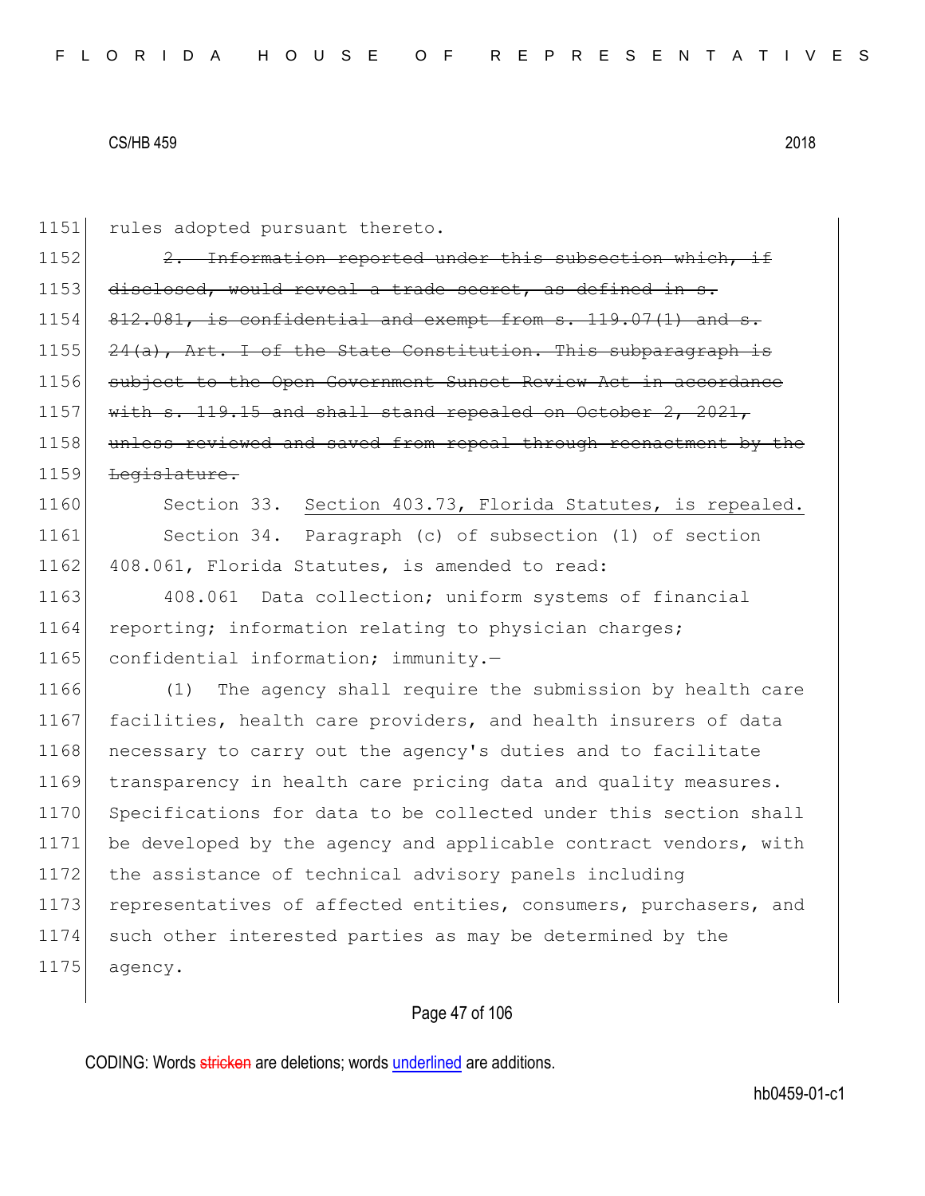1151 rules adopted pursuant thereto.

1152 ~~2. Information reported under this subsection which, if~~
1153 ~~disclosed, would reveal a trade secret, as defined in s.~~
1154 ~~812.081, is confidential and exempt from s. 119.07(1) and s.~~
1155 ~~24(a), Art. I of the State Constitution. This subparagraph is~~
1156 ~~subject to the Open Government Sunset Review Act in accordance~~
1157 ~~with s. 119.15 and shall stand repealed on October 2, 2021,~~
1158 ~~unless reviewed and saved from repeal through reenactment by the~~
1159 ~~Legislature.~~

1160 Section 33. <u>Section 403.73, Florida Statutes, is repealed.</u>

1161 Section 34. Paragraph (c) of subsection (1) of section
1162 408.061, Florida Statutes, is amended to read:

1163 408.061 Data collection; uniform systems of financial
1164 reporting; information relating to physician charges;
1165 confidential information; immunity.—

1166 (1) The agency shall require the submission by health care
1167 facilities, health care providers, and health insurers of data
1168 necessary to carry out the agency's duties and to facilitate
1169 transparency in health care pricing data and quality measures.
1170 Specifications for data to be collected under this section shall
1171 be developed by the agency and applicable contract vendors, with
1172 the assistance of technical advisory panels including
1173 representatives of affected entities, consumers, purchasers, and
1174 such other interested parties as may be determined by the
1175 agency.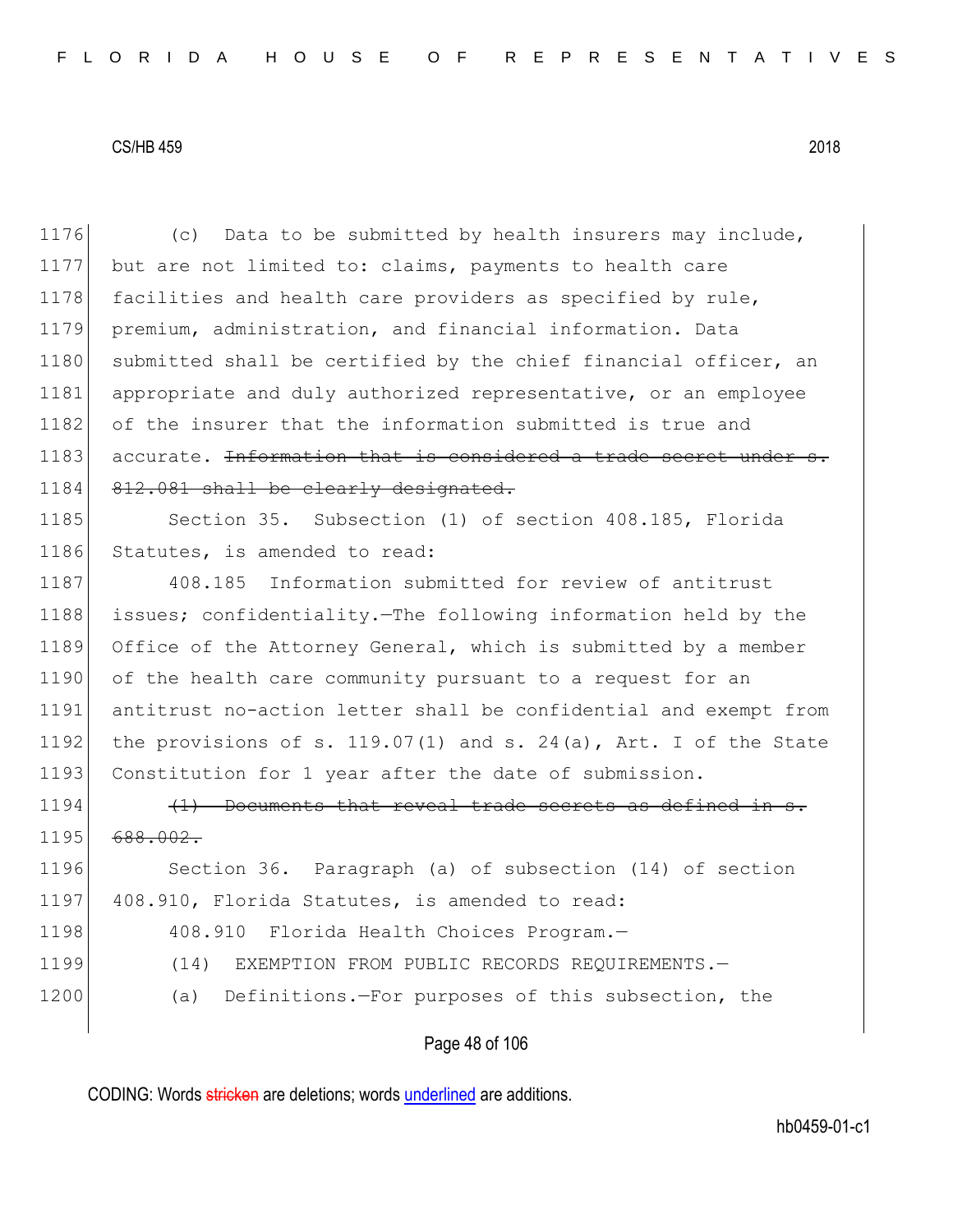(c) Data to be submitted by health insurers may include, but are not limited to: claims, payments to health care facilities and health care providers as specified by rule, premium, administration, and financial information. Data submitted shall be certified by the chief financial officer, an appropriate and duly authorized representative, or an employee of the insurer that the information submitted is true and accurate. ~~Information that is considered a trade secret under s. 812.081 shall be clearly designated.~~

Section 35. Subsection (1) of section 408.185, Florida Statutes, is amended to read:

408.185 Information submitted for review of antitrust issues; confidentiality.—The following information held by the Office of the Attorney General, which is submitted by a member of the health care community pursuant to a request for an antitrust no-action letter shall be confidential and exempt from the provisions of s. 119.07(1) and s. 24(a), Art. I of the State Constitution for 1 year after the date of submission.

~~(1) Documents that reveal trade secrets as defined in s. 688.002.~~

Section 36. Paragraph (a) of subsection (14) of section 408.910, Florida Statutes, is amended to read:

408.910 Florida Health Choices Program.—

(14) EXEMPTION FROM PUBLIC RECORDS REQUIREMENTS.—

(a) Definitions.—For purposes of this subsection, the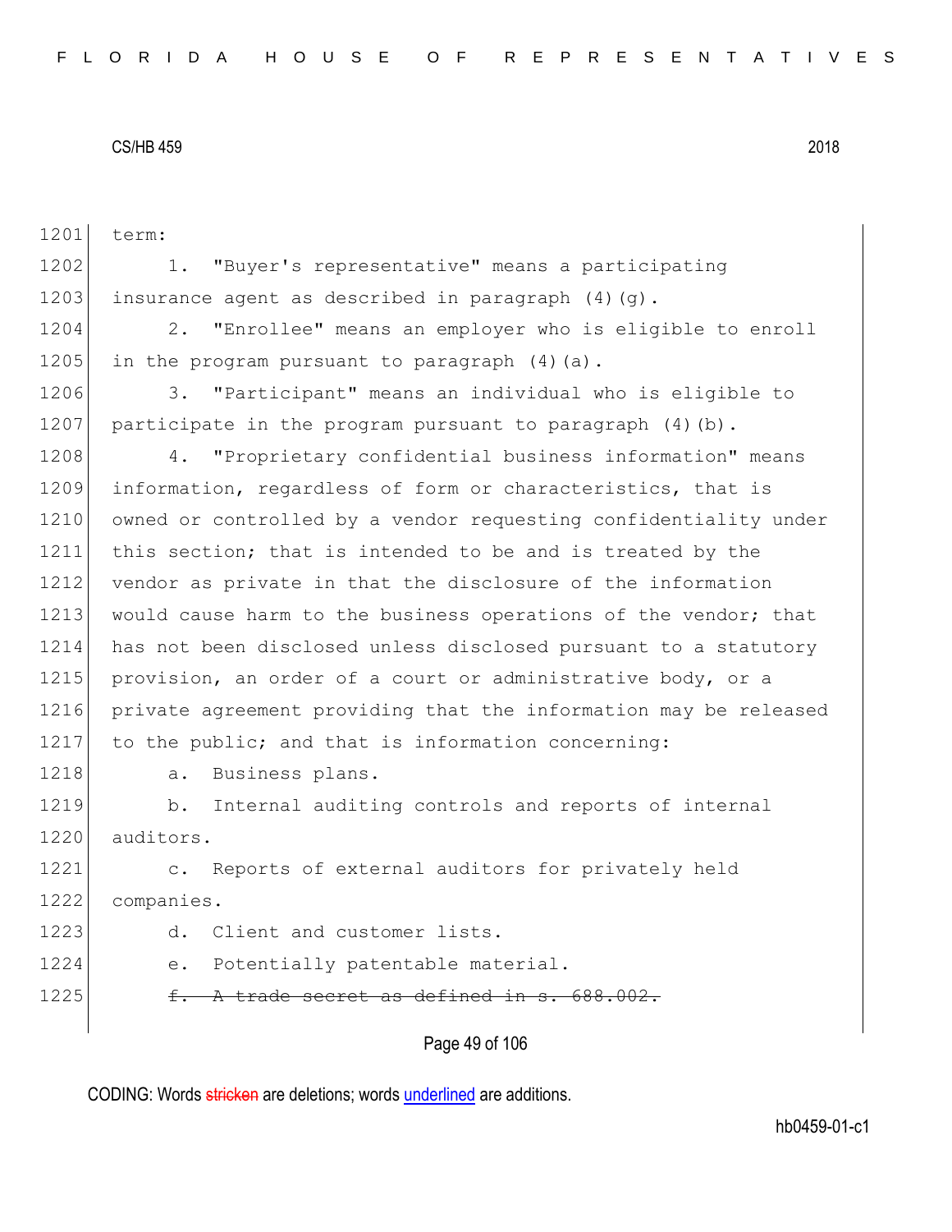term:

1. "Buyer's representative" means a participating insurance agent as described in paragraph (4)(g).

2. "Enrollee" means an employer who is eligible to enroll in the program pursuant to paragraph (4)(a).

3. "Participant" means an individual who is eligible to participate in the program pursuant to paragraph (4)(b).

4. "Proprietary confidential business information" means information, regardless of form or characteristics, that is owned or controlled by a vendor requesting confidentiality under this section; that is intended to be and is treated by the vendor as private in that the disclosure of the information would cause harm to the business operations of the vendor; that has not been disclosed unless disclosed pursuant to a statutory provision, an order of a court or administrative body, or a private agreement providing that the information may be released to the public; and that is information concerning:

a. Business plans.

b. Internal auditing controls and reports of internal auditors.

c. Reports of external auditors for privately held companies.

d. Client and customer lists.

e. Potentially patentable material.

~~f. A trade secret as defined in s. 688.002.~~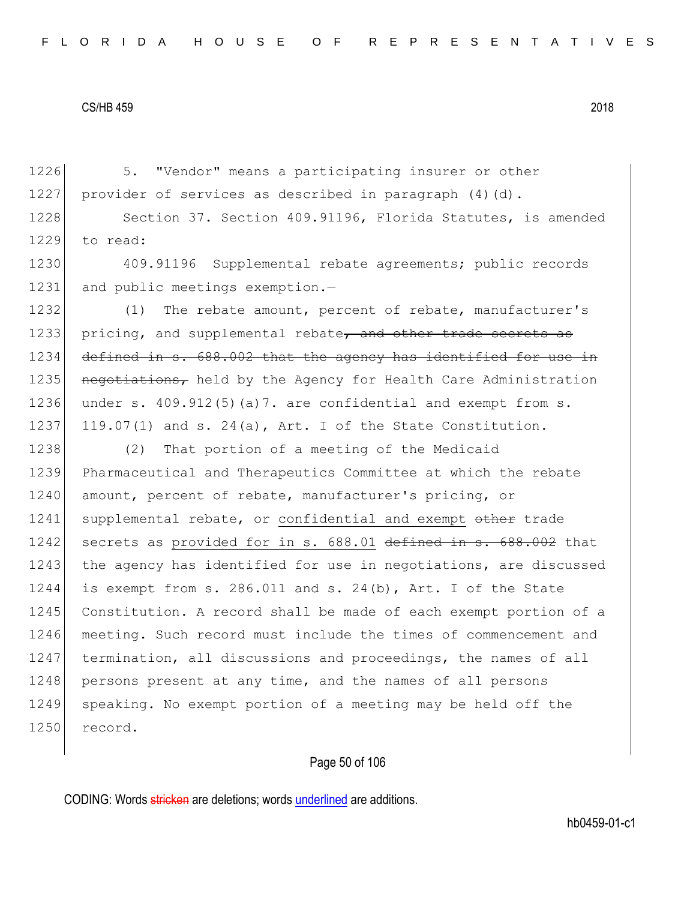5. "Vendor" means a participating insurer or other provider of services as described in paragraph (4)(d).

Section 37. Section 409.91196, Florida Statutes, is amended to read:

409.91196 Supplemental rebate agreements; public records and public meetings exemption.—

(1) The rebate amount, percent of rebate, manufacturer's pricing, and supplemental rebate~~, and other trade secrets as defined in s. 688.002 that the agency has identified for use in negotiations,~~ held by the Agency for Health Care Administration under s. 409.912(5)(a)7. are confidential and exempt from s. 119.07(1) and s. 24(a), Art. I of the State Constitution.

(2) That portion of a meeting of the Medicaid Pharmaceutical and Therapeutics Committee at which the rebate amount, percent of rebate, manufacturer's pricing, or supplemental rebate, or <u>confidential and exempt</u> ~~other~~ trade secrets as <u>provided for in s. 688.01</u> ~~defined in s. 688.002~~ that the agency has identified for use in negotiations, are discussed is exempt from s. 286.011 and s. 24(b), Art. I of the State Constitution. A record shall be made of each exempt portion of a meeting. Such record must include the times of commencement and termination, all discussions and proceedings, the names of all persons present at any time, and the names of all persons speaking. No exempt portion of a meeting may be held off the record.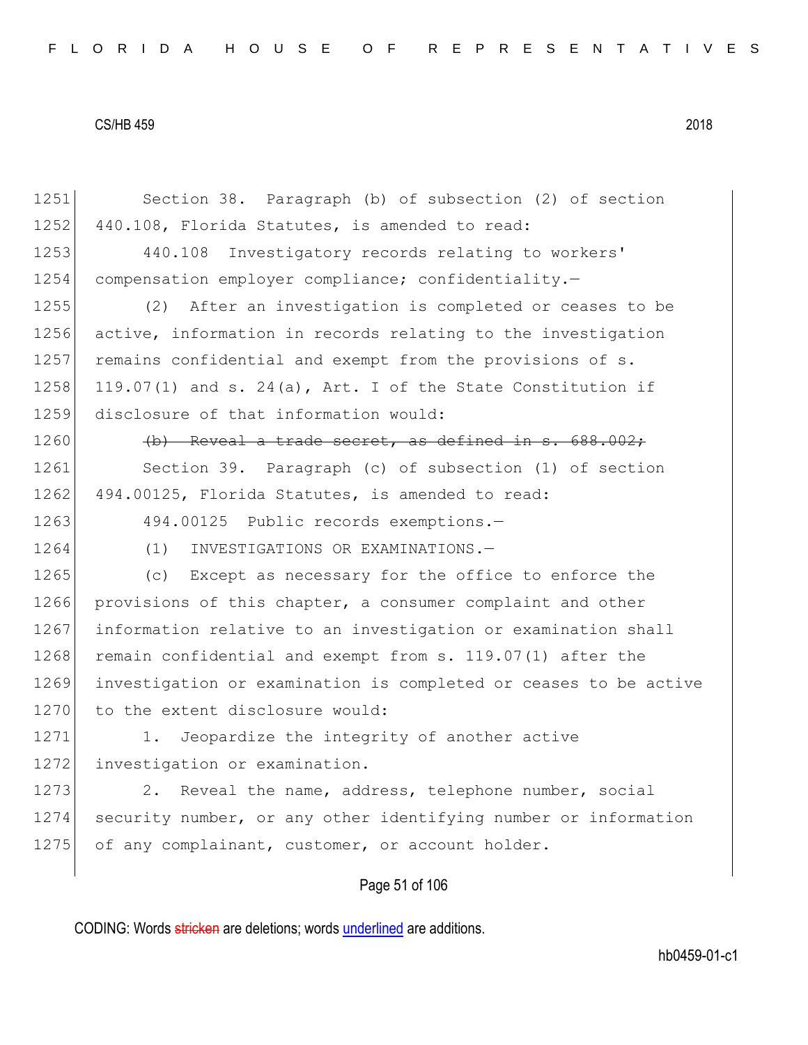Section 38. Paragraph (b) of subsection (2) of section 440.108, Florida Statutes, is amended to read:

440.108 Investigatory records relating to workers' compensation employer compliance; confidentiality.—

(2) After an investigation is completed or ceases to be active, information in records relating to the investigation remains confidential and exempt from the provisions of s. 119.07(1) and s. 24(a), Art. I of the State Constitution if disclosure of that information would:

~~(b) Reveal a trade secret, as defined in s. 688.002;~~

Section 39. Paragraph (c) of subsection (1) of section 494.00125, Florida Statutes, is amended to read:

494.00125 Public records exemptions.—

(1) INVESTIGATIONS OR EXAMINATIONS.—

(c) Except as necessary for the office to enforce the provisions of this chapter, a consumer complaint and other information relative to an investigation or examination shall remain confidential and exempt from s. 119.07(1) after the investigation or examination is completed or ceases to be active to the extent disclosure would:

1. Jeopardize the integrity of another active investigation or examination.

2. Reveal the name, address, telephone number, social security number, or any other identifying number or information of any complainant, customer, or account holder.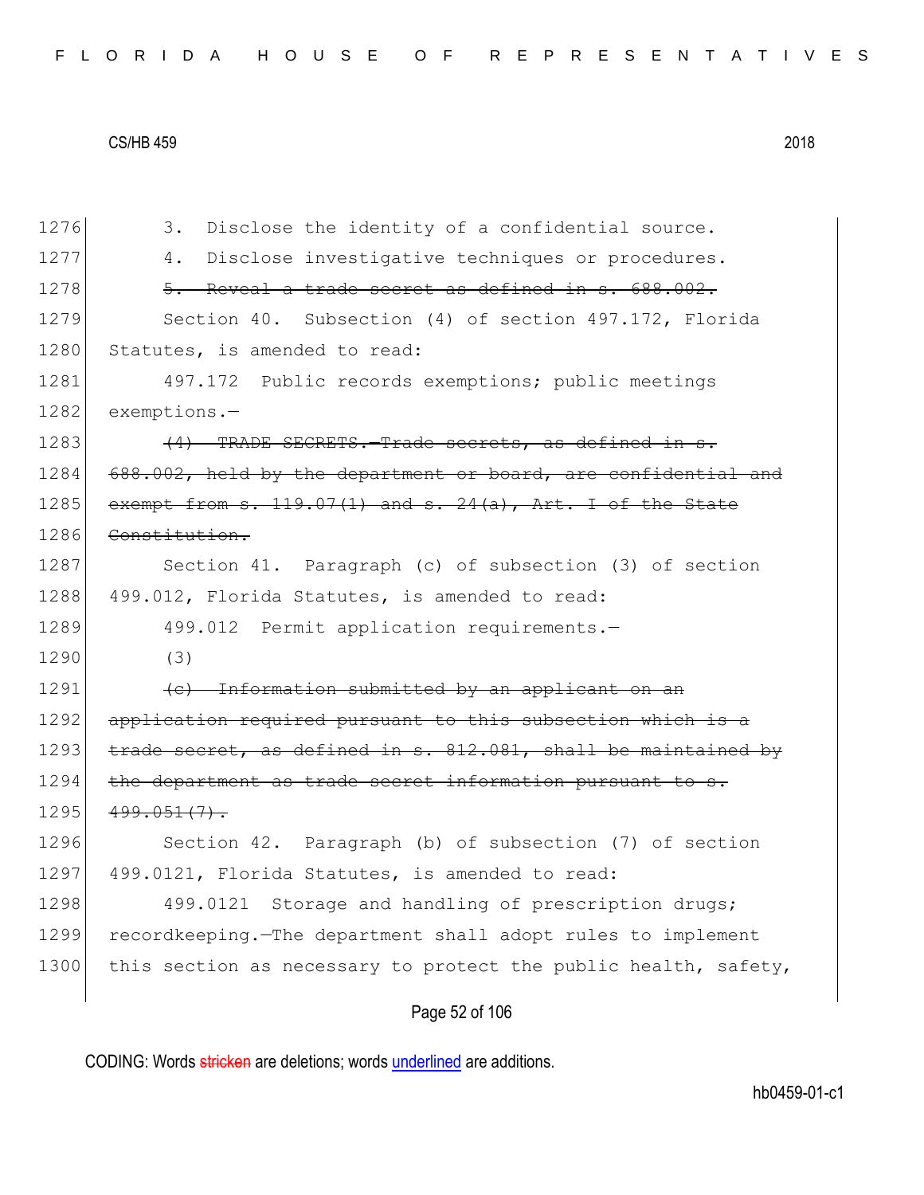3. Disclose the identity of a confidential source.

4. Disclose investigative techniques or procedures.

~~5. Reveal a trade secret as defined in s. 688.002.~~

Section 40. Subsection (4) of section 497.172, Florida Statutes, is amended to read:

497.172 Public records exemptions; public meetings exemptions.—

~~(4) TRADE SECRETS.—Trade secrets, as defined in s. 688.002, held by the department or board, are confidential and exempt from s. 119.07(1) and s. 24(a), Art. I of the State Constitution.~~

Section 41. Paragraph (c) of subsection (3) of section 499.012, Florida Statutes, is amended to read:

499.012 Permit application requirements.—

(3)

~~(c) Information submitted by an applicant on an application required pursuant to this subsection which is a trade secret, as defined in s. 812.081, shall be maintained by the department as trade secret information pursuant to s. 499.051(7).~~

Section 42. Paragraph (b) of subsection (7) of section 499.0121, Florida Statutes, is amended to read:

499.0121 Storage and handling of prescription drugs; recordkeeping.—The department shall adopt rules to implement this section as necessary to protect the public health, safety,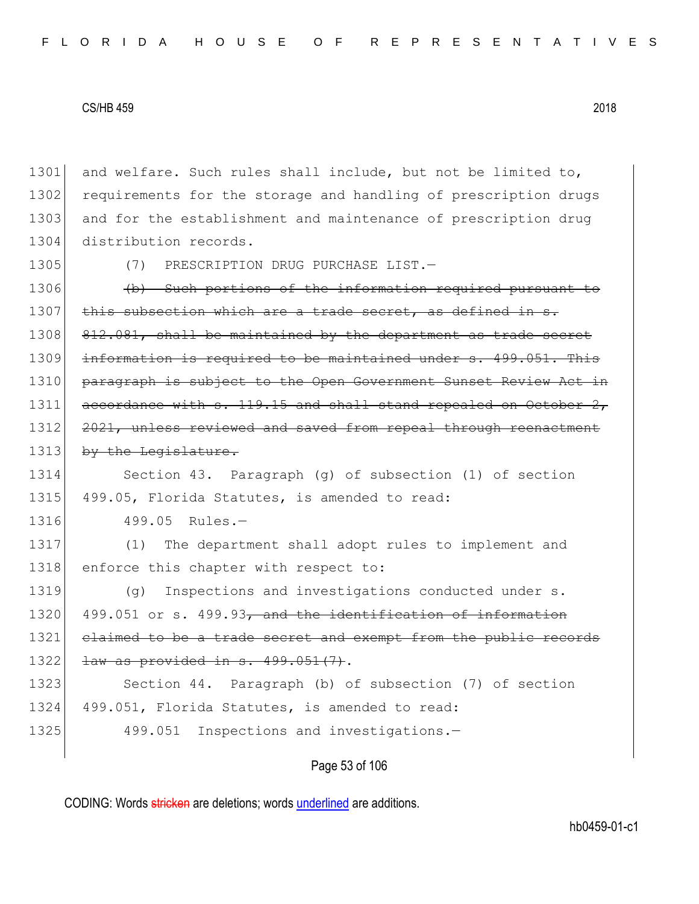and welfare. Such rules shall include, but not be limited to, requirements for the storage and handling of prescription drugs and for the establishment and maintenance of prescription drug distribution records.

(7) PRESCRIPTION DRUG PURCHASE LIST.—

~~(b) Such portions of the information required pursuant to this subsection which are a trade secret, as defined in s. 812.081, shall be maintained by the department as trade secret information is required to be maintained under s. 499.051. This paragraph is subject to the Open Government Sunset Review Act in accordance with s. 119.15 and shall stand repealed on October 2, 2021, unless reviewed and saved from repeal through reenactment by the Legislature.~~

Section 43. Paragraph (g) of subsection (1) of section 499.05, Florida Statutes, is amended to read:

499.05 Rules.—

(1) The department shall adopt rules to implement and enforce this chapter with respect to:

(g) Inspections and investigations conducted under s. 499.051 or s. 499.93~~, and the identification of information claimed to be a trade secret and exempt from the public records law as provided in s. 499.051(7)~~.

Section 44. Paragraph (b) of subsection (7) of section 499.051, Florida Statutes, is amended to read:

499.051 Inspections and investigations.—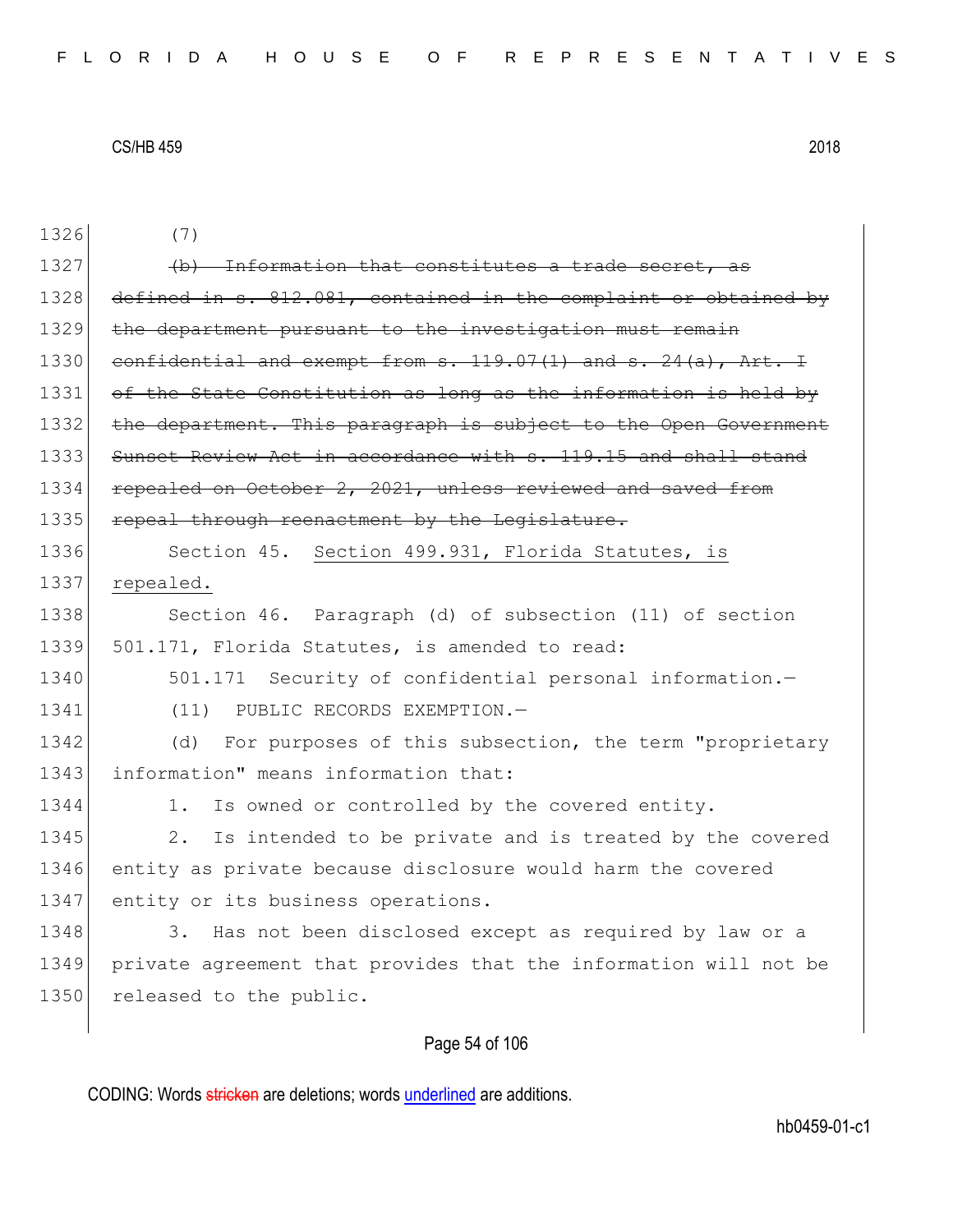1326 (7)

1327 ~~(b) Information that constitutes a trade secret, as~~
1328 ~~defined in s. 812.081, contained in the complaint or obtained by~~
1329 ~~the department pursuant to the investigation must remain~~
1330 ~~confidential and exempt from s. 119.07(1) and s. 24(a), Art. I~~
1331 ~~of the State Constitution as long as the information is held by~~
1332 ~~the department. This paragraph is subject to the Open Government~~
1333 ~~Sunset Review Act in accordance with s. 119.15 and shall stand~~
1334 ~~repealed on October 2, 2021, unless reviewed and saved from~~
1335 ~~repeal through reenactment by the Legislature.~~

1336 Section 45. <u>Section 499.931, Florida Statutes, is</u>
1337 <u>repealed.</u>

1338 Section 46. Paragraph (d) of subsection (11) of section
1339 501.171, Florida Statutes, is amended to read:

1340 501.171 Security of confidential personal information.—

1341 (11) PUBLIC RECORDS EXEMPTION.—

1342 (d) For purposes of this subsection, the term "proprietary
1343 information" means information that:

1344 1. Is owned or controlled by the covered entity.

1345 2. Is intended to be private and is treated by the covered
1346 entity as private because disclosure would harm the covered
1347 entity or its business operations.

1348 3. Has not been disclosed except as required by law or a
1349 private agreement that provides that the information will not be
1350 released to the public.

CODING: Words ~~stricken~~ are deletions; words <u>underlined</u> are additions.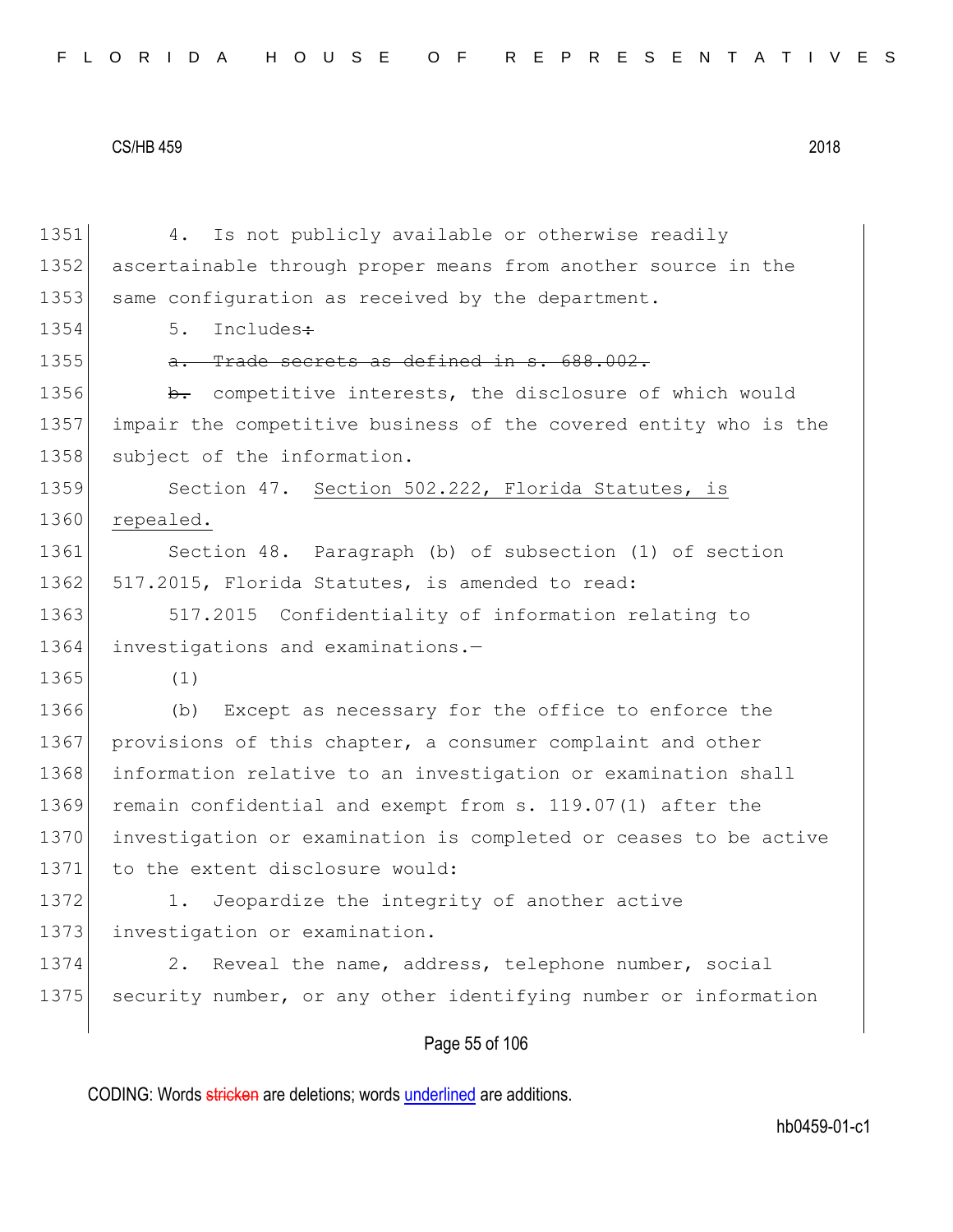4. Is not publicly available or otherwise readily ascertainable through proper means from another source in the same configuration as received by the department.

5. Includes~~:~~

~~a. Trade secrets as defined in s. 688.002.~~

~~b.~~ competitive interests, the disclosure of which would impair the competitive business of the covered entity who is the subject of the information.

Section 47. <u>Section 502.222, Florida Statutes, is repealed.</u>

Section 48. Paragraph (b) of subsection (1) of section 517.2015, Florida Statutes, is amended to read:

517.2015 Confidentiality of information relating to investigations and examinations.—

(1)

(b) Except as necessary for the office to enforce the provisions of this chapter, a consumer complaint and other information relative to an investigation or examination shall remain confidential and exempt from s. 119.07(1) after the investigation or examination is completed or ceases to be active to the extent disclosure would:

1. Jeopardize the integrity of another active investigation or examination.

2. Reveal the name, address, telephone number, social security number, or any other identifying number or information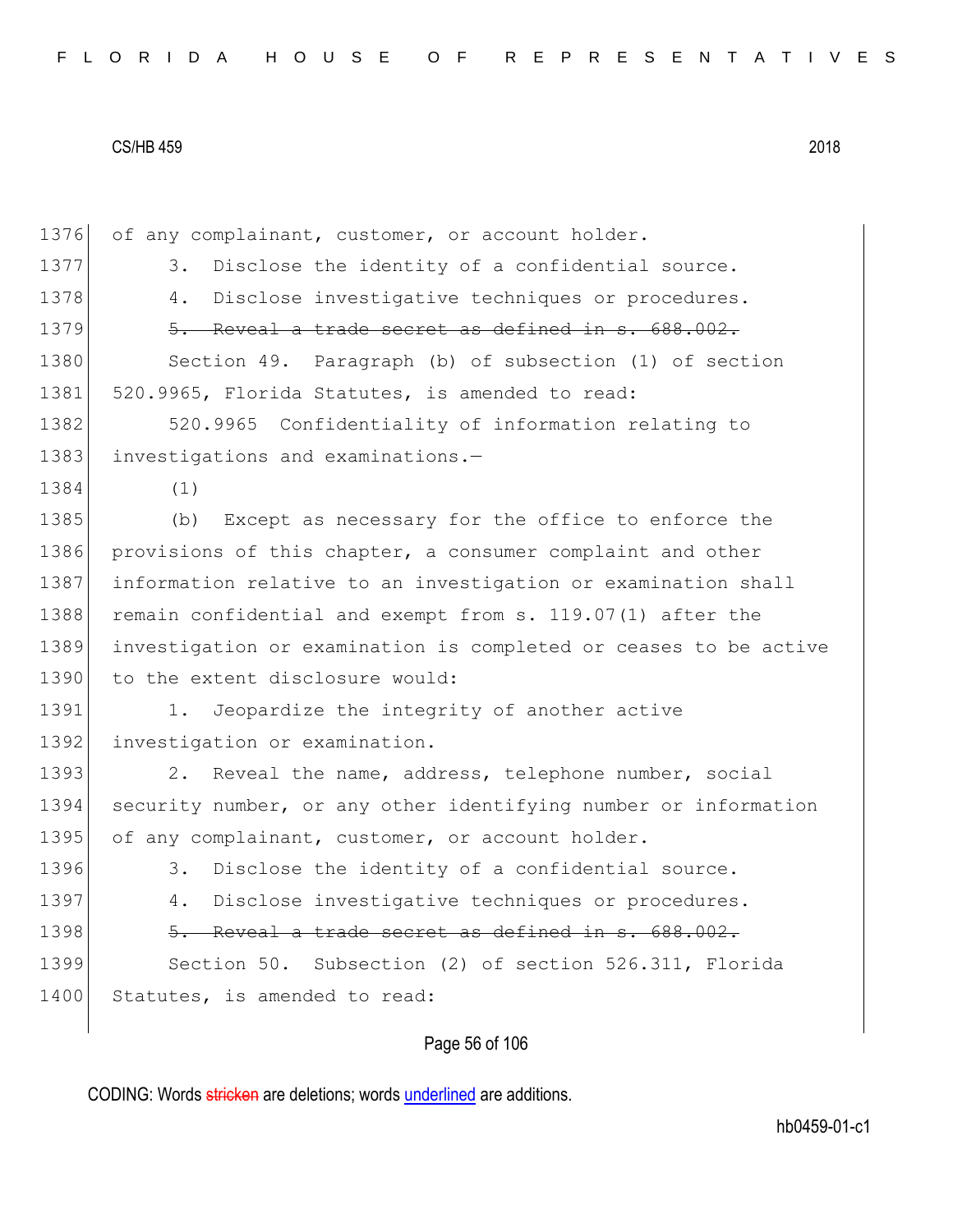of any complainant, customer, or account holder.

3. Disclose the identity of a confidential source.

4. Disclose investigative techniques or procedures.

~~5. Reveal a trade secret as defined in s. 688.002.~~

Section 49. Paragraph (b) of subsection (1) of section 520.9965, Florida Statutes, is amended to read:

520.9965 Confidentiality of information relating to investigations and examinations.—

(1)

(b) Except as necessary for the office to enforce the provisions of this chapter, a consumer complaint and other information relative to an investigation or examination shall remain confidential and exempt from s. 119.07(1) after the investigation or examination is completed or ceases to be active to the extent disclosure would:

1. Jeopardize the integrity of another active investigation or examination.

2. Reveal the name, address, telephone number, social security number, or any other identifying number or information of any complainant, customer, or account holder.

3. Disclose the identity of a confidential source.

4. Disclose investigative techniques or procedures.

~~5. Reveal a trade secret as defined in s. 688.002.~~

Section 50. Subsection (2) of section 526.311, Florida Statutes, is amended to read: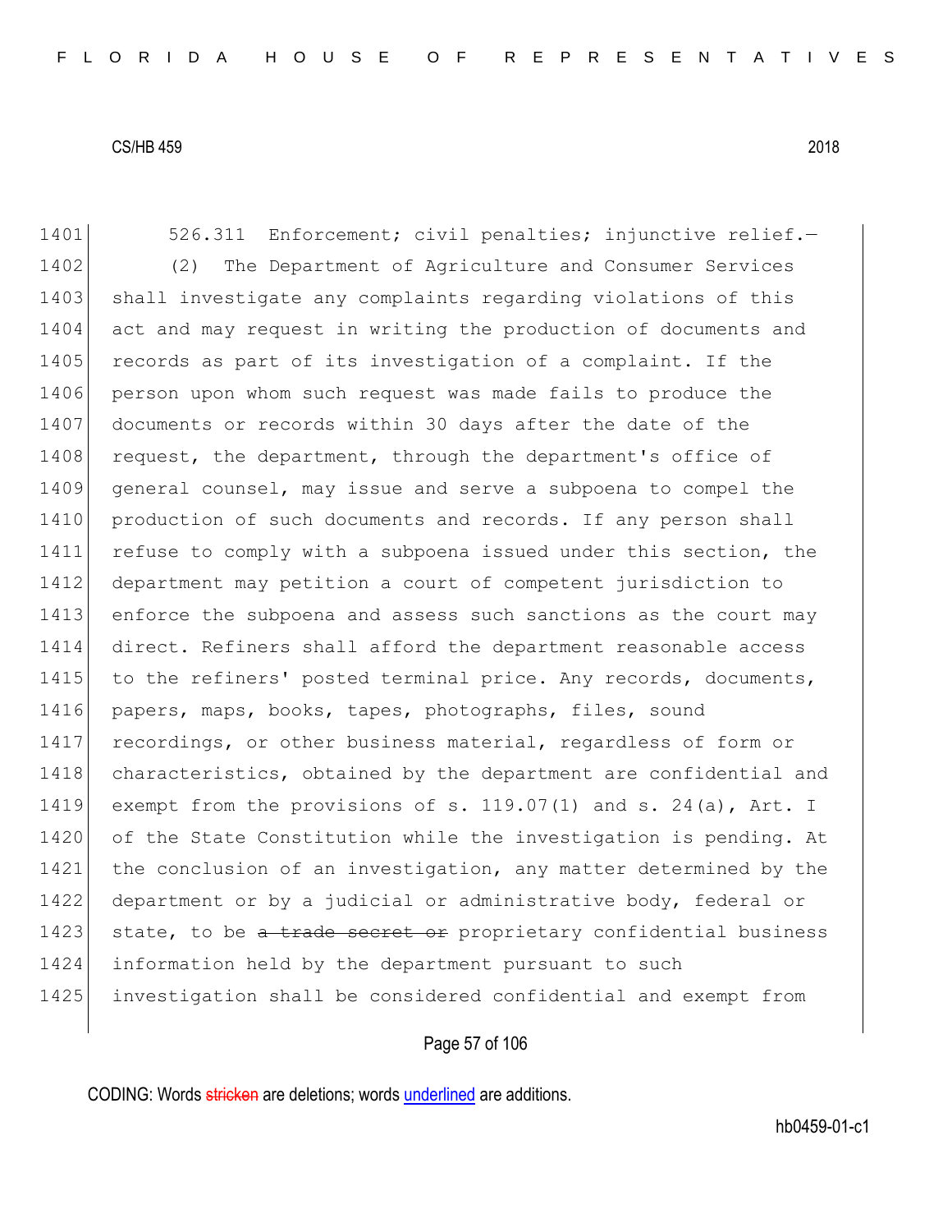526.311 Enforcement; civil penalties; injunctive relief.—

(2) The Department of Agriculture and Consumer Services shall investigate any complaints regarding violations of this act and may request in writing the production of documents and records as part of its investigation of a complaint. If the person upon whom such request was made fails to produce the documents or records within 30 days after the date of the request, the department, through the department's office of general counsel, may issue and serve a subpoena to compel the production of such documents and records. If any person shall refuse to comply with a subpoena issued under this section, the department may petition a court of competent jurisdiction to enforce the subpoena and assess such sanctions as the court may direct. Refiners shall afford the department reasonable access to the refiners' posted terminal price. Any records, documents, papers, maps, books, tapes, photographs, files, sound recordings, or other business material, regardless of form or characteristics, obtained by the department are confidential and exempt from the provisions of s. 119.07(1) and s. 24(a), Art. I of the State Constitution while the investigation is pending. At the conclusion of an investigation, any matter determined by the department or by a judicial or administrative body, federal or state, to be ~~a trade secret or~~ proprietary confidential business information held by the department pursuant to such investigation shall be considered confidential and exempt from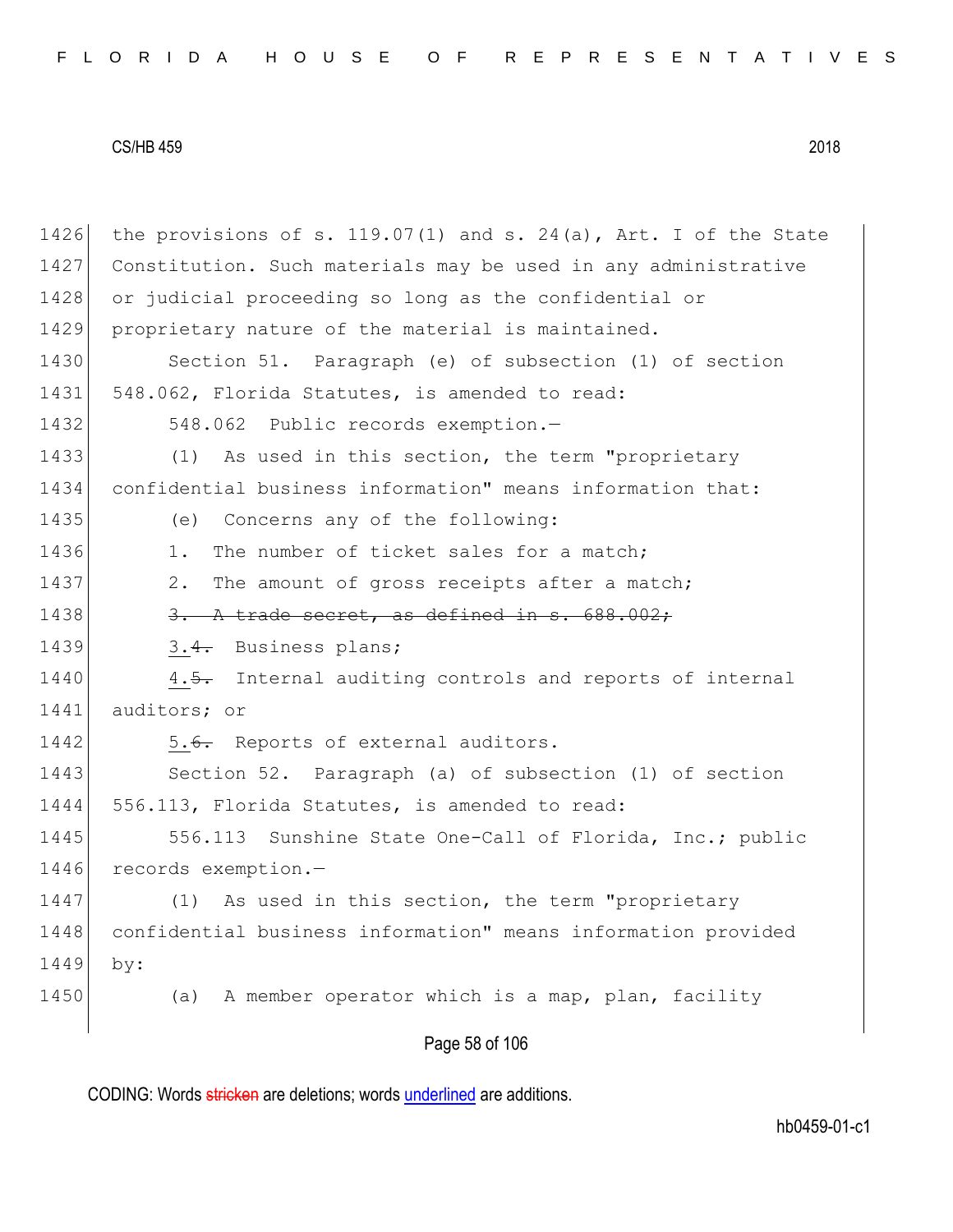the provisions of s. 119.07(1) and s. 24(a), Art. I of the State Constitution. Such materials may be used in any administrative or judicial proceeding so long as the confidential or proprietary nature of the material is maintained.

Section 51. Paragraph (e) of subsection (1) of section 548.062, Florida Statutes, is amended to read:

548.062 Public records exemption.—

(1) As used in this section, the term "proprietary confidential business information" means information that:

(e) Concerns any of the following:

1. The number of ticket sales for a match;

2. The amount of gross receipts after a match;

~~3. A trade secret, as defined in s. 688.002;~~

3.~~4.~~ Business plans;

4.~~5.~~ Internal auditing controls and reports of internal auditors; or

5.~~6.~~ Reports of external auditors.

Section 52. Paragraph (a) of subsection (1) of section 556.113, Florida Statutes, is amended to read:

556.113 Sunshine State One-Call of Florida, Inc.; public records exemption.—

(1) As used in this section, the term "proprietary confidential business information" means information provided by:

(a) A member operator which is a map, plan, facility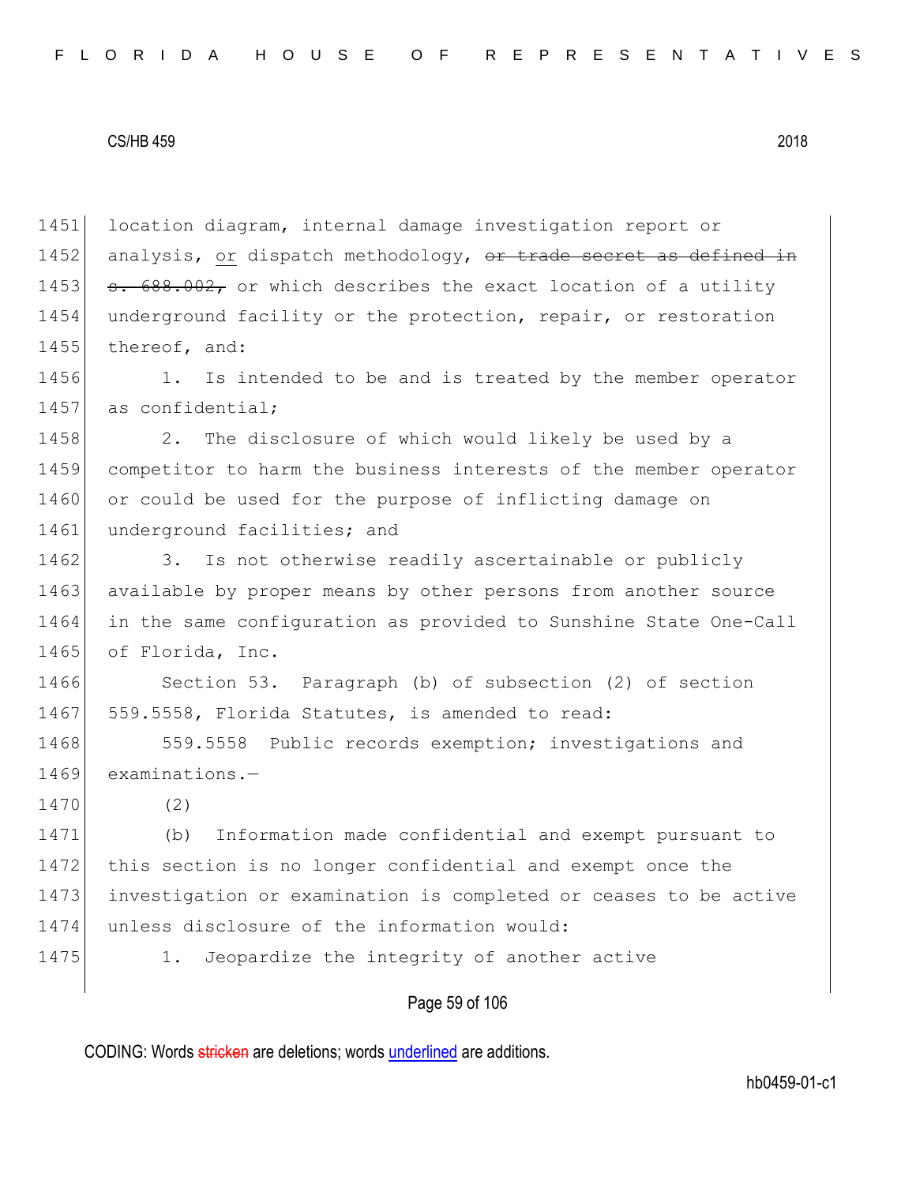location diagram, internal damage investigation report or analysis, <u>or</u> dispatch methodology, ~~or trade secret as defined in s. 688.002,~~ or which describes the exact location of a utility underground facility or the protection, repair, or restoration thereof, and:

1. Is intended to be and is treated by the member operator as confidential;

2. The disclosure of which would likely be used by a competitor to harm the business interests of the member operator or could be used for the purpose of inflicting damage on underground facilities; and

3. Is not otherwise readily ascertainable or publicly available by proper means by other persons from another source in the same configuration as provided to Sunshine State One-Call of Florida, Inc.

Section 53. Paragraph (b) of subsection (2) of section 559.5558, Florida Statutes, is amended to read:

559.5558 Public records exemption; investigations and examinations.—

(2)

(b) Information made confidential and exempt pursuant to this section is no longer confidential and exempt once the investigation or examination is completed or ceases to be active unless disclosure of the information would:

1. Jeopardize the integrity of another active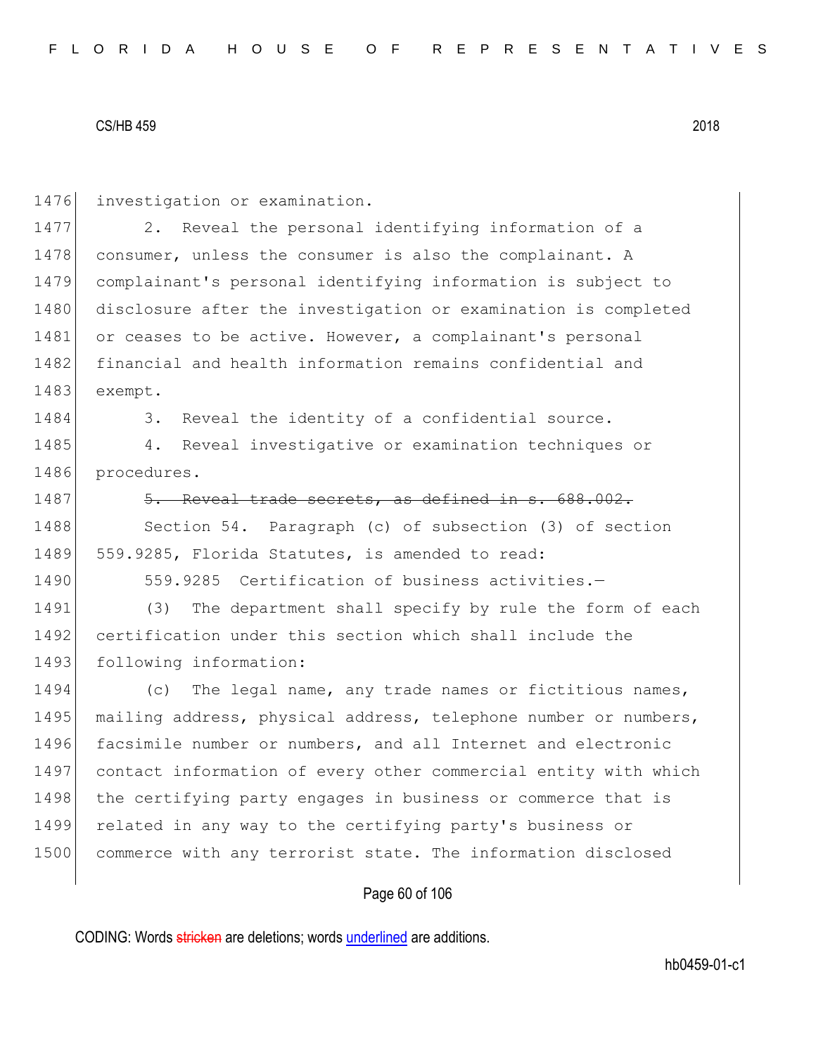investigation or examination.

2. Reveal the personal identifying information of a consumer, unless the consumer is also the complainant. A complainant's personal identifying information is subject to disclosure after the investigation or examination is completed or ceases to be active. However, a complainant's personal financial and health information remains confidential and exempt.

3. Reveal the identity of a confidential source.

4. Reveal investigative or examination techniques or procedures.

~~5. Reveal trade secrets, as defined in s. 688.002.~~

Section 54. Paragraph (c) of subsection (3) of section 559.9285, Florida Statutes, is amended to read:

559.9285 Certification of business activities.—

(3) The department shall specify by rule the form of each certification under this section which shall include the following information:

(c) The legal name, any trade names or fictitious names, mailing address, physical address, telephone number or numbers, facsimile number or numbers, and all Internet and electronic contact information of every other commercial entity with which the certifying party engages in business or commerce that is related in any way to the certifying party's business or commerce with any terrorist state. The information disclosed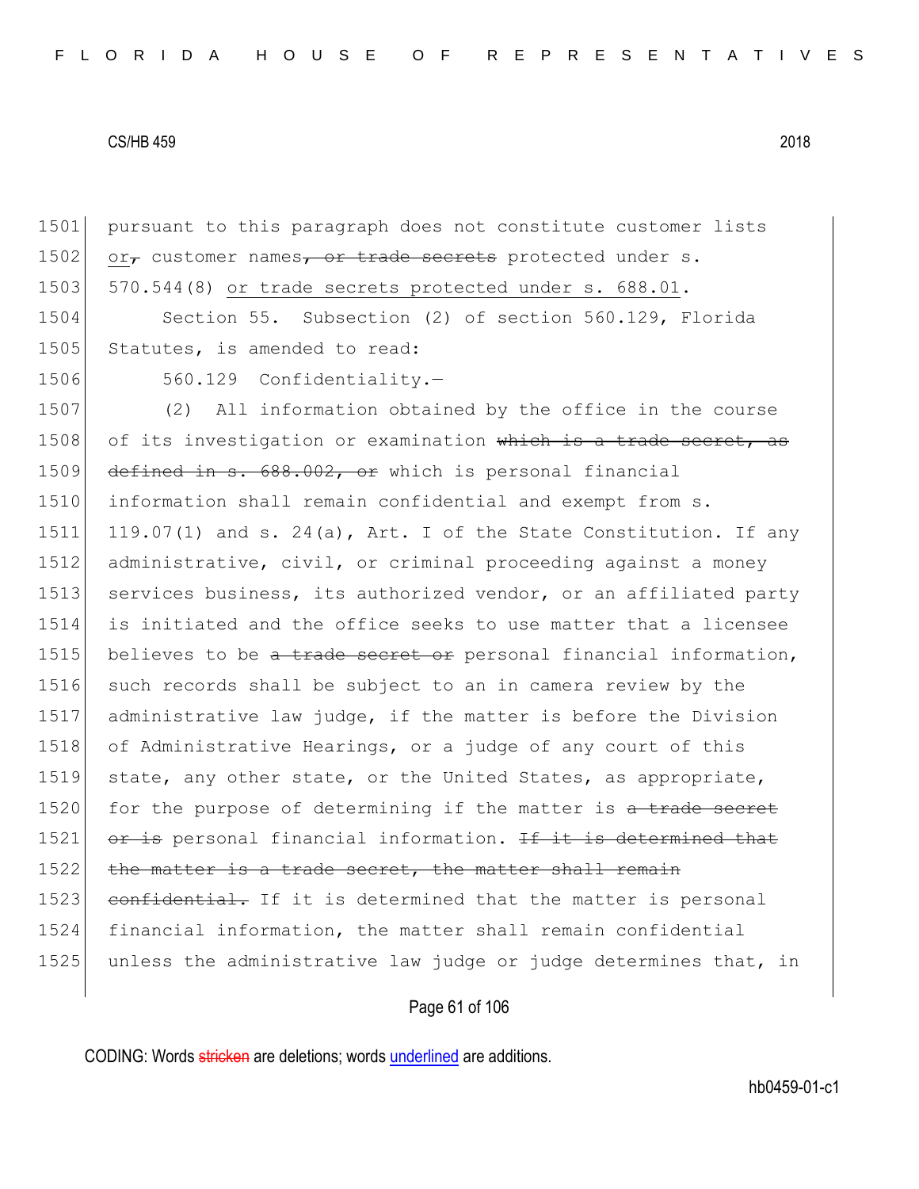1501 pursuant to this paragraph does not constitute customer lists
1502 <u>or</u>~~,~~ customer names~~, or trade secrets~~ protected under s.
1503 570.544(8) <u>or trade secrets protected under s. 688.01</u>.

1504 Section 55. Subsection (2) of section 560.129, Florida
1505 Statutes, is amended to read:

1506 560.129 Confidentiality.—

1507 (2) All information obtained by the office in the course
1508 of its investigation or examination ~~which is a trade secret, as~~
1509 ~~defined in s. 688.002, or~~ which is personal financial
1510 information shall remain confidential and exempt from s.
1511 119.07(1) and s. 24(a), Art. I of the State Constitution. If any
1512 administrative, civil, or criminal proceeding against a money
1513 services business, its authorized vendor, or an affiliated party
1514 is initiated and the office seeks to use matter that a licensee
1515 believes to be ~~a trade secret or~~ personal financial information,
1516 such records shall be subject to an in camera review by the
1517 administrative law judge, if the matter is before the Division
1518 of Administrative Hearings, or a judge of any court of this
1519 state, any other state, or the United States, as appropriate,
1520 for the purpose of determining if the matter is ~~a trade secret~~
1521 ~~or is~~ personal financial information. ~~If it is determined that~~
1522 ~~the matter is a trade secret, the matter shall remain~~
1523 ~~confidential.~~ If it is determined that the matter is personal
1524 financial information, the matter shall remain confidential
1525 unless the administrative law judge or judge determines that, in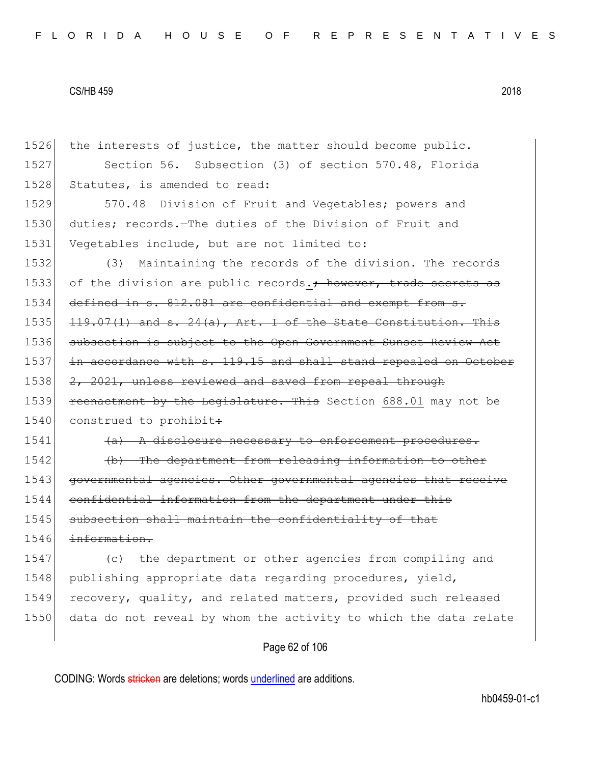1526 the interests of justice, the matter should become public.

1527 Section 56. Subsection (3) of section 570.48, Florida
1528 Statutes, is amended to read:

1529 570.48 Division of Fruit and Vegetables; powers and
1530 duties; records.—The duties of the Division of Fruit and
1531 Vegetables include, but are not limited to:

1532 (3) Maintaining the records of the division. The records
1533 of the division are public records.~~; however, trade secrets as~~
1534 ~~defined in s. 812.081 are confidential and exempt from s.~~
1535 ~~119.07(1) and s. 24(a), Art. I of the State Constitution. This~~
1536 ~~subsection is subject to the Open Government Sunset Review Act~~
1537 ~~in accordance with s. 119.15 and shall stand repealed on October~~
1538 ~~2, 2021, unless reviewed and saved from repeal through~~
1539 ~~reenactment by the Legislature. This~~ Section <u>688.01</u> may not be
1540 construed to prohibit~~:~~

1541 ~~(a) A disclosure necessary to enforcement procedures.~~

1542 ~~(b) The department from releasing information to other~~
1543 ~~governmental agencies. Other governmental agencies that receive~~
1544 ~~confidential information from the department under this~~
1545 ~~subsection shall maintain the confidentiality of that~~
1546 ~~information.~~

1547 ~~(c)~~ the department or other agencies from compiling and
1548 publishing appropriate data regarding procedures, yield,
1549 recovery, quality, and related matters, provided such released
1550 data do not reveal by whom the activity to which the data relate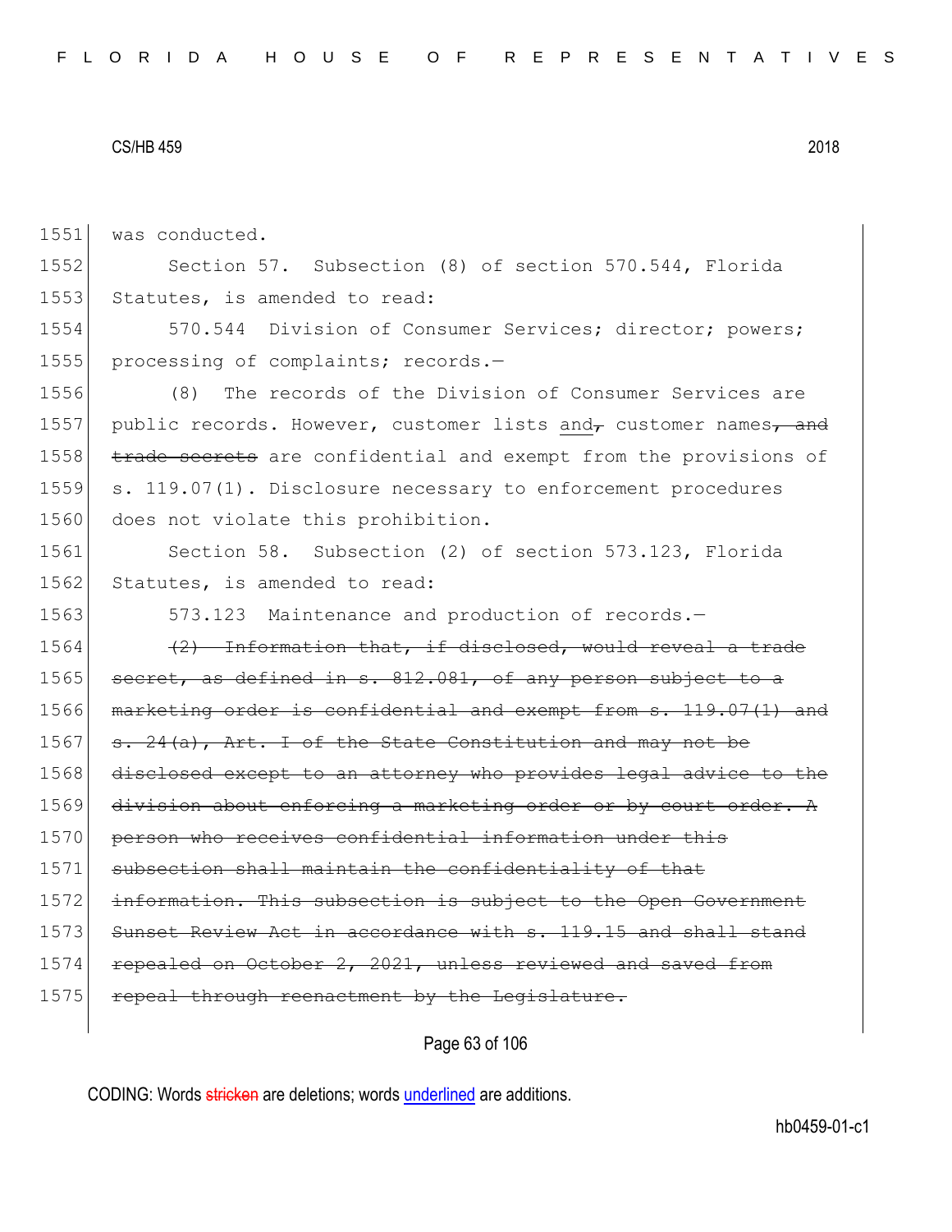was conducted.

Section 57. Subsection (8) of section 570.544, Florida Statutes, is amended to read:

570.544 Division of Consumer Services; director; powers; processing of complaints; records.—

(8) The records of the Division of Consumer Services are public records. However, customer lists and~~,~~ customer names~~, and trade secrets~~ are confidential and exempt from the provisions of s. 119.07(1). Disclosure necessary to enforcement procedures does not violate this prohibition.

Section 58. Subsection (2) of section 573.123, Florida Statutes, is amended to read:

573.123 Maintenance and production of records.—

~~(2) Information that, if disclosed, would reveal a trade secret, as defined in s. 812.081, of any person subject to a marketing order is confidential and exempt from s. 119.07(1) and s. 24(a), Art. I of the State Constitution and may not be disclosed except to an attorney who provides legal advice to the division about enforcing a marketing order or by court order. A person who receives confidential information under this subsection shall maintain the confidentiality of that information. This subsection is subject to the Open Government Sunset Review Act in accordance with s. 119.15 and shall stand repealed on October 2, 2021, unless reviewed and saved from repeal through reenactment by the Legislature.~~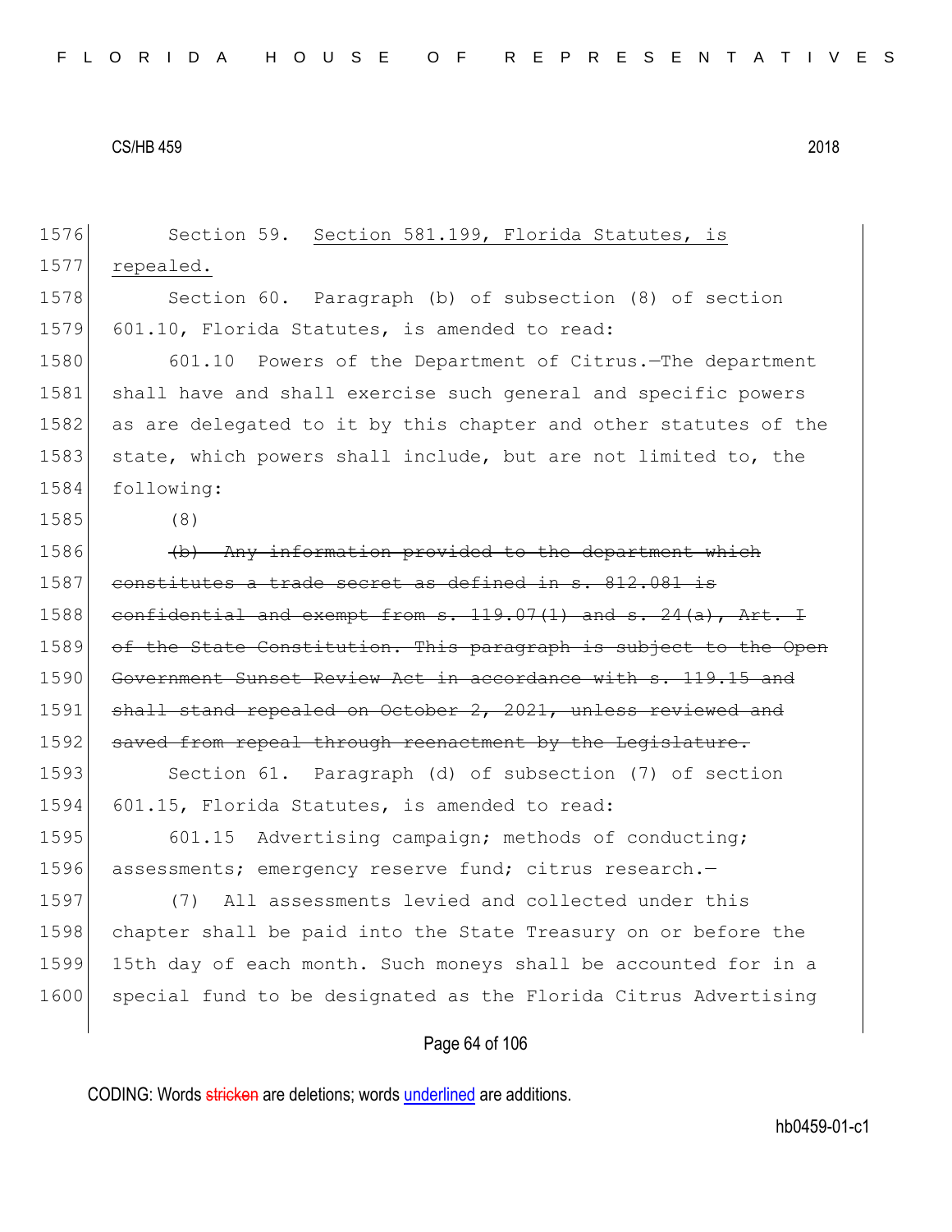Section 59. <u>Section 581.199, Florida Statutes, is repealed.</u>

Section 60. Paragraph (b) of subsection (8) of section 601.10, Florida Statutes, is amended to read:

601.10 Powers of the Department of Citrus.—The department shall have and shall exercise such general and specific powers as are delegated to it by this chapter and other statutes of the state, which powers shall include, but are not limited to, the following:

(8)

~~(b) Any information provided to the department which constitutes a trade secret as defined in s. 812.081 is confidential and exempt from s. 119.07(1) and s. 24(a), Art. I of the State Constitution. This paragraph is subject to the Open Government Sunset Review Act in accordance with s. 119.15 and shall stand repealed on October 2, 2021, unless reviewed and saved from repeal through reenactment by the Legislature.~~

Section 61. Paragraph (d) of subsection (7) of section 601.15, Florida Statutes, is amended to read:

601.15 Advertising campaign; methods of conducting; assessments; emergency reserve fund; citrus research.—

(7) All assessments levied and collected under this chapter shall be paid into the State Treasury on or before the 15th day of each month. Such moneys shall be accounted for in a special fund to be designated as the Florida Citrus Advertising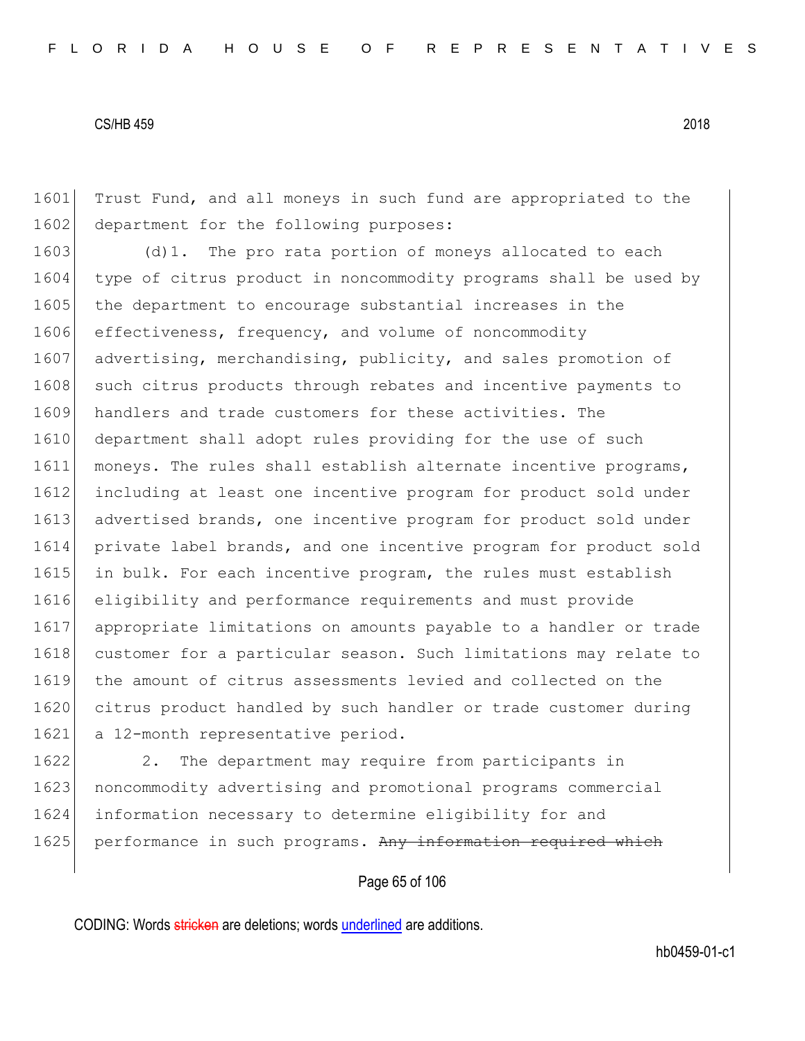1601 Trust Fund, and all moneys in such fund are appropriated to the
1602 department for the following purposes:

1603 (d)1. The pro rata portion of moneys allocated to each
1604 type of citrus product in noncommodity programs shall be used by
1605 the department to encourage substantial increases in the
1606 effectiveness, frequency, and volume of noncommodity
1607 advertising, merchandising, publicity, and sales promotion of
1608 such citrus products through rebates and incentive payments to
1609 handlers and trade customers for these activities. The
1610 department shall adopt rules providing for the use of such
1611 moneys. The rules shall establish alternate incentive programs,
1612 including at least one incentive program for product sold under
1613 advertised brands, one incentive program for product sold under
1614 private label brands, and one incentive program for product sold
1615 in bulk. For each incentive program, the rules must establish
1616 eligibility and performance requirements and must provide
1617 appropriate limitations on amounts payable to a handler or trade
1618 customer for a particular season. Such limitations may relate to
1619 the amount of citrus assessments levied and collected on the
1620 citrus product handled by such handler or trade customer during
1621 a 12-month representative period.

1622 2. The department may require from participants in
1623 noncommodity advertising and promotional programs commercial
1624 information necessary to determine eligibility for and
1625 performance in such programs. ~~Any information required which~~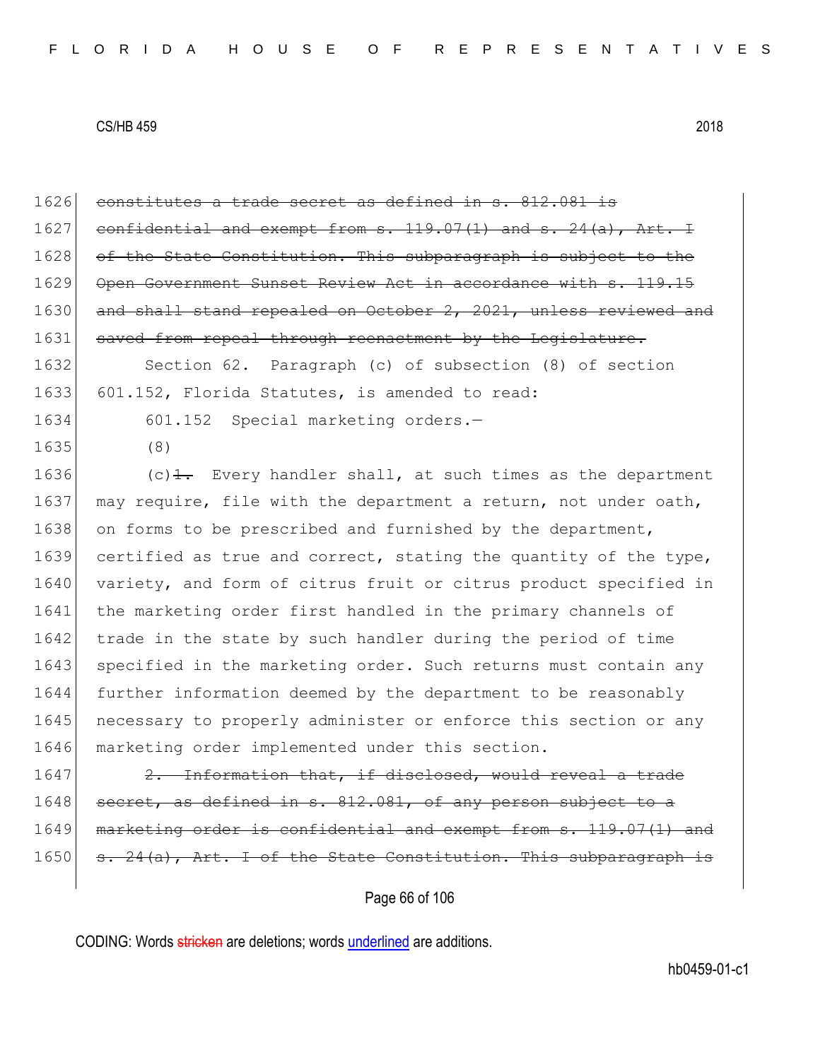1626 ~~constitutes a trade secret as defined in s. 812.081 is~~
1627 ~~confidential and exempt from s. 119.07(1) and s. 24(a), Art. I~~
1628 ~~of the State Constitution. This subparagraph is subject to the~~
1629 ~~Open Government Sunset Review Act in accordance with s. 119.15~~
1630 ~~and shall stand repealed on October 2, 2021, unless reviewed and~~
1631 ~~saved from repeal through reenactment by the Legislature.~~

1632 Section 62. Paragraph (c) of subsection (8) of section
1633 601.152, Florida Statutes, is amended to read:

1634 601.152 Special marketing orders.—

1635 (8)

1636 (c)~~1.~~ Every handler shall, at such times as the department
1637 may require, file with the department a return, not under oath,
1638 on forms to be prescribed and furnished by the department,
1639 certified as true and correct, stating the quantity of the type,
1640 variety, and form of citrus fruit or citrus product specified in
1641 the marketing order first handled in the primary channels of
1642 trade in the state by such handler during the period of time
1643 specified in the marketing order. Such returns must contain any
1644 further information deemed by the department to be reasonably
1645 necessary to properly administer or enforce this section or any
1646 marketing order implemented under this section.

1647 ~~2. Information that, if disclosed, would reveal a trade~~
1648 ~~secret, as defined in s. 812.081, of any person subject to a~~
1649 ~~marketing order is confidential and exempt from s. 119.07(1) and~~
1650 ~~s. 24(a), Art. I of the State Constitution. This subparagraph is~~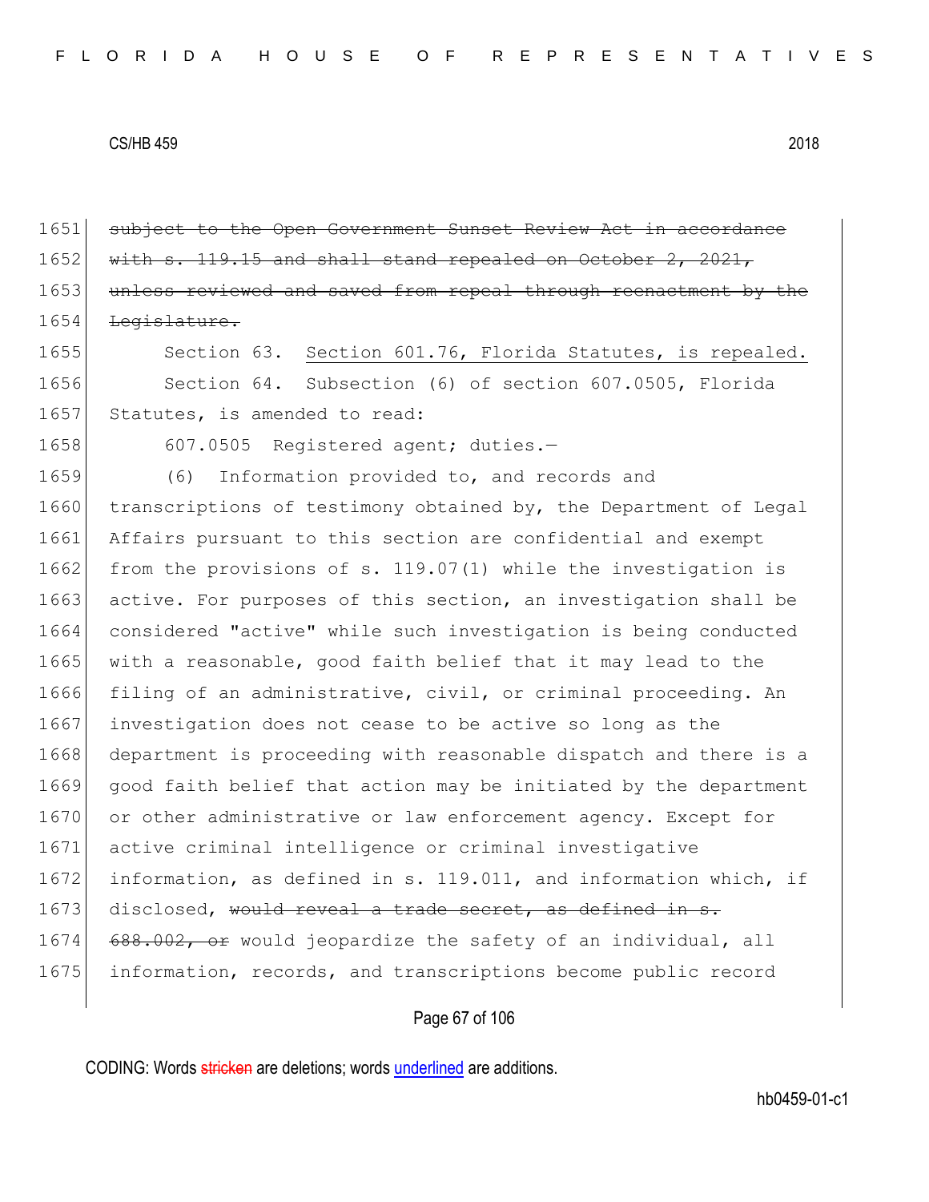1651 ~~subject to the Open Government Sunset Review Act in accordance~~
1652 ~~with s. 119.15 and shall stand repealed on October 2, 2021,~~
1653 ~~unless reviewed and saved from repeal through reenactment by the~~
1654 ~~Legislature.~~

1655 Section 63. <u>Section 601.76, Florida Statutes, is repealed.</u>

1656 Section 64. Subsection (6) of section 607.0505, Florida
1657 Statutes, is amended to read:

1658 607.0505 Registered agent; duties.—

1659 (6) Information provided to, and records and
1660 transcriptions of testimony obtained by, the Department of Legal
1661 Affairs pursuant to this section are confidential and exempt
1662 from the provisions of s. 119.07(1) while the investigation is
1663 active. For purposes of this section, an investigation shall be
1664 considered "active" while such investigation is being conducted
1665 with a reasonable, good faith belief that it may lead to the
1666 filing of an administrative, civil, or criminal proceeding. An
1667 investigation does not cease to be active so long as the
1668 department is proceeding with reasonable dispatch and there is a
1669 good faith belief that action may be initiated by the department
1670 or other administrative or law enforcement agency. Except for
1671 active criminal intelligence or criminal investigative
1672 information, as defined in s. 119.011, and information which, if
1673 disclosed, ~~would reveal a trade secret, as defined in s.~~
1674 ~~688.002, or~~ would jeopardize the safety of an individual, all
1675 information, records, and transcriptions become public record

CODING: Words ~~stricken~~ are deletions; words <u>underlined</u> are additions.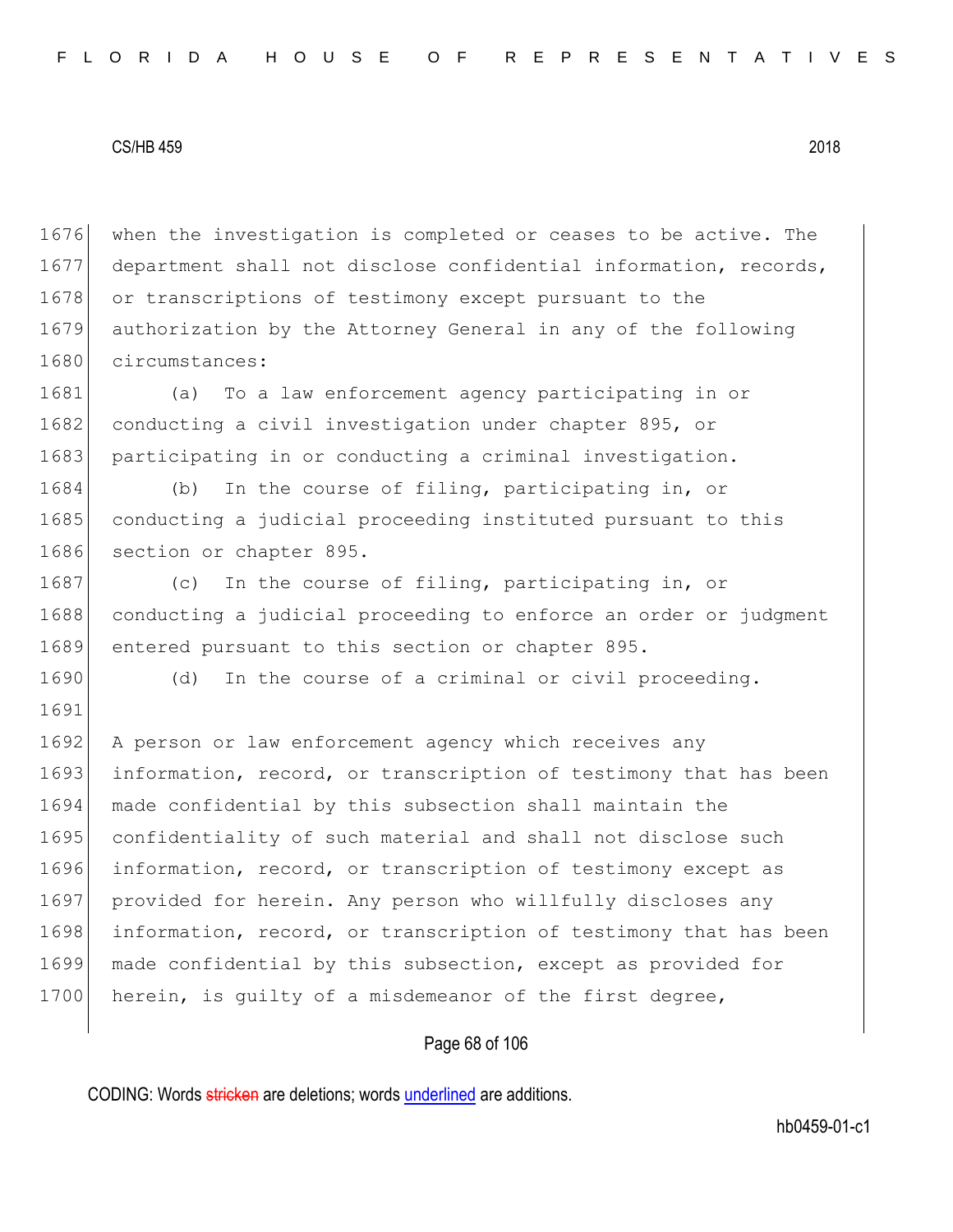when the investigation is completed or ceases to be active. The department shall not disclose confidential information, records, or transcriptions of testimony except pursuant to the authorization by the Attorney General in any of the following circumstances:

(a) To a law enforcement agency participating in or conducting a civil investigation under chapter 895, or participating in or conducting a criminal investigation.

(b) In the course of filing, participating in, or conducting a judicial proceeding instituted pursuant to this section or chapter 895.

(c) In the course of filing, participating in, or conducting a judicial proceeding to enforce an order or judgment entered pursuant to this section or chapter 895.

(d) In the course of a criminal or civil proceeding.

A person or law enforcement agency which receives any information, record, or transcription of testimony that has been made confidential by this subsection shall maintain the confidentiality of such material and shall not disclose such information, record, or transcription of testimony except as provided for herein. Any person who willfully discloses any information, record, or transcription of testimony that has been made confidential by this subsection, except as provided for herein, is guilty of a misdemeanor of the first degree,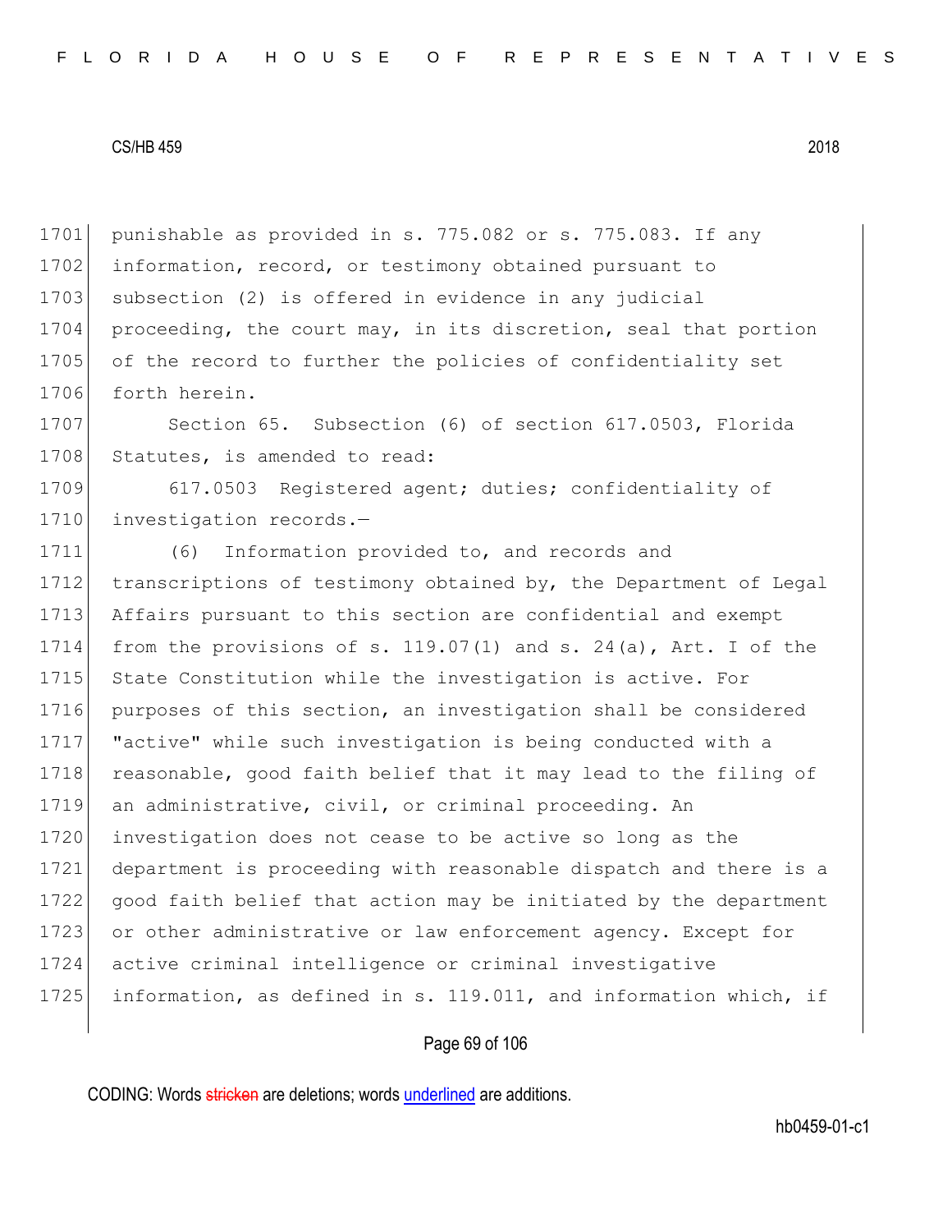punishable as provided in s. 775.082 or s. 775.083. If any information, record, or testimony obtained pursuant to subsection (2) is offered in evidence in any judicial proceeding, the court may, in its discretion, seal that portion of the record to further the policies of confidentiality set forth herein.

Section 65. Subsection (6) of section 617.0503, Florida Statutes, is amended to read:

617.0503 Registered agent; duties; confidentiality of investigation records.—

(6) Information provided to, and records and transcriptions of testimony obtained by, the Department of Legal Affairs pursuant to this section are confidential and exempt from the provisions of s. 119.07(1) and s. 24(a), Art. I of the State Constitution while the investigation is active. For purposes of this section, an investigation shall be considered "active" while such investigation is being conducted with a reasonable, good faith belief that it may lead to the filing of an administrative, civil, or criminal proceeding. An investigation does not cease to be active so long as the department is proceeding with reasonable dispatch and there is a good faith belief that action may be initiated by the department or other administrative or law enforcement agency. Except for active criminal intelligence or criminal investigative information, as defined in s. 119.011, and information which, if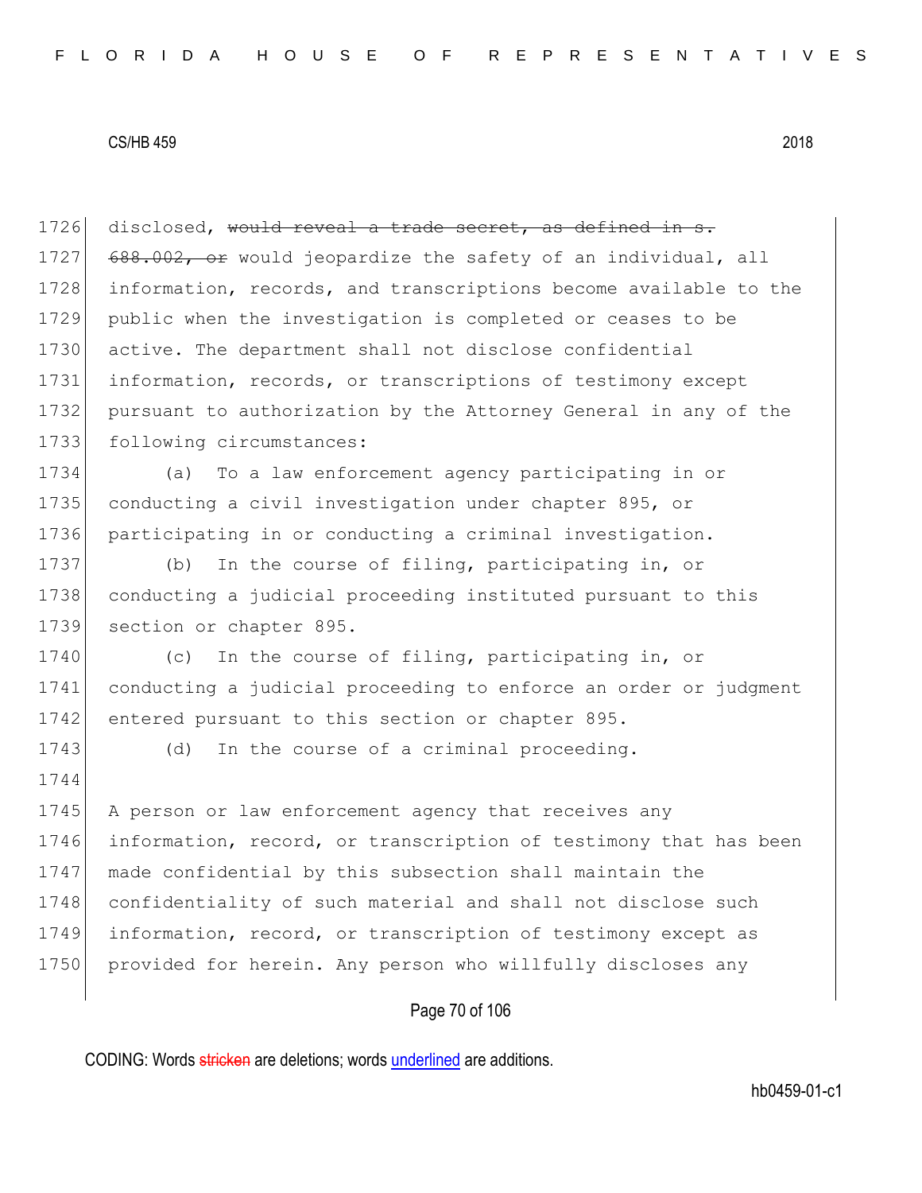disclosed, ~~would reveal a trade secret, as defined in s. 688.002, or~~ would jeopardize the safety of an individual, all information, records, and transcriptions become available to the public when the investigation is completed or ceases to be active. The department shall not disclose confidential information, records, or transcriptions of testimony except pursuant to authorization by the Attorney General in any of the following circumstances:

(a) To a law enforcement agency participating in or conducting a civil investigation under chapter 895, or participating in or conducting a criminal investigation.

(b) In the course of filing, participating in, or conducting a judicial proceeding instituted pursuant to this section or chapter 895.

(c) In the course of filing, participating in, or conducting a judicial proceeding to enforce an order or judgment entered pursuant to this section or chapter 895.

(d) In the course of a criminal proceeding.

A person or law enforcement agency that receives any information, record, or transcription of testimony that has been made confidential by this subsection shall maintain the confidentiality of such material and shall not disclose such information, record, or transcription of testimony except as provided for herein. Any person who willfully discloses any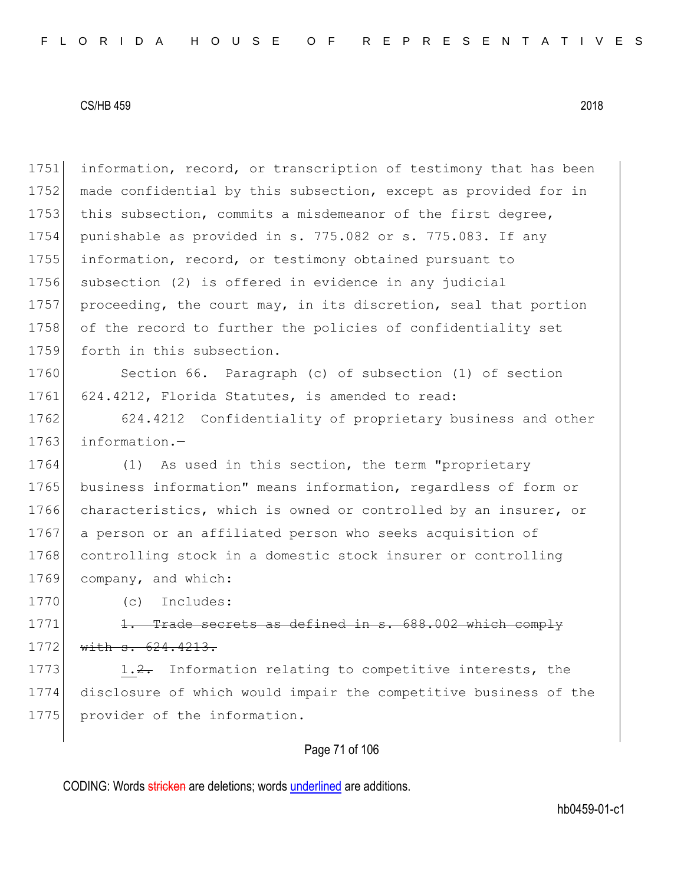information, record, or transcription of testimony that has been made confidential by this subsection, except as provided for in this subsection, commits a misdemeanor of the first degree, punishable as provided in s. 775.082 or s. 775.083. If any information, record, or testimony obtained pursuant to subsection (2) is offered in evidence in any judicial proceeding, the court may, in its discretion, seal that portion of the record to further the policies of confidentiality set forth in this subsection.

Section 66. Paragraph (c) of subsection (1) of section 624.4212, Florida Statutes, is amended to read:

624.4212 Confidentiality of proprietary business and other information.—

(1) As used in this section, the term "proprietary business information" means information, regardless of form or characteristics, which is owned or controlled by an insurer, or a person or an affiliated person who seeks acquisition of controlling stock in a domestic stock insurer or controlling company, and which:

(c) Includes:

~~1. Trade secrets as defined in s. 688.002 which comply with s. 624.4213.~~

<u>1.</u>~~2.~~ Information relating to competitive interests, the disclosure of which would impair the competitive business of the provider of the information.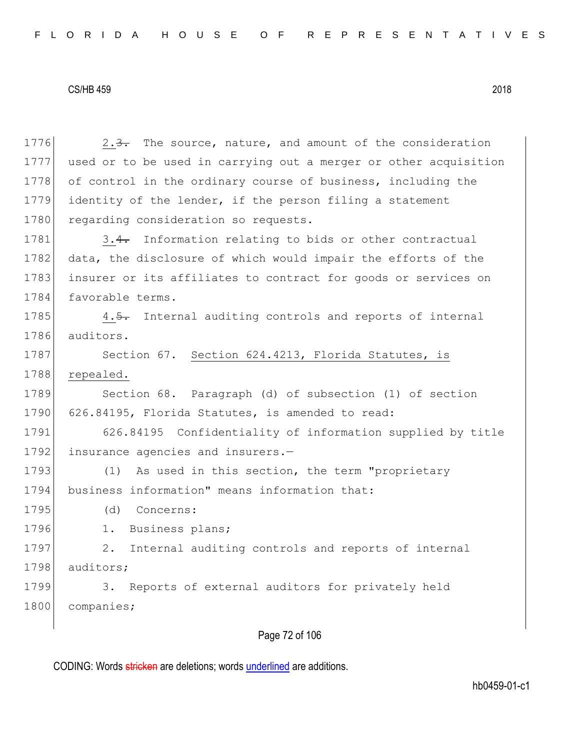2. ~~3.~~ The source, nature, and amount of the consideration used or to be used in carrying out a merger or other acquisition of control in the ordinary course of business, including the identity of the lender, if the person filing a statement regarding consideration so requests.

3. ~~4.~~ Information relating to bids or other contractual data, the disclosure of which would impair the efforts of the insurer or its affiliates to contract for goods or services on favorable terms.

4. ~~5.~~ Internal auditing controls and reports of internal auditors.

Section 67. <u>Section 624.4213, Florida Statutes, is repealed.</u>

Section 68. Paragraph (d) of subsection (1) of section 626.84195, Florida Statutes, is amended to read:

626.84195 Confidentiality of information supplied by title insurance agencies and insurers.—

(1) As used in this section, the term "proprietary business information" means information that:

(d) Concerns:

1. Business plans;

2. Internal auditing controls and reports of internal auditors;

3. Reports of external auditors for privately held companies;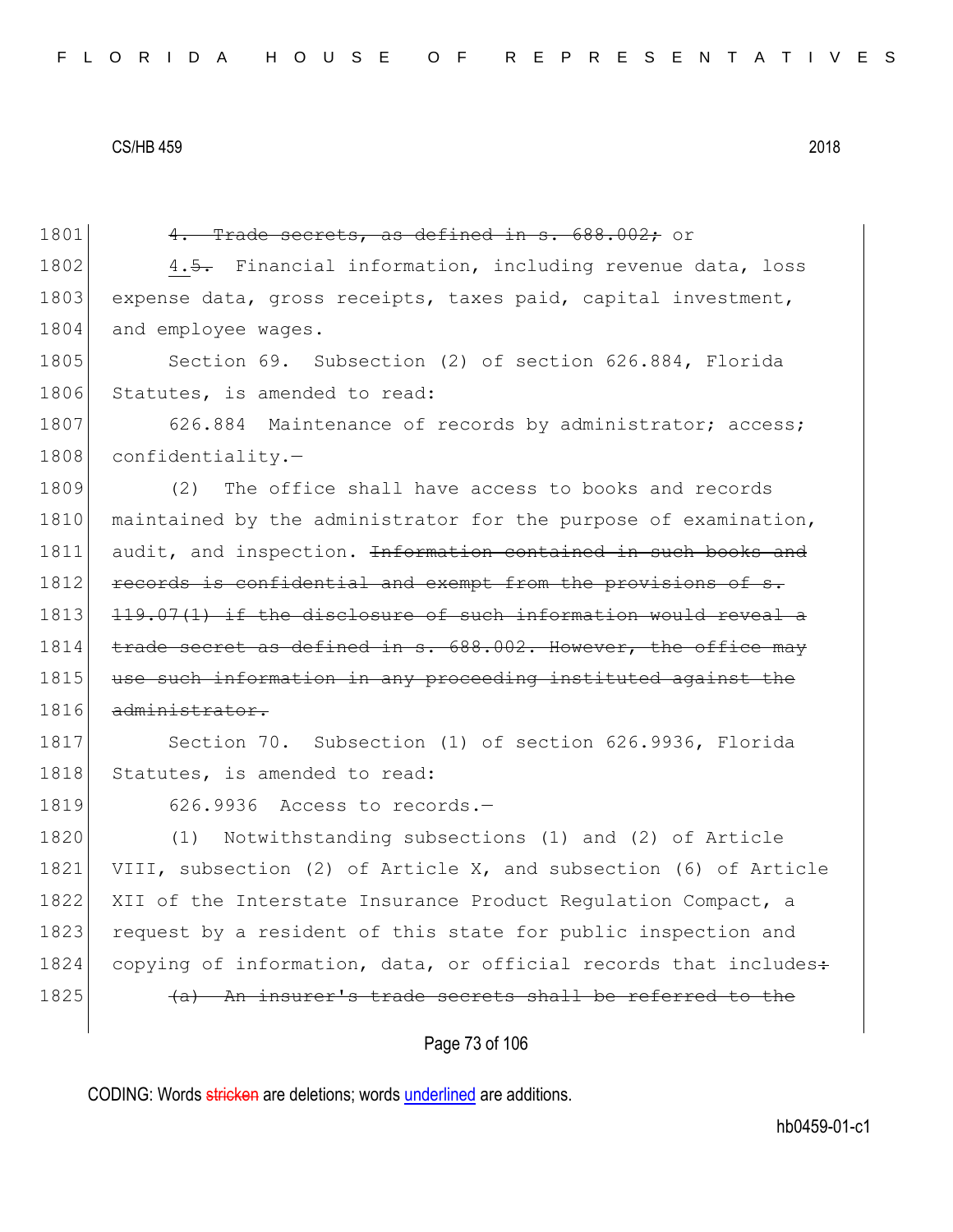1801 ~~4. Trade secrets, as defined in s. 688.002;~~ or

1802 4.~~5.~~ Financial information, including revenue data, loss
1803 expense data, gross receipts, taxes paid, capital investment,
1804 and employee wages.

1805 Section 69. Subsection (2) of section 626.884, Florida
1806 Statutes, is amended to read:

1807 626.884 Maintenance of records by administrator; access;
1808 confidentiality.—

1809 (2) The office shall have access to books and records
1810 maintained by the administrator for the purpose of examination,
1811 audit, and inspection. ~~Information contained in such books and~~
1812 ~~records is confidential and exempt from the provisions of s.~~
1813 ~~119.07(1) if the disclosure of such information would reveal a~~
1814 ~~trade secret as defined in s. 688.002. However, the office may~~
1815 ~~use such information in any proceeding instituted against the~~
1816 ~~administrator.~~

1817 Section 70. Subsection (1) of section 626.9936, Florida
1818 Statutes, is amended to read:

1819 626.9936 Access to records.—

1820 (1) Notwithstanding subsections (1) and (2) of Article
1821 VIII, subsection (2) of Article X, and subsection (6) of Article
1822 XII of the Interstate Insurance Product Regulation Compact, a
1823 request by a resident of this state for public inspection and
1824 copying of information, data, or official records that includes~~:~~

1825 ~~(a) An insurer's trade secrets shall be referred to the~~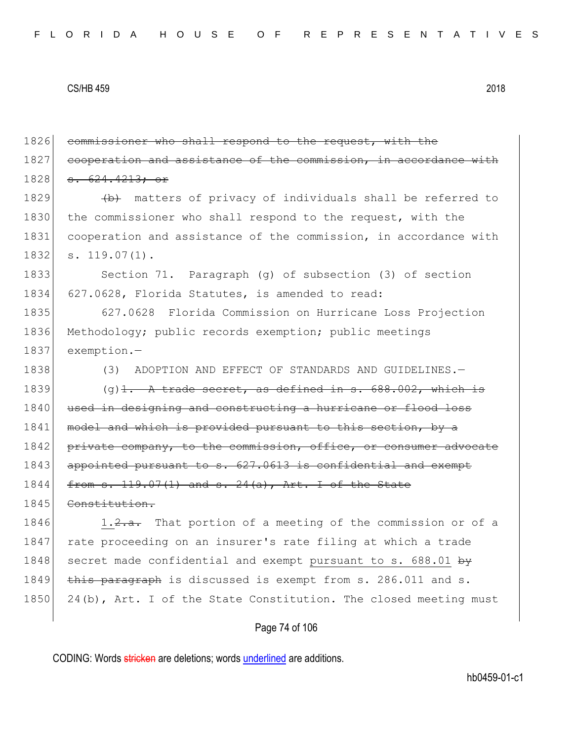1826 ~~commissioner who shall respond to the request, with the~~
1827 ~~cooperation and assistance of the commission, in accordance with~~
1828 ~~s. 624.4213; or~~

1829 ~~(b)~~ matters of privacy of individuals shall be referred to
1830 the commissioner who shall respond to the request, with the
1831 cooperation and assistance of the commission, in accordance with
1832 s. 119.07(1).

1833 Section 71. Paragraph (g) of subsection (3) of section
1834 627.0628, Florida Statutes, is amended to read:

1835 627.0628 Florida Commission on Hurricane Loss Projection
1836 Methodology; public records exemption; public meetings
1837 exemption.—

1838 (3) ADOPTION AND EFFECT OF STANDARDS AND GUIDELINES.—

1839 (g)~~1. A trade secret, as defined in s. 688.002, which is~~
1840 ~~used in designing and constructing a hurricane or flood loss~~
1841 ~~model and which is provided pursuant to this section, by a~~
1842 ~~private company, to the commission, office, or consumer advocate~~
1843 ~~appointed pursuant to s. 627.0613 is confidential and exempt~~
1844 ~~from s. 119.07(1) and s. 24(a), Art. I of the State~~
1845 ~~Constitution.~~

1846 <u>1.</u>~~2.a.~~ That portion of a meeting of the commission or of a
1847 rate proceeding on an insurer's rate filing at which a trade
1848 secret made confidential and exempt <u>pursuant to s. 688.01</u> ~~by~~
1849 ~~this paragraph~~ is discussed is exempt from s. 286.011 and s.
1850 24(b), Art. I of the State Constitution. The closed meeting must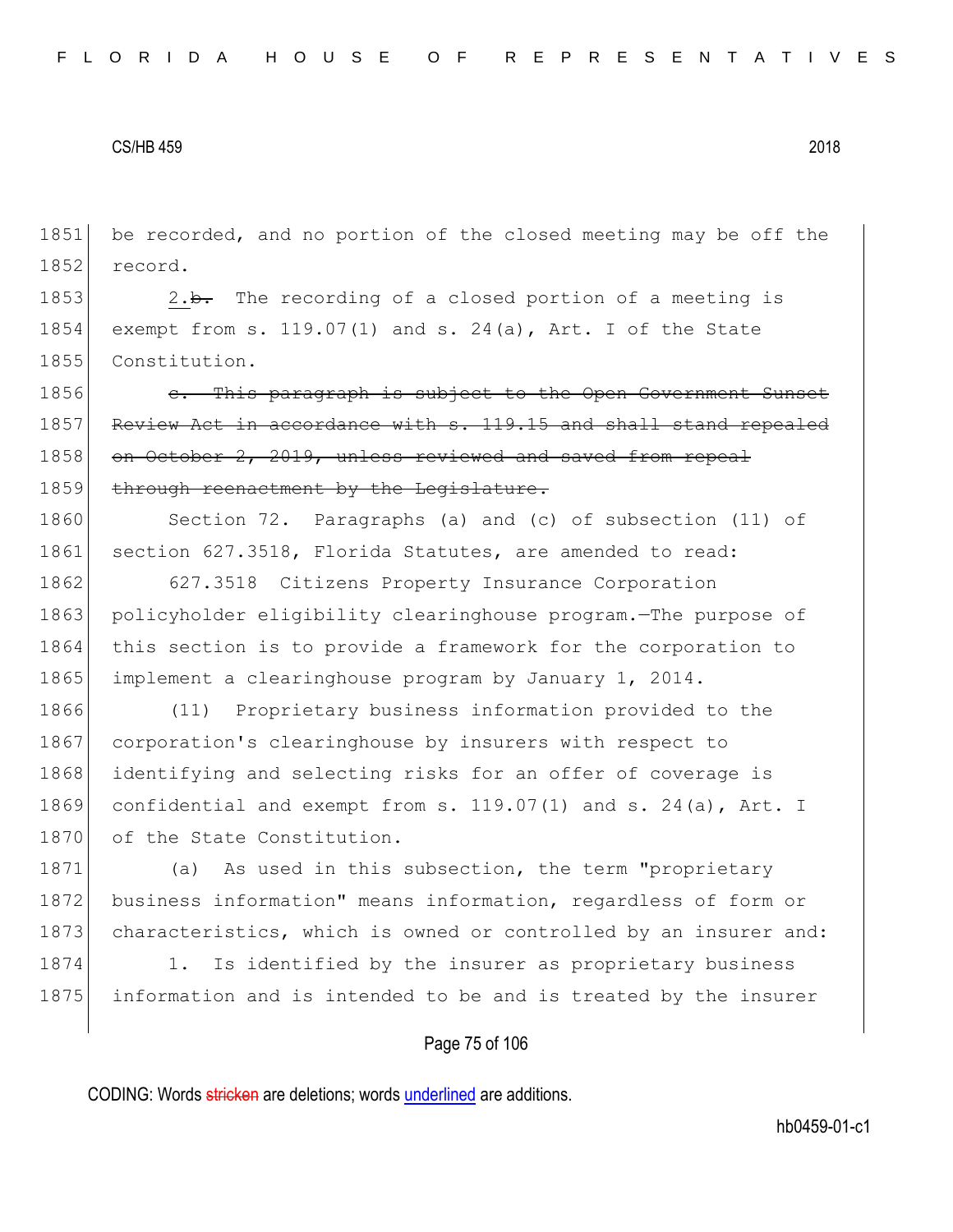be recorded, and no portion of the closed meeting may be off the record.

2.~~b.~~ The recording of a closed portion of a meeting is exempt from s. 119.07(1) and s. 24(a), Art. I of the State Constitution.

~~c. This paragraph is subject to the Open Government Sunset Review Act in accordance with s. 119.15 and shall stand repealed on October 2, 2019, unless reviewed and saved from repeal through reenactment by the Legislature.~~

Section 72. Paragraphs (a) and (c) of subsection (11) of section 627.3518, Florida Statutes, are amended to read:

627.3518 Citizens Property Insurance Corporation policyholder eligibility clearinghouse program.—The purpose of this section is to provide a framework for the corporation to implement a clearinghouse program by January 1, 2014.

(11) Proprietary business information provided to the corporation's clearinghouse by insurers with respect to identifying and selecting risks for an offer of coverage is confidential and exempt from s. 119.07(1) and s. 24(a), Art. I of the State Constitution.

(a) As used in this subsection, the term "proprietary business information" means information, regardless of form or characteristics, which is owned or controlled by an insurer and:

1. Is identified by the insurer as proprietary business information and is intended to be and is treated by the insurer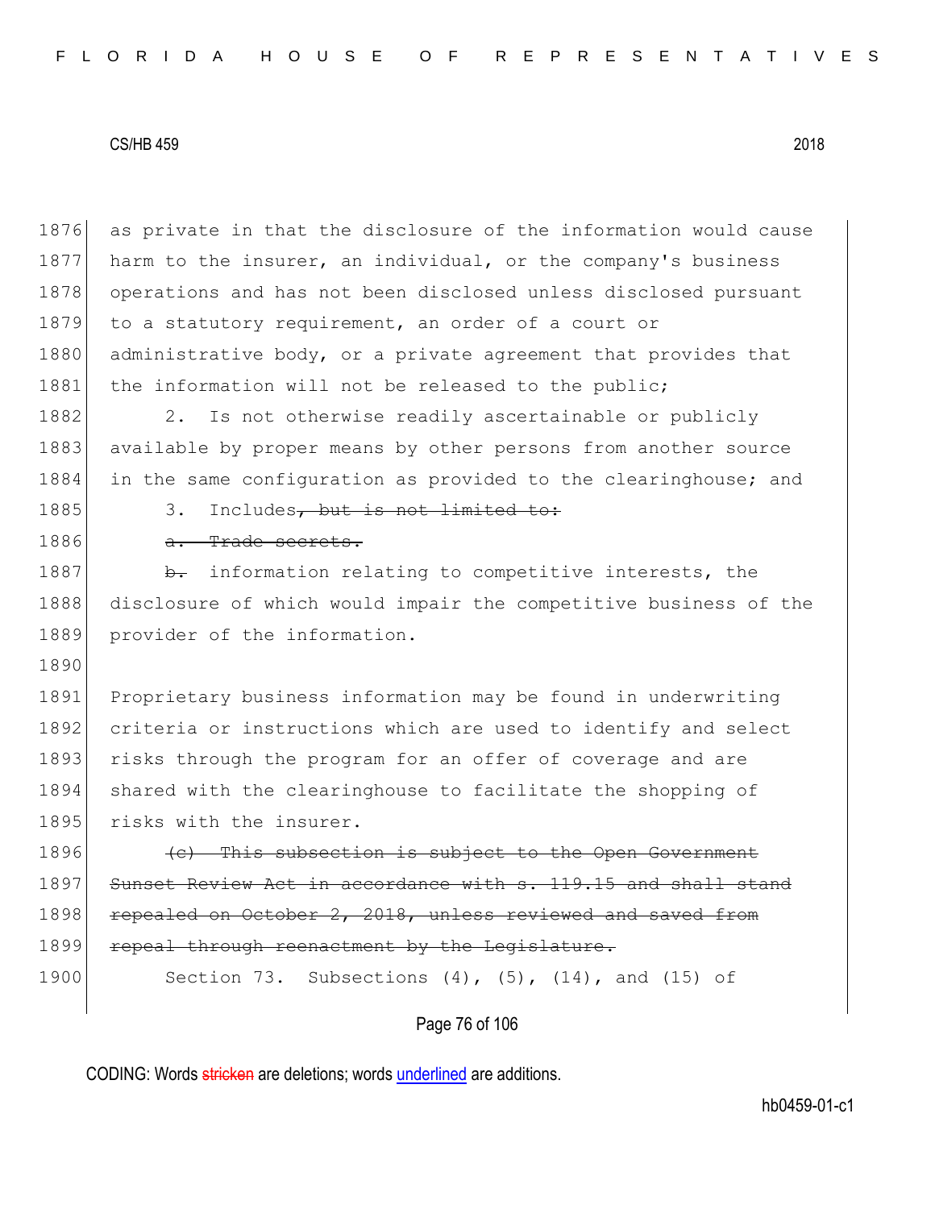1876 as private in that the disclosure of the information would cause
1877 harm to the insurer, an individual, or the company's business
1878 operations and has not been disclosed unless disclosed pursuant
1879 to a statutory requirement, an order of a court or
1880 administrative body, or a private agreement that provides that
1881 the information will not be released to the public;

1882 2. Is not otherwise readily ascertainable or publicly
1883 available by proper means by other persons from another source
1884 in the same configuration as provided to the clearinghouse; and

1885 3. Includes~~, but is not limited to:~~

1886 ~~a. Trade secrets.~~

1887 ~~b.~~ information relating to competitive interests, the
1888 disclosure of which would impair the competitive business of the
1889 provider of the information.

1890

1891 Proprietary business information may be found in underwriting
1892 criteria or instructions which are used to identify and select
1893 risks through the program for an offer of coverage and are
1894 shared with the clearinghouse to facilitate the shopping of
1895 risks with the insurer.

1896 ~~(c) This subsection is subject to the Open Government~~
1897 ~~Sunset Review Act in accordance with s. 119.15 and shall stand~~
1898 ~~repealed on October 2, 2018, unless reviewed and saved from~~
1899 ~~repeal through reenactment by the Legislature.~~

1900 Section 73. Subsections (4), (5), (14), and (15) of

CODING: Words ~~stricken~~ are deletions; words underlined are additions.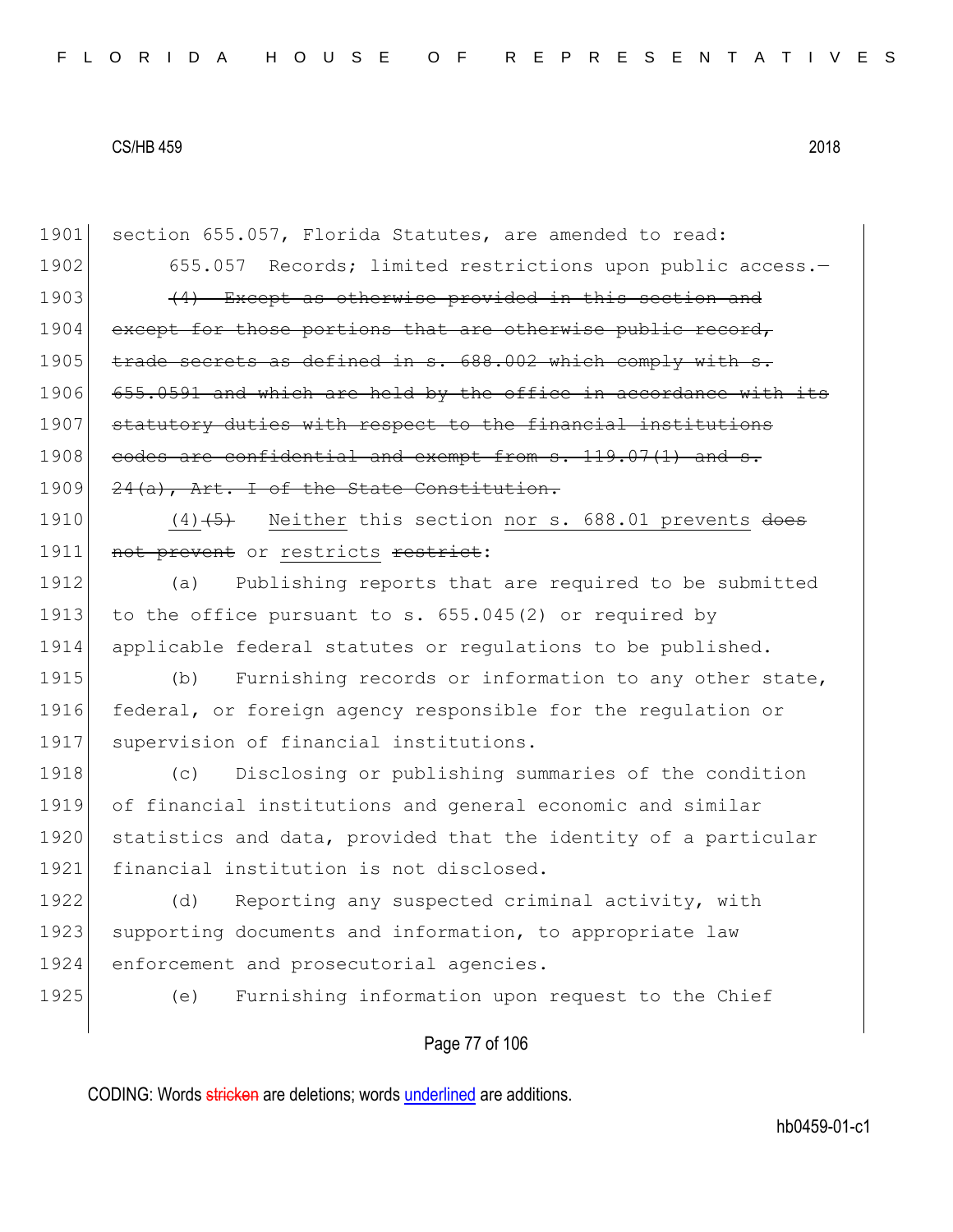section 655.057, Florida Statutes, are amended to read:

655.057 Records; limited restrictions upon public access.—

~~(4) Except as otherwise provided in this section and except for those portions that are otherwise public record, trade secrets as defined in s. 688.002 which comply with s. 655.0591 and which are held by the office in accordance with its statutory duties with respect to the financial institutions codes are confidential and exempt from s. 119.07(1) and s. 24(a), Art. I of the State Constitution.~~

<u>(4)</u>~~(5)~~ <u>Neither</u> this section <u>nor s. 688.01 prevents</u> ~~does not prevent~~ or <u>restricts</u> ~~restrict~~:

(a) Publishing reports that are required to be submitted to the office pursuant to s. 655.045(2) or required by applicable federal statutes or regulations to be published.

(b) Furnishing records or information to any other state, federal, or foreign agency responsible for the regulation or supervision of financial institutions.

(c) Disclosing or publishing summaries of the condition of financial institutions and general economic and similar statistics and data, provided that the identity of a particular financial institution is not disclosed.

(d) Reporting any suspected criminal activity, with supporting documents and information, to appropriate law enforcement and prosecutorial agencies.

(e) Furnishing information upon request to the Chief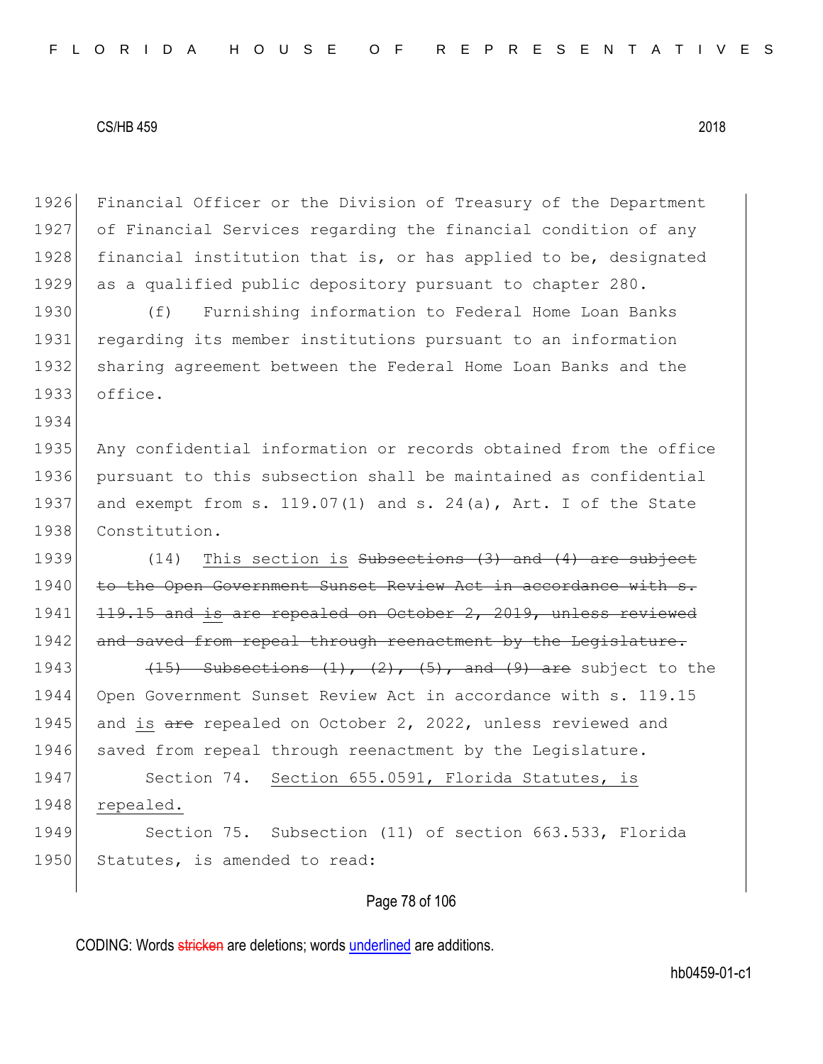Financial Officer or the Division of Treasury of the Department of Financial Services regarding the financial condition of any financial institution that is, or has applied to be, designated as a qualified public depository pursuant to chapter 280.

(f) Furnishing information to Federal Home Loan Banks regarding its member institutions pursuant to an information sharing agreement between the Federal Home Loan Banks and the office.

Any confidential information or records obtained from the office pursuant to this subsection shall be maintained as confidential and exempt from s. 119.07(1) and s. 24(a), Art. I of the State Constitution.

(14) This section is ~~Subsections (3) and (4) are subject to the Open Government Sunset Review Act in accordance with s. 119.15 and~~ is ~~are repealed on October 2, 2019, unless reviewed and saved from repeal through reenactment by the Legislature.~~

~~(15) Subsections (1), (2), (5), and (9) are~~ subject to the Open Government Sunset Review Act in accordance with s. 119.15 and is ~~are~~ repealed on October 2, 2022, unless reviewed and saved from repeal through reenactment by the Legislature.

Section 74. Section 655.0591, Florida Statutes, is repealed.

Section 75. Subsection (11) of section 663.533, Florida Statutes, is amended to read: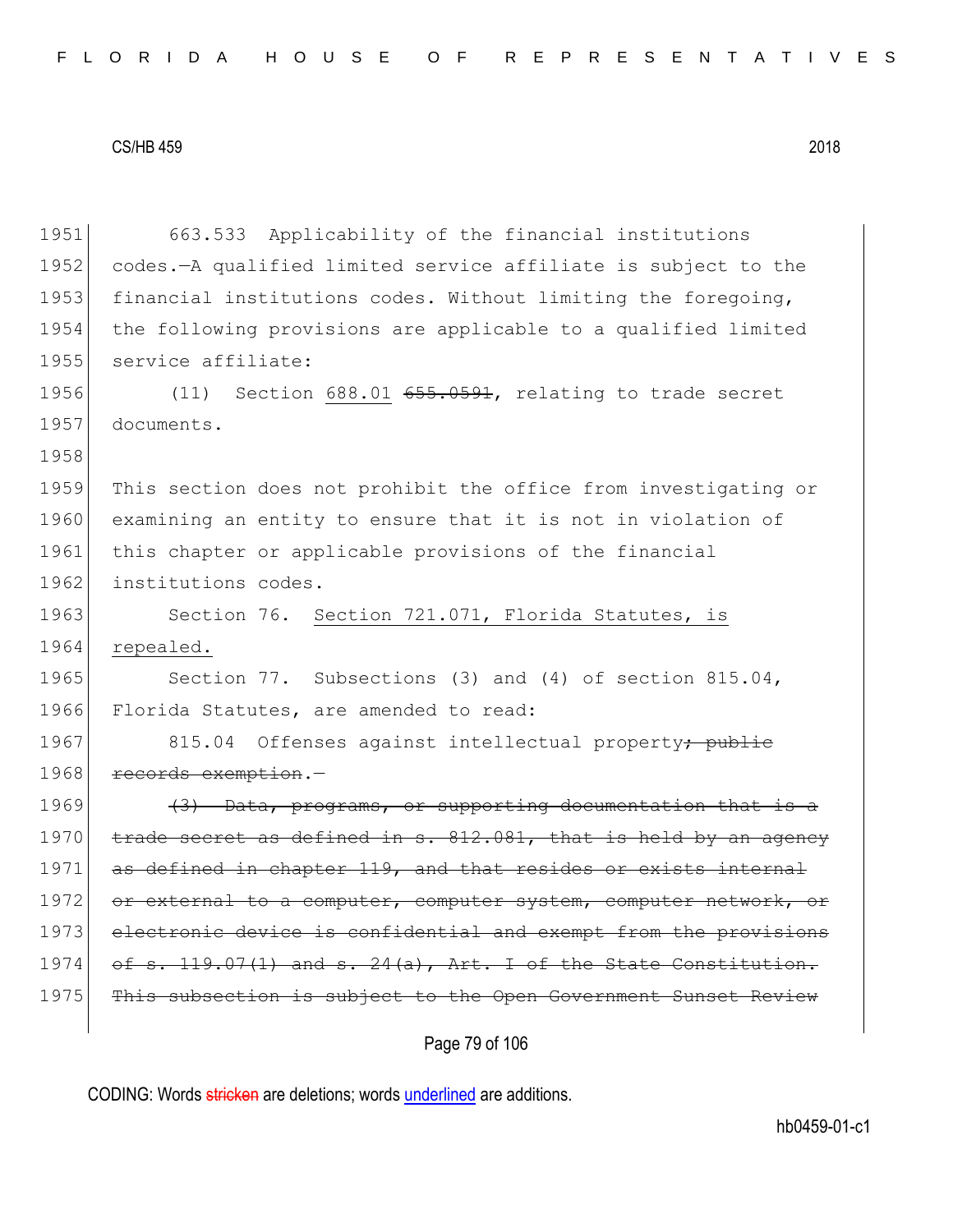1951 663.533 Applicability of the financial institutions
1952 codes.—A qualified limited service affiliate is subject to the
1953 financial institutions codes. Without limiting the foregoing,
1954 the following provisions are applicable to a qualified limited
1955 service affiliate:

1956 (11) Section <u>688.01</u> ~~655.0591~~, relating to trade secret
1957 documents.

1958

1959 This section does not prohibit the office from investigating or
1960 examining an entity to ensure that it is not in violation of
1961 this chapter or applicable provisions of the financial
1962 institutions codes.

1963 Section 76. <u>Section 721.071, Florida Statutes, is</u>
1964 <u>repealed.</u>

1965 Section 77. Subsections (3) and (4) of section 815.04,
1966 Florida Statutes, are amended to read:

1967 815.04 Offenses against intellectual property~~; public~~
1968 ~~records exemption~~.—

1969 ~~(3) Data, programs, or supporting documentation that is a~~
1970 ~~trade secret as defined in s. 812.081, that is held by an agency~~
1971 ~~as defined in chapter 119, and that resides or exists internal~~
1972 ~~or external to a computer, computer system, computer network, or~~
1973 ~~electronic device is confidential and exempt from the provisions~~
1974 ~~of s. 119.07(1) and s. 24(a), Art. I of the State Constitution.~~
1975 ~~This subsection is subject to the Open Government Sunset Review~~

CODING: Words ~~stricken~~ are deletions; words <u>underlined</u> are additions.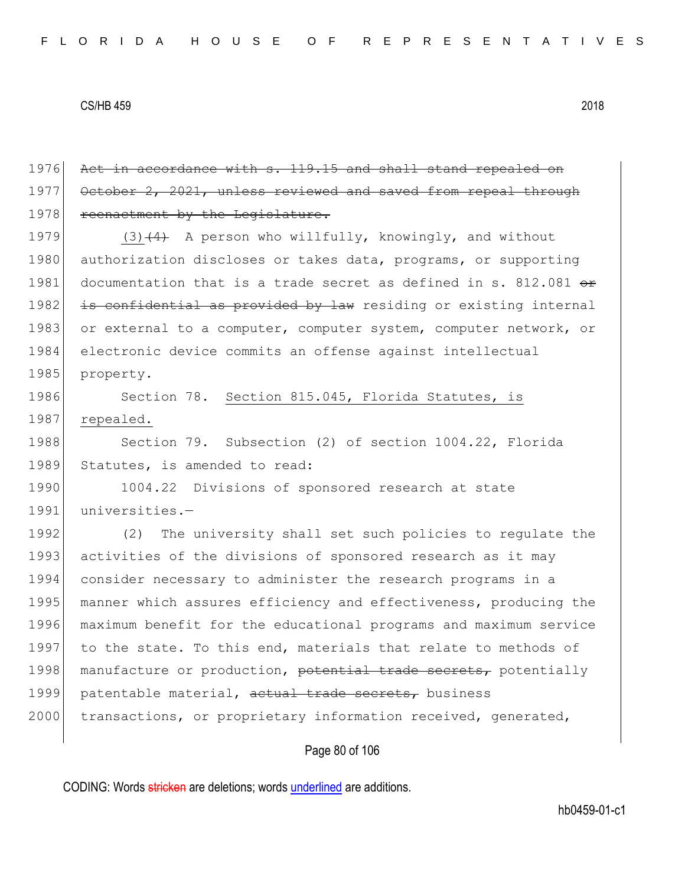~~Act in accordance with s. 119.15 and shall stand repealed on October 2, 2021, unless reviewed and saved from repeal through reenactment by the Legislature.~~

(3)~~(4)~~ A person who willfully, knowingly, and without authorization discloses or takes data, programs, or supporting documentation that is a trade secret as defined in s. 812.081 ~~or is confidential as provided by law~~ residing or existing internal or external to a computer, computer system, computer network, or electronic device commits an offense against intellectual property.

Section 78. Section 815.045, Florida Statutes, is repealed.

Section 79. Subsection (2) of section 1004.22, Florida Statutes, is amended to read:

1004.22 Divisions of sponsored research at state universities.—

(2) The university shall set such policies to regulate the activities of the divisions of sponsored research as it may consider necessary to administer the research programs in a manner which assures efficiency and effectiveness, producing the maximum benefit for the educational programs and maximum service to the state. To this end, materials that relate to methods of manufacture or production, ~~potential trade secrets,~~ potentially patentable material, ~~actual trade secrets,~~ business transactions, or proprietary information received, generated,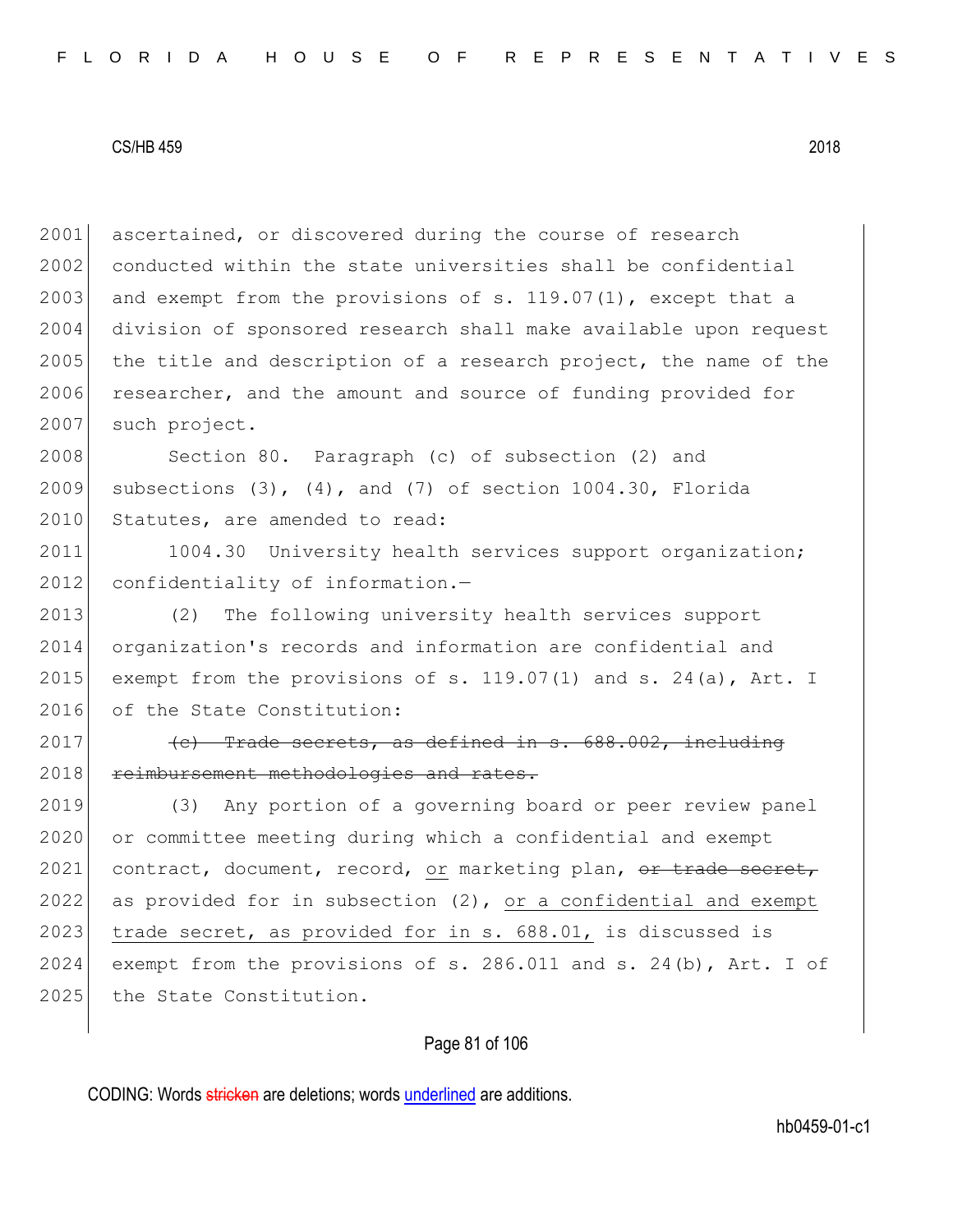ascertained, or discovered during the course of research conducted within the state universities shall be confidential and exempt from the provisions of s. 119.07(1), except that a division of sponsored research shall make available upon request the title and description of a research project, the name of the researcher, and the amount and source of funding provided for such project.

Section 80. Paragraph (c) of subsection (2) and subsections (3), (4), and (7) of section 1004.30, Florida Statutes, are amended to read:

1004.30 University health services support organization; confidentiality of information.—

(2) The following university health services support organization's records and information are confidential and exempt from the provisions of s. 119.07(1) and s. 24(a), Art. I of the State Constitution:

~~(c) Trade secrets, as defined in s. 688.002, including reimbursement methodologies and rates.~~

(3) Any portion of a governing board or peer review panel or committee meeting during which a confidential and exempt contract, document, record, <u>or</u> marketing plan, ~~or trade secret,~~ as provided for in subsection (2), <u>or a confidential and exempt trade secret, as provided for in s. 688.01,</u> is discussed is exempt from the provisions of s. 286.011 and s. 24(b), Art. I of the State Constitution.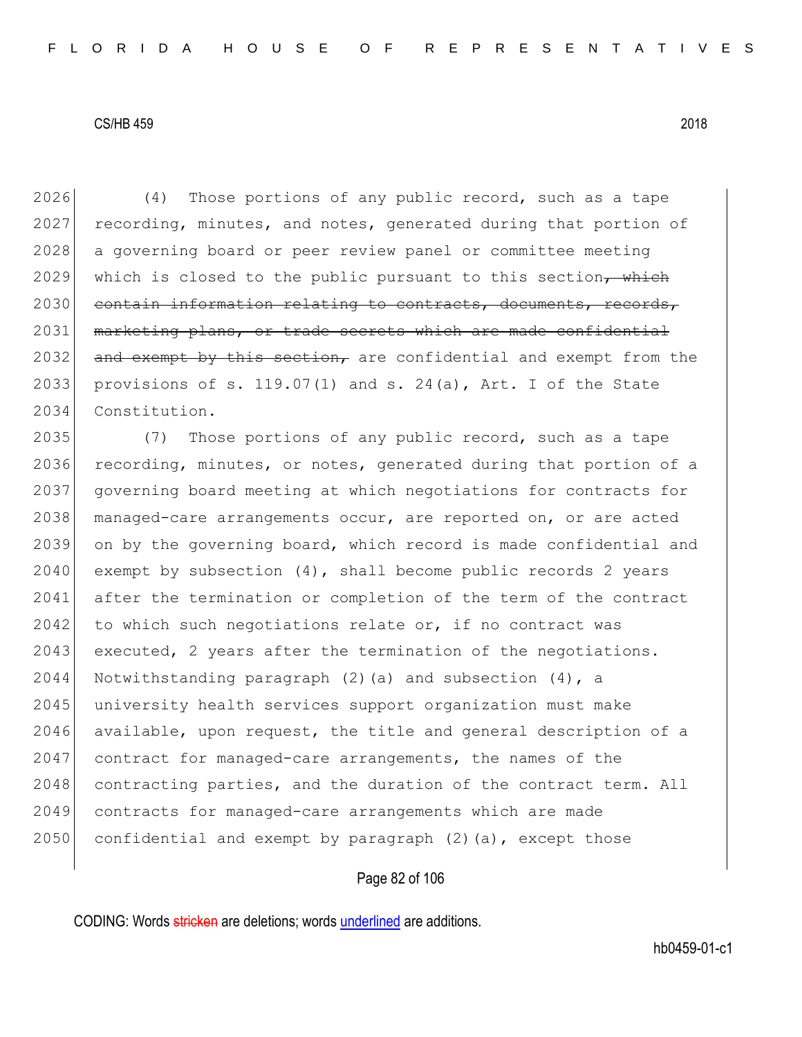(4) Those portions of any public record, such as a tape recording, minutes, and notes, generated during that portion of a governing board or peer review panel or committee meeting which is closed to the public pursuant to this section~~, which contain information relating to contracts, documents, records, marketing plans, or trade secrets which are made confidential and exempt by this section,~~ are confidential and exempt from the provisions of s. 119.07(1) and s. 24(a), Art. I of the State Constitution.

(7) Those portions of any public record, such as a tape recording, minutes, or notes, generated during that portion of a governing board meeting at which negotiations for contracts for managed-care arrangements occur, are reported on, or are acted on by the governing board, which record is made confidential and exempt by subsection (4), shall become public records 2 years after the termination or completion of the term of the contract to which such negotiations relate or, if no contract was executed, 2 years after the termination of the negotiations. Notwithstanding paragraph (2)(a) and subsection (4), a university health services support organization must make available, upon request, the title and general description of a contract for managed-care arrangements, the names of the contracting parties, and the duration of the contract term. All contracts for managed-care arrangements which are made confidential and exempt by paragraph (2)(a), except those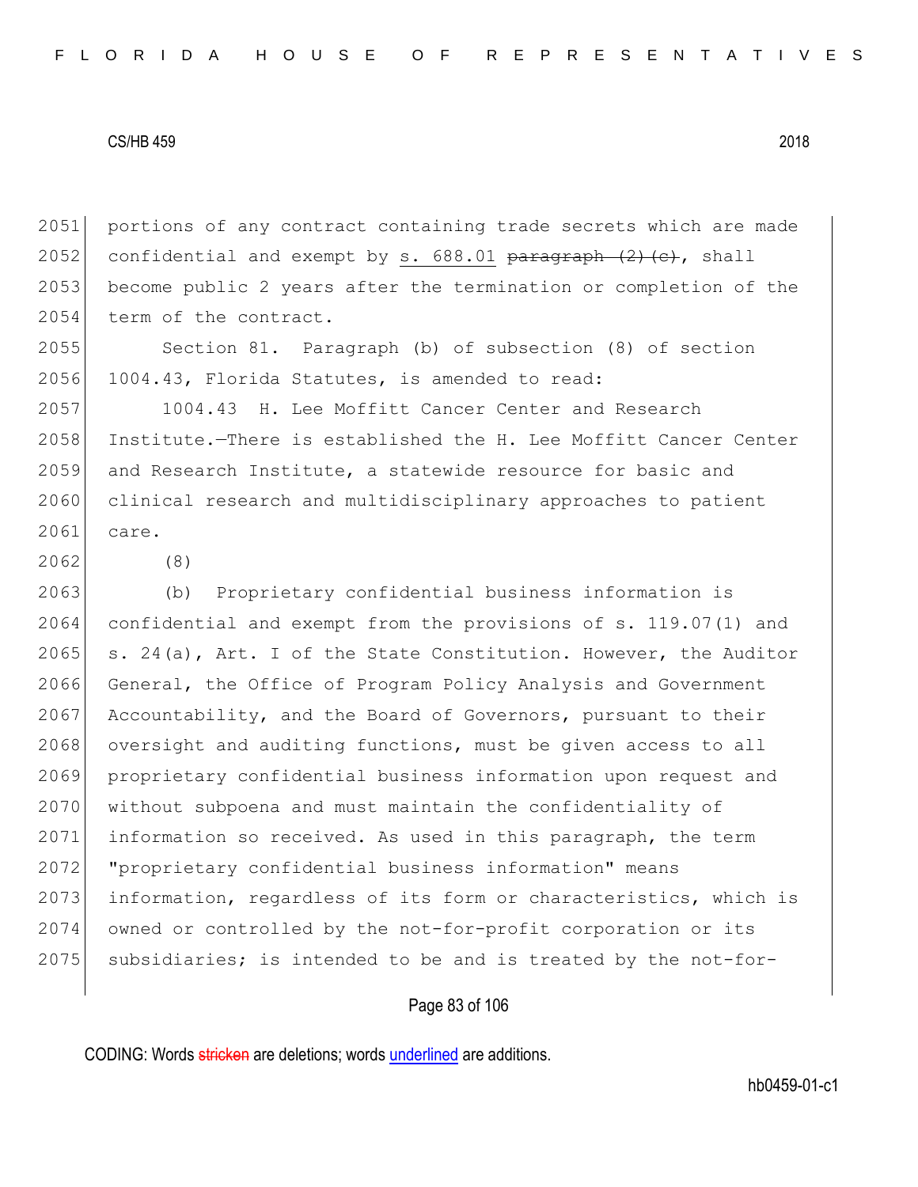portions of any contract containing trade secrets which are made confidential and exempt by <u>s. 688.01</u> ~~paragraph (2)(c)~~, shall become public 2 years after the termination or completion of the term of the contract.

Section 81. Paragraph (b) of subsection (8) of section 1004.43, Florida Statutes, is amended to read:

1004.43 H. Lee Moffitt Cancer Center and Research Institute.—There is established the H. Lee Moffitt Cancer Center and Research Institute, a statewide resource for basic and clinical research and multidisciplinary approaches to patient care.

(8)

(b) Proprietary confidential business information is confidential and exempt from the provisions of s. 119.07(1) and s. 24(a), Art. I of the State Constitution. However, the Auditor General, the Office of Program Policy Analysis and Government Accountability, and the Board of Governors, pursuant to their oversight and auditing functions, must be given access to all proprietary confidential business information upon request and without subpoena and must maintain the confidentiality of information so received. As used in this paragraph, the term "proprietary confidential business information" means information, regardless of its form or characteristics, which is owned or controlled by the not-for-profit corporation or its subsidiaries; is intended to be and is treated by the not-for-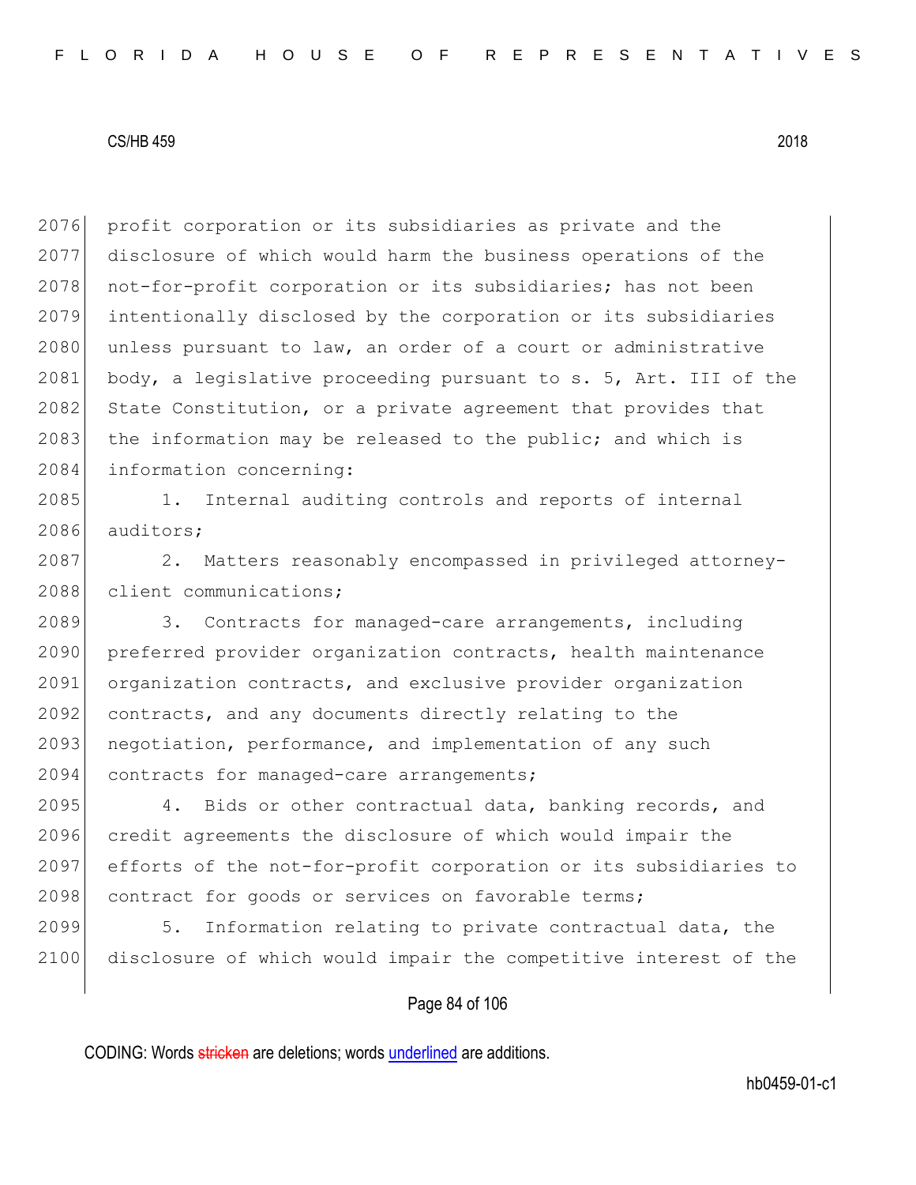profit corporation or its subsidiaries as private and the disclosure of which would harm the business operations of the not-for-profit corporation or its subsidiaries; has not been intentionally disclosed by the corporation or its subsidiaries unless pursuant to law, an order of a court or administrative body, a legislative proceeding pursuant to s. 5, Art. III of the State Constitution, or a private agreement that provides that the information may be released to the public; and which is information concerning:

1. Internal auditing controls and reports of internal auditors;

2. Matters reasonably encompassed in privileged attorney-client communications;

3. Contracts for managed-care arrangements, including preferred provider organization contracts, health maintenance organization contracts, and exclusive provider organization contracts, and any documents directly relating to the negotiation, performance, and implementation of any such contracts for managed-care arrangements;

4. Bids or other contractual data, banking records, and credit agreements the disclosure of which would impair the efforts of the not-for-profit corporation or its subsidiaries to contract for goods or services on favorable terms;

5. Information relating to private contractual data, the disclosure of which would impair the competitive interest of the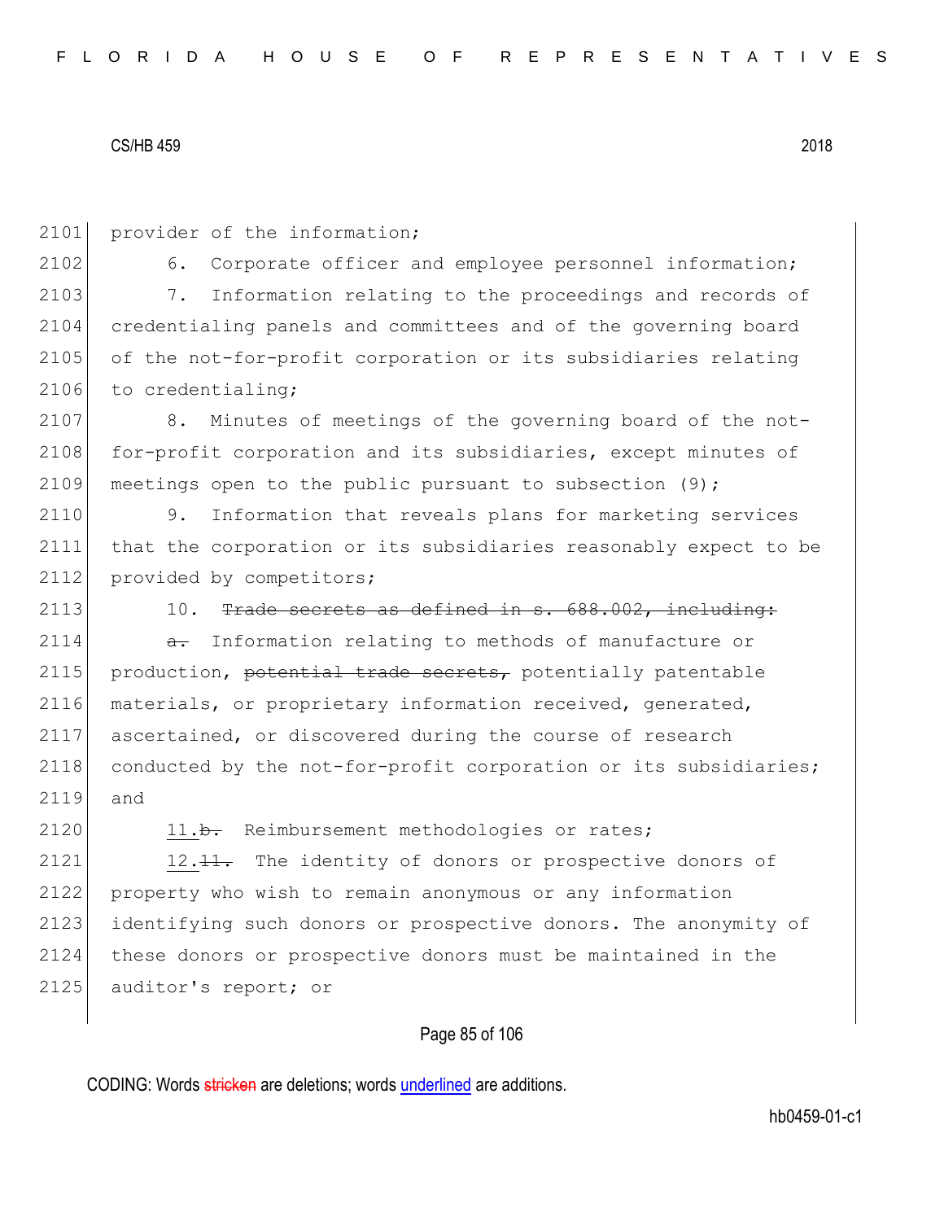2101 provider of the information;

2102 6. Corporate officer and employee personnel information;

2103 7. Information relating to the proceedings and records of
2104 credentialing panels and committees and of the governing board
2105 of the not-for-profit corporation or its subsidiaries relating
2106 to credentialing;

2107 8. Minutes of meetings of the governing board of the not-
2108 for-profit corporation and its subsidiaries, except minutes of
2109 meetings open to the public pursuant to subsection (9);

2110 9. Information that reveals plans for marketing services
2111 that the corporation or its subsidiaries reasonably expect to be
2112 provided by competitors;

2113 10. ~~Trade secrets as defined in s. 688.002, including:~~

2114 ~~a.~~ Information relating to methods of manufacture or
2115 production, ~~potential trade secrets,~~ potentially patentable
2116 materials, or proprietary information received, generated,
2117 ascertained, or discovered during the course of research
2118 conducted by the not-for-profit corporation or its subsidiaries;
2119 and

2120 <u>11.</u>~~b.~~ Reimbursement methodologies or rates;

2121 <u>12.</u>~~11.~~ The identity of donors or prospective donors of
2122 property who wish to remain anonymous or any information
2123 identifying such donors or prospective donors. The anonymity of
2124 these donors or prospective donors must be maintained in the
2125 auditor's report; or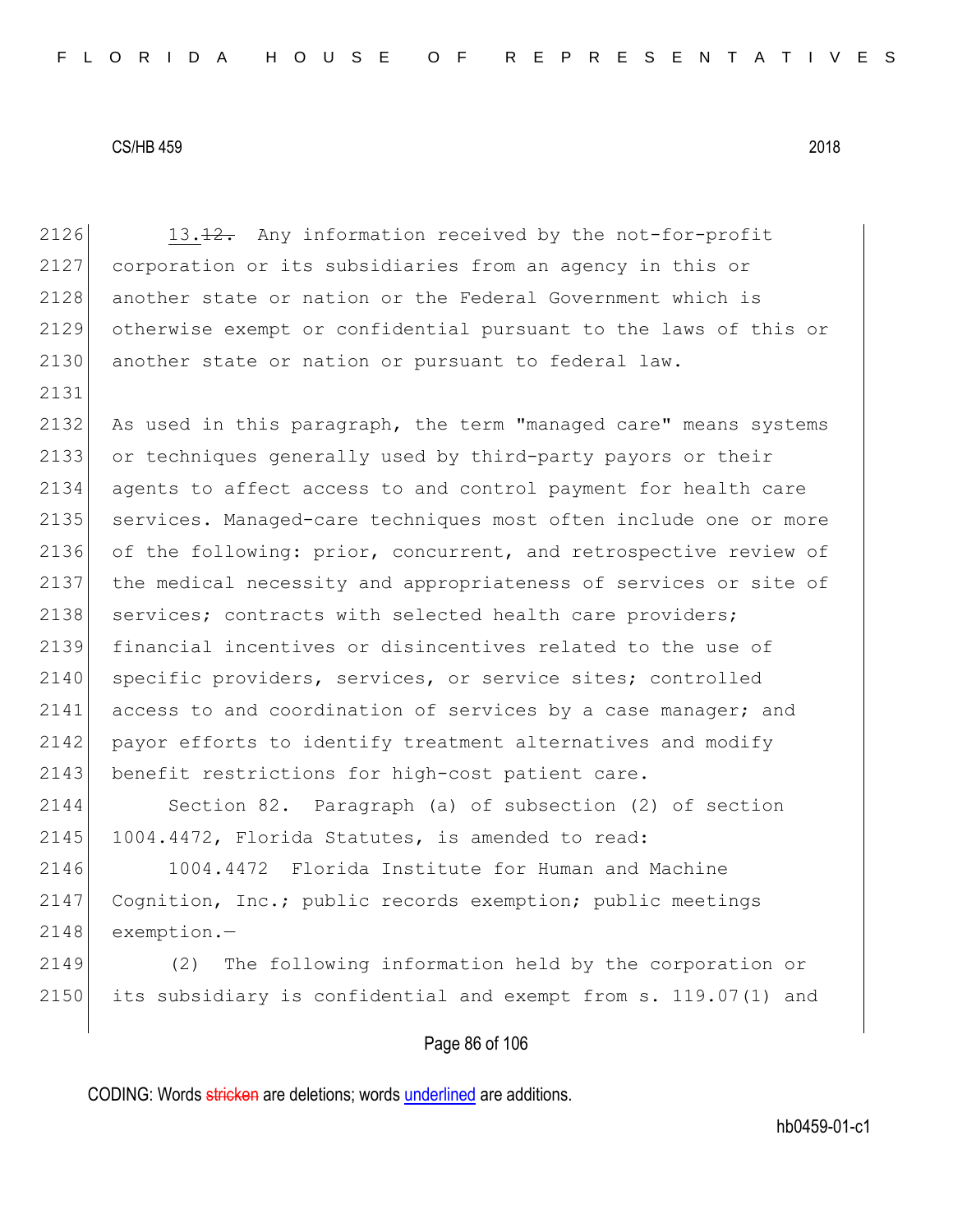13.~~12.~~ Any information received by the not-for-profit corporation or its subsidiaries from an agency in this or another state or nation or the Federal Government which is otherwise exempt or confidential pursuant to the laws of this or another state or nation or pursuant to federal law.

As used in this paragraph, the term "managed care" means systems or techniques generally used by third-party payors or their agents to affect access to and control payment for health care services. Managed-care techniques most often include one or more of the following: prior, concurrent, and retrospective review of the medical necessity and appropriateness of services or site of services; contracts with selected health care providers; financial incentives or disincentives related to the use of specific providers, services, or service sites; controlled access to and coordination of services by a case manager; and payor efforts to identify treatment alternatives and modify benefit restrictions for high-cost patient care.

Section 82. Paragraph (a) of subsection (2) of section 1004.4472, Florida Statutes, is amended to read:

1004.4472 Florida Institute for Human and Machine Cognition, Inc.; public records exemption; public meetings exemption.—

(2) The following information held by the corporation or its subsidiary is confidential and exempt from s. 119.07(1) and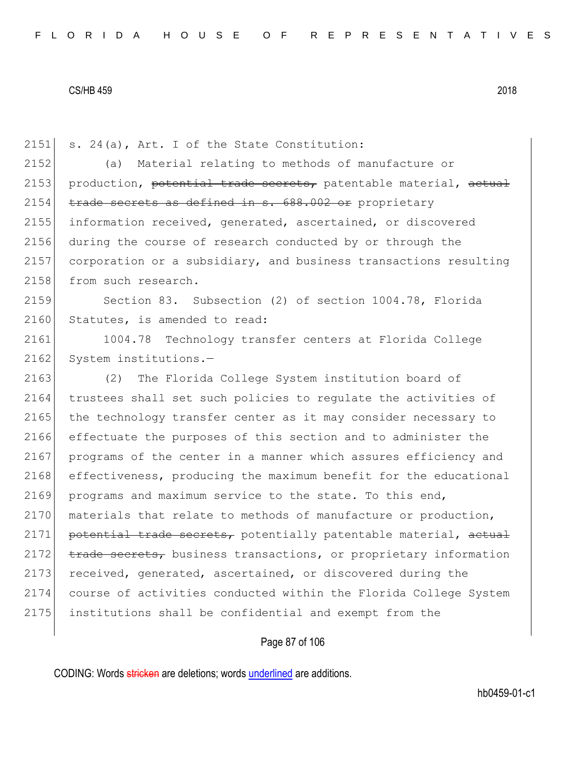2151 s. 24(a), Art. I of the State Constitution:

2152 (a) Material relating to methods of manufacture or
2153 production, ~~potential trade secrets,~~ patentable material, ~~actual~~
2154 ~~trade secrets as defined in s. 688.002 or~~ proprietary
2155 information received, generated, ascertained, or discovered
2156 during the course of research conducted by or through the
2157 corporation or a subsidiary, and business transactions resulting
2158 from such research.

2159 Section 83. Subsection (2) of section 1004.78, Florida
2160 Statutes, is amended to read:

2161 1004.78 Technology transfer centers at Florida College
2162 System institutions.—

2163 (2) The Florida College System institution board of
2164 trustees shall set such policies to regulate the activities of
2165 the technology transfer center as it may consider necessary to
2166 effectuate the purposes of this section and to administer the
2167 programs of the center in a manner which assures efficiency and
2168 effectiveness, producing the maximum benefit for the educational
2169 programs and maximum service to the state. To this end,
2170 materials that relate to methods of manufacture or production,
2171 ~~potential trade secrets,~~ potentially patentable material, ~~actual~~
2172 ~~trade secrets,~~ business transactions, or proprietary information
2173 received, generated, ascertained, or discovered during the
2174 course of activities conducted within the Florida College System
2175 institutions shall be confidential and exempt from the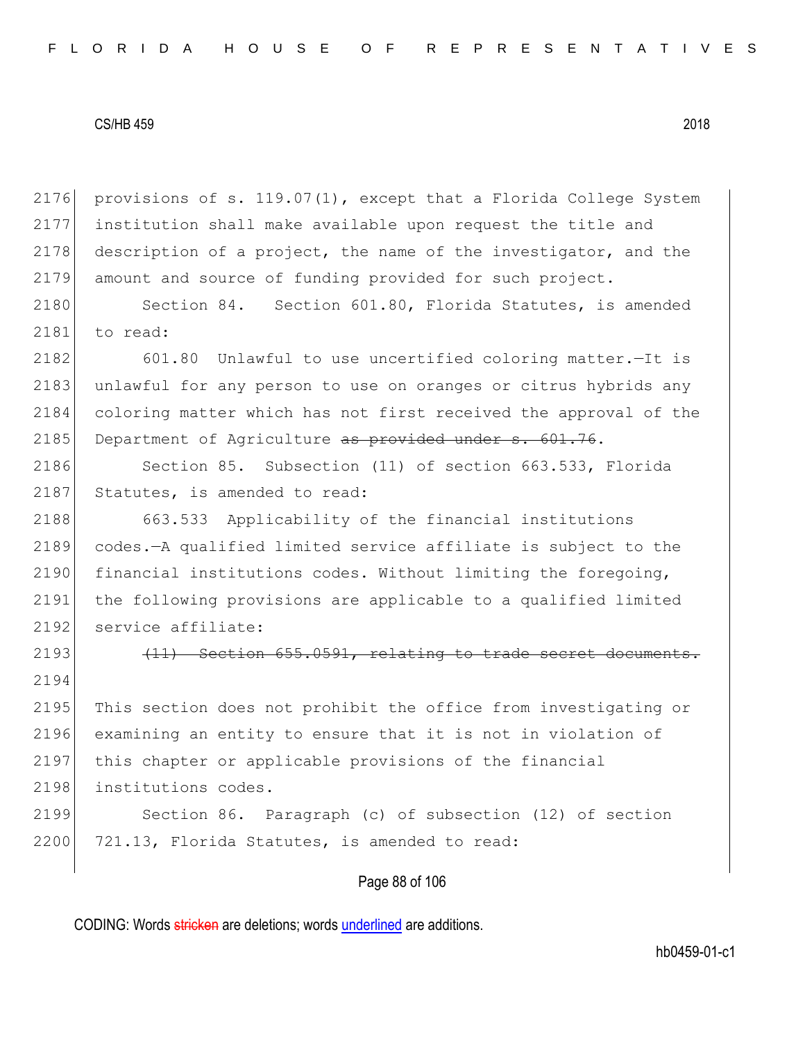provisions of s. 119.07(1), except that a Florida College System institution shall make available upon request the title and description of a project, the name of the investigator, and the amount and source of funding provided for such project.

Section 84. Section 601.80, Florida Statutes, is amended to read:

601.80 Unlawful to use uncertified coloring matter.—It is unlawful for any person to use on oranges or citrus hybrids any coloring matter which has not first received the approval of the Department of Agriculture ~~as provided under s. 601.76~~.

Section 85. Subsection (11) of section 663.533, Florida Statutes, is amended to read:

663.533 Applicability of the financial institutions codes.—A qualified limited service affiliate is subject to the financial institutions codes. Without limiting the foregoing, the following provisions are applicable to a qualified limited service affiliate:

~~(11) Section 655.0591, relating to trade secret documents.~~

This section does not prohibit the office from investigating or examining an entity to ensure that it is not in violation of this chapter or applicable provisions of the financial institutions codes.

Section 86. Paragraph (c) of subsection (12) of section 721.13, Florida Statutes, is amended to read: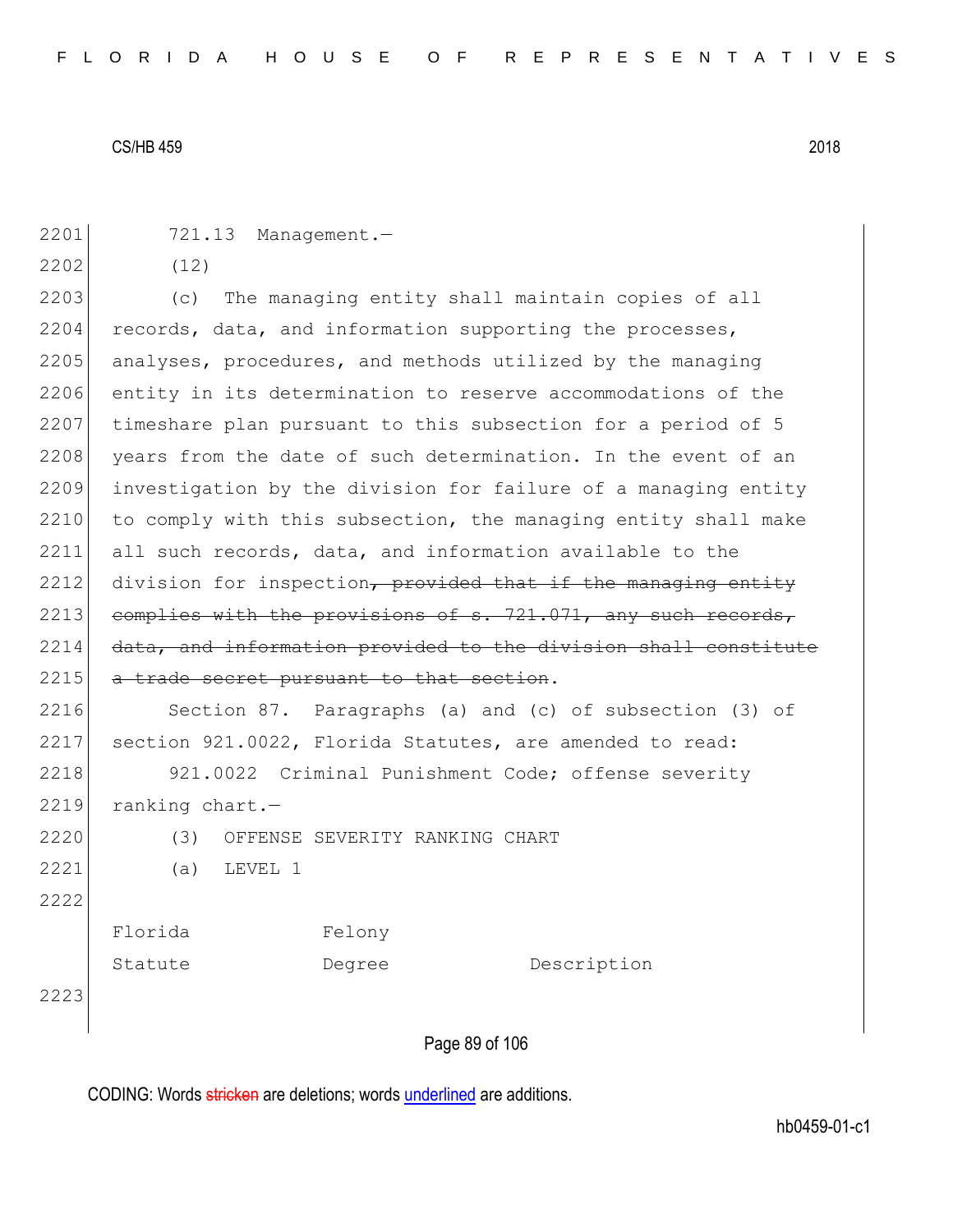721.13 Management.—

(12)

(c) The managing entity shall maintain copies of all records, data, and information supporting the processes, analyses, procedures, and methods utilized by the managing entity in its determination to reserve accommodations of the timeshare plan pursuant to this subsection for a period of 5 years from the date of such determination. In the event of an investigation by the division for failure of a managing entity to comply with this subsection, the managing entity shall make all such records, data, and information available to the division for inspection~~, provided that if the managing entity complies with the provisions of s. 721.071, any such records, data, and information provided to the division shall constitute a trade secret pursuant to that section~~.

Section 87. Paragraphs (a) and (c) of subsection (3) of section 921.0022, Florida Statutes, are amended to read:

921.0022 Criminal Punishment Code; offense severity ranking chart.—

(3) OFFENSE SEVERITY RANKING CHART

(a) LEVEL 1

| Florida Statute | Felony Degree | Description |
| --- | --- | --- |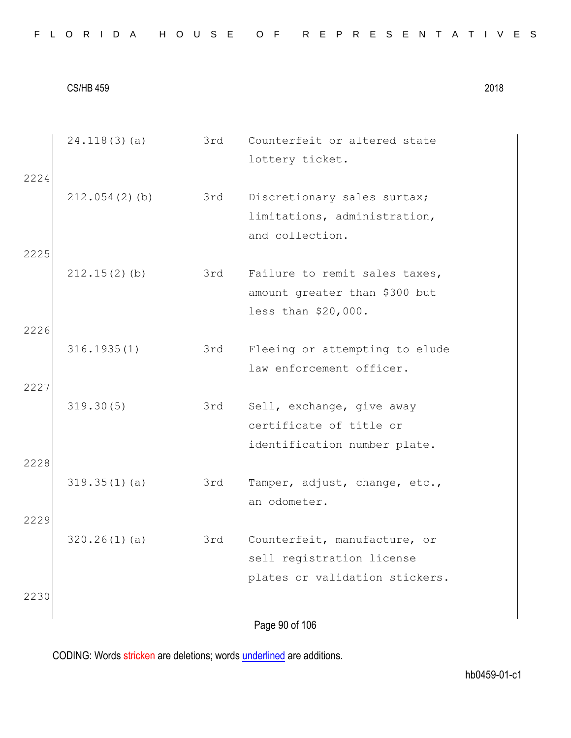| | | | |
|---|---|---|---|
| | 24.118(3)(a) | 3rd | Counterfeit or altered state lottery ticket. |
| 2224 | | | |
| | 212.054(2)(b) | 3rd | Discretionary sales surtax; limitations, administration, and collection. |
| 2225 | | | |
| | 212.15(2)(b) | 3rd | Failure to remit sales taxes, amount greater than $300 but less than $20,000. |
| 2226 | | | |
| | 316.1935(1) | 3rd | Fleeing or attempting to elude law enforcement officer. |
| 2227 | | | |
| | 319.30(5) | 3rd | Sell, exchange, give away certificate of title or identification number plate. |
| 2228 | | | |
| | 319.35(1)(a) | 3rd | Tamper, adjust, change, etc., an odometer. |
| 2229 | | | |
| | 320.26(1)(a) | 3rd | Counterfeit, manufacture, or sell registration license plates or validation stickers. |
| 2230 | | | |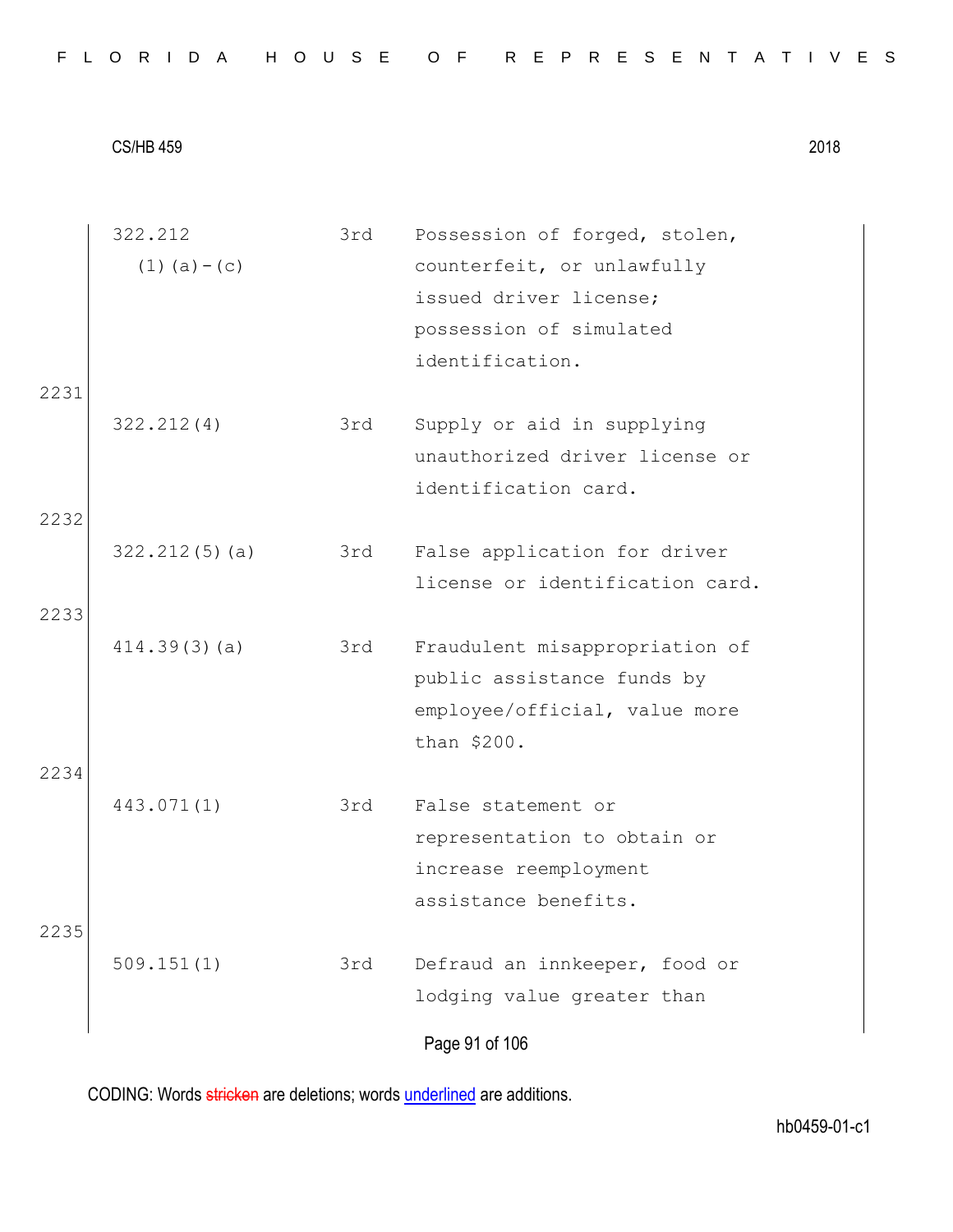| | | | |
|---|---|---|---|
| | 322.212 (1)(a)-(c) | 3rd | Possession of forged, stolen, counterfeit, or unlawfully issued driver license; possession of simulated identification. |
| 2231 | 322.212(4) | 3rd | Supply or aid in supplying unauthorized driver license or identification card. |
| 2232 | 322.212(5)(a) | 3rd | False application for driver license or identification card. |
| 2233 | 414.39(3)(a) | 3rd | Fraudulent misappropriation of public assistance funds by employee/official, value more than $200. |
| 2234 | 443.071(1) | 3rd | False statement or representation to obtain or increase reemployment assistance benefits. |
| 2235 | 509.151(1) | 3rd | Defraud an innkeeper, food or lodging value greater than |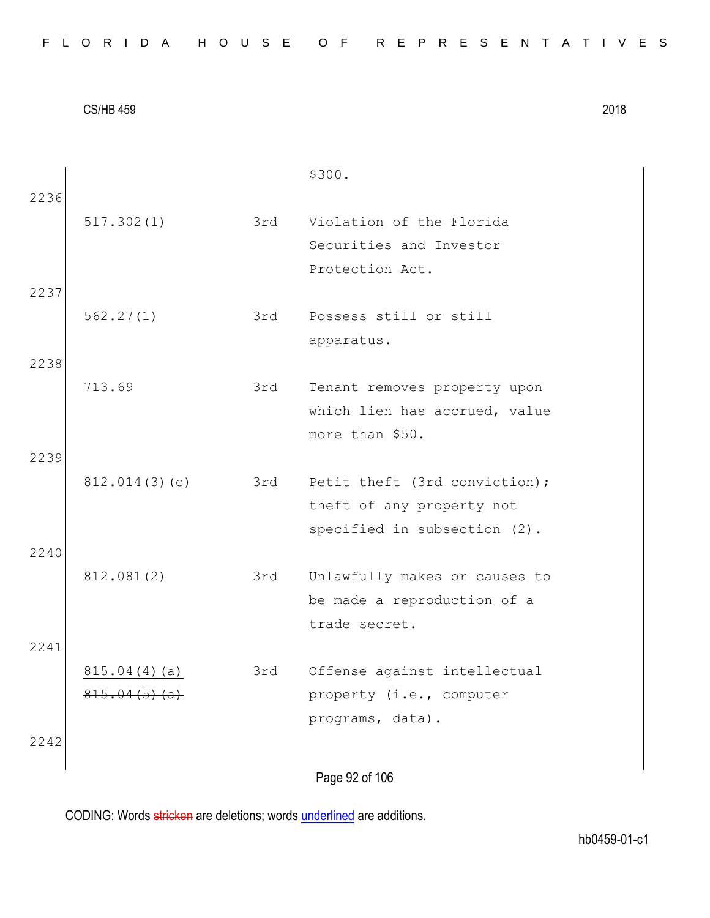| | | |
|---|---|---|
| | | $300. |
| 517.302(1) | 3rd | Violation of the Florida Securities and Investor Protection Act. |
| 562.27(1) | 3rd | Possess still or still apparatus. |
| 713.69 | 3rd | Tenant removes property upon which lien has accrued, value more than $50. |
| 812.014(3)(c) | 3rd | Petit theft (3rd conviction); theft of any property not specified in subsection (2). |
| 812.081(2) | 3rd | Unlawfully makes or causes to be made a reproduction of a trade secret. |
| <u>815.04(4)(a)</u> ~~815.04(5)(a)~~ | 3rd | Offense against intellectual property (i.e., computer programs, data). |

2236
2237
2238
2239
2240
2241
2242

CODING: Words ~~stricken~~ are deletions; words <u>underlined</u> are additions.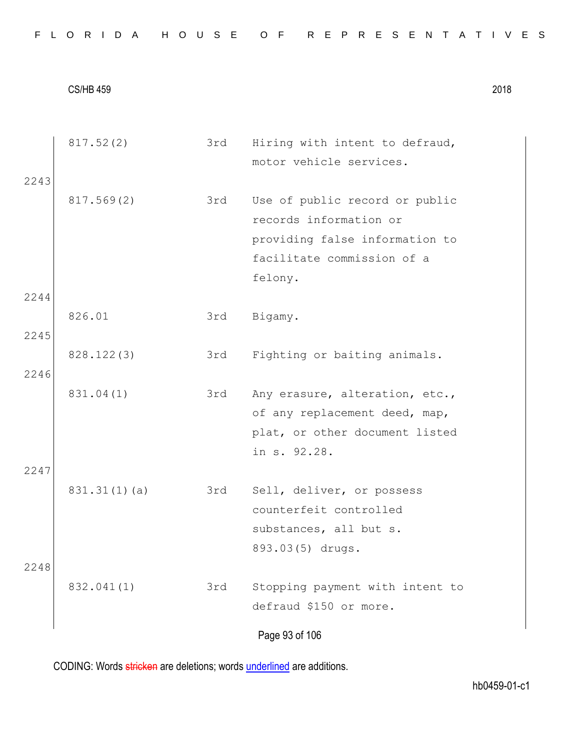| | | | |
|---|---|---|---|
| | 817.52(2) | 3rd | Hiring with intent to defraud, motor vehicle services. |
| 2243 | | | |
| | 817.569(2) | 3rd | Use of public record or public records information or providing false information to facilitate commission of a felony. |
| 2244 | | | |
| | 826.01 | 3rd | Bigamy. |
| 2245 | | | |
| | 828.122(3) | 3rd | Fighting or baiting animals. |
| 2246 | | | |
| | 831.04(1) | 3rd | Any erasure, alteration, etc., of any replacement deed, map, plat, or other document listed in s. 92.28. |
| 2247 | | | |
| | 831.31(1)(a) | 3rd | Sell, deliver, or possess counterfeit controlled substances, all but s. 893.03(5) drugs. |
| 2248 | | | |
| | 832.041(1) | 3rd | Stopping payment with intent to defraud $150 or more. |

CODING: Words stricken are deletions; words underlined are additions.

hb0459-01-c1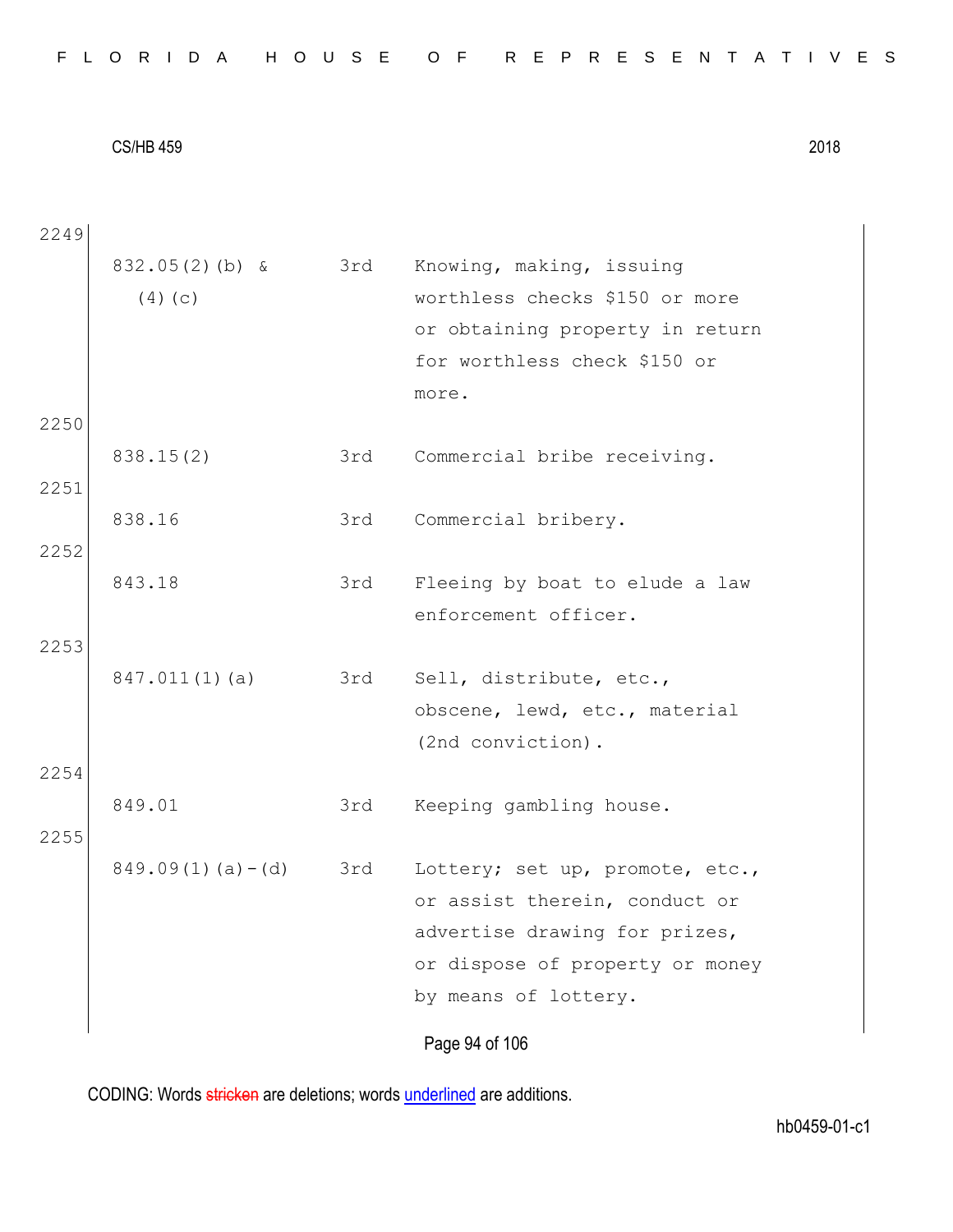2249

| | | |
|---|---|---|
| 832.05(2)(b) & (4)(c) | 3rd | Knowing, making, issuing worthless checks $150 or more or obtaining property in return for worthless check $150 or more. |

2250

| | | |
|---|---|---|
| 838.15(2) | 3rd | Commercial bribe receiving. |

2251

| | | |
|---|---|---|
| 838.16 | 3rd | Commercial bribery. |

2252

| | | |
|---|---|---|
| 843.18 | 3rd | Fleeing by boat to elude a law enforcement officer. |

2253

| | | |
|---|---|---|
| 847.011(1)(a) | 3rd | Sell, distribute, etc., obscene, lewd, etc., material (2nd conviction). |

2254

| | | |
|---|---|---|
| 849.01 | 3rd | Keeping gambling house. |

2255

| | | |
|---|---|---|
| 849.09(1)(a)-(d) | 3rd | Lottery; set up, promote, etc., or assist therein, conduct or advertise drawing for prizes, or dispose of property or money by means of lottery. |

CODING: Words stricken are deletions; words underlined are additions.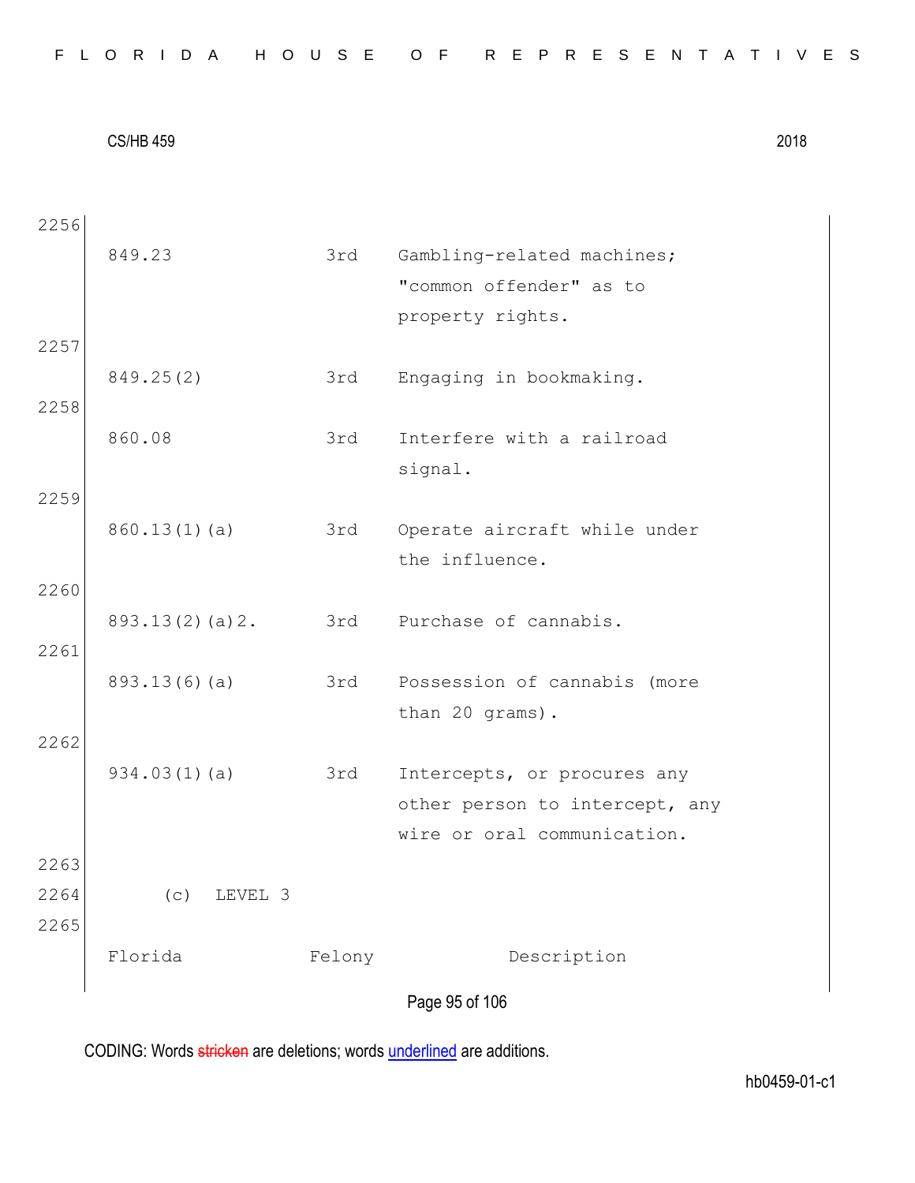2256

| | | |
|---|---|---|
| 849.23 | 3rd | Gambling-related machines; "common offender" as to property rights. |

2257

| | | |
|---|---|---|
| 849.25(2) | 3rd | Engaging in bookmaking. |

2258

| | | |
|---|---|---|
| 860.08 | 3rd | Interfere with a railroad signal. |

2259

| | | |
|---|---|---|
| 860.13(1)(a) | 3rd | Operate aircraft while under the influence. |

2260

| | | |
|---|---|---|
| 893.13(2)(a)2. | 3rd | Purchase of cannabis. |

2261

| | | |
|---|---|---|
| 893.13(6)(a) | 3rd | Possession of cannabis (more than 20 grams). |

2262

| | | |
|---|---|---|
| 934.03(1)(a) | 3rd | Intercepts, or procures any other person to intercept, any wire or oral communication. |

2263

2264 (c) LEVEL 3

2265

Florida Felony Description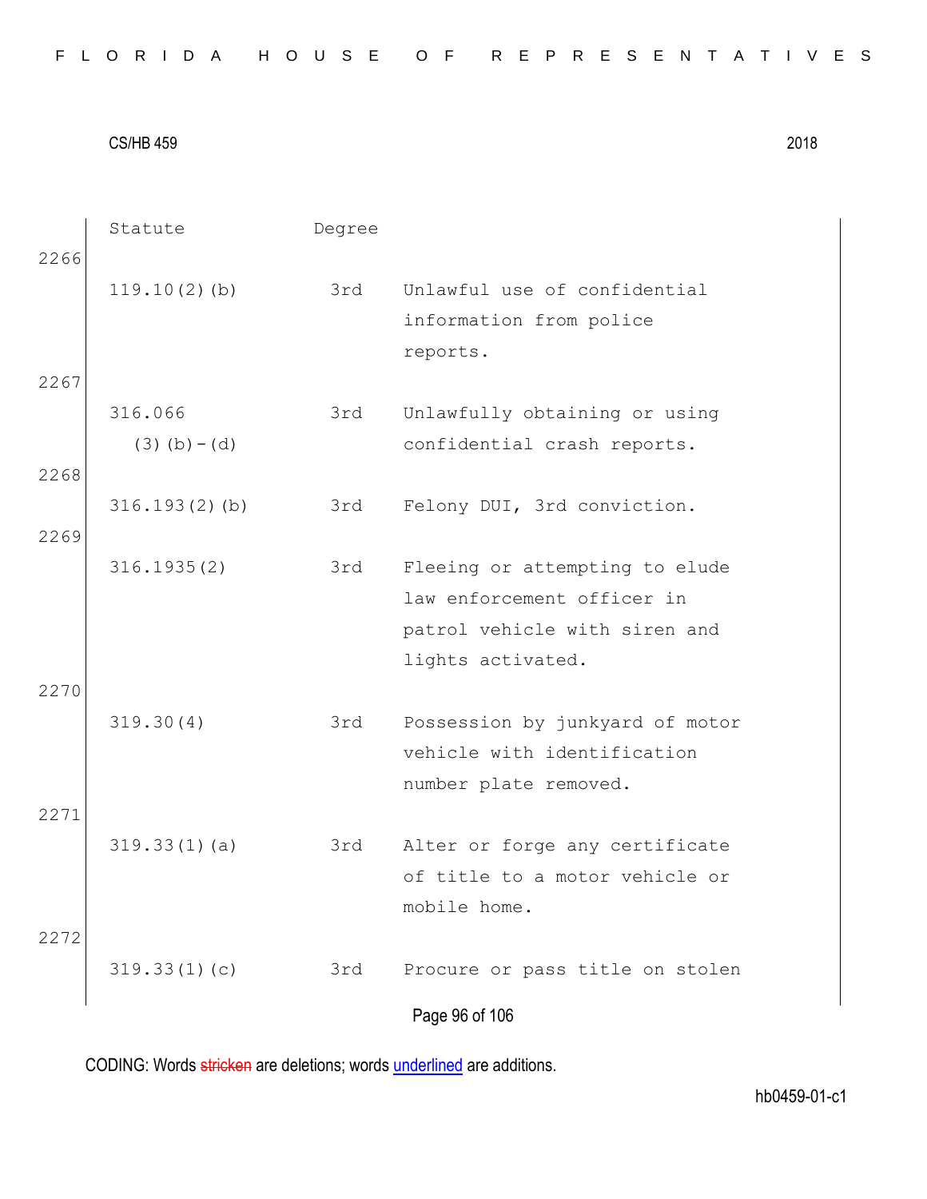| Statute | Degree | |
|---|---|---|
| 2266 | | |
| 119.10(2)(b) | 3rd | Unlawful use of confidential information from police reports. |
| 2267 | | |
| 316.066 (3)(b)-(d) | 3rd | Unlawfully obtaining or using confidential crash reports. |
| 2268 | | |
| 316.193(2)(b) | 3rd | Felony DUI, 3rd conviction. |
| 2269 | | |
| 316.1935(2) | 3rd | Fleeing or attempting to elude law enforcement officer in patrol vehicle with siren and lights activated. |
| 2270 | | |
| 319.30(4) | 3rd | Possession by junkyard of motor vehicle with identification number plate removed. |
| 2271 | | |
| 319.33(1)(a) | 3rd | Alter or forge any certificate of title to a motor vehicle or mobile home. |
| 2272 | | |
| 319.33(1)(c) | 3rd | Procure or pass title on stolen |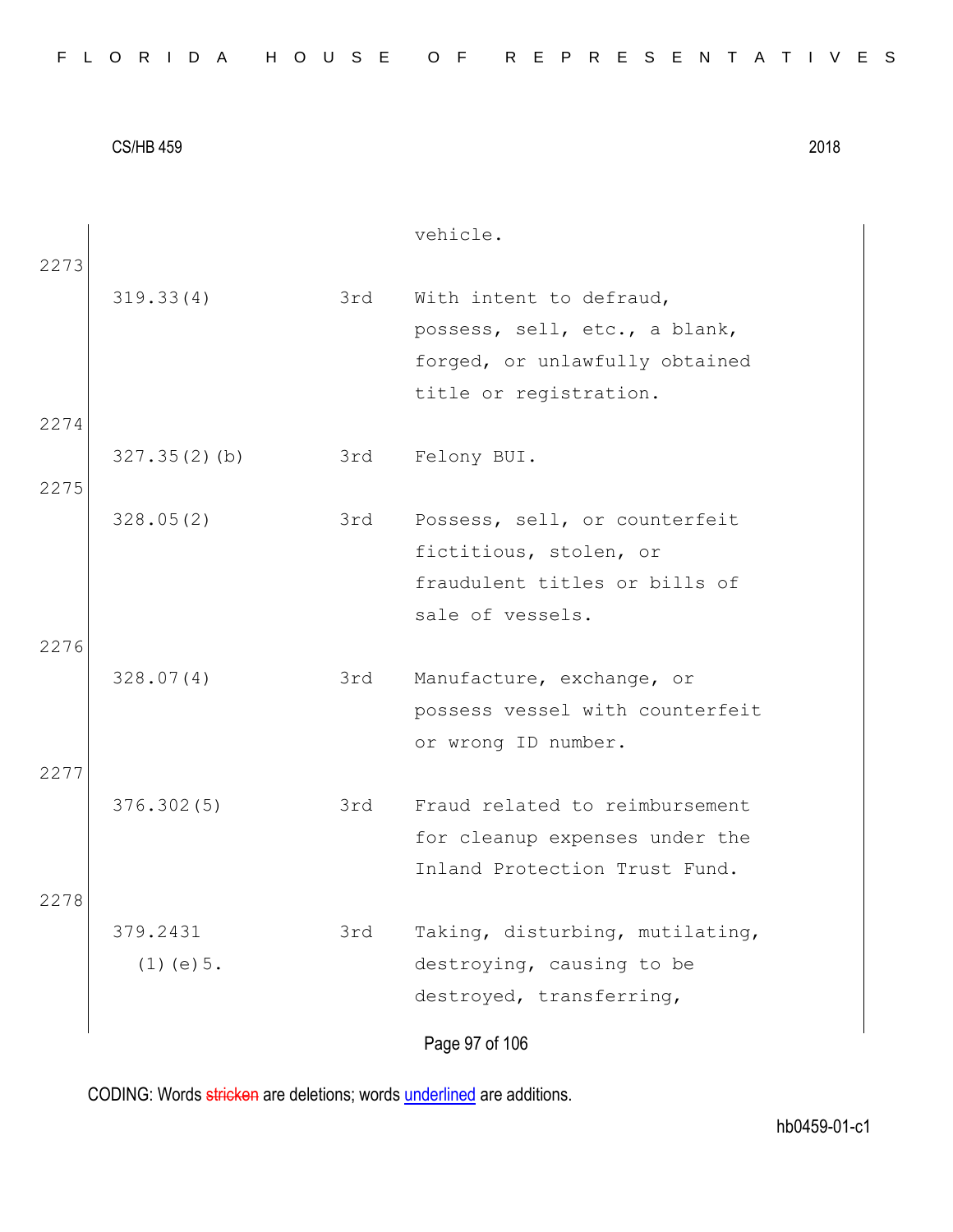| | | | |
|---|---|---|---|
| | | | vehicle. |
| 2273 | 319.33(4) | 3rd | With intent to defraud, possess, sell, etc., a blank, forged, or unlawfully obtained title or registration. |
| 2274 | 327.35(2)(b) | 3rd | Felony BUI. |
| 2275 | 328.05(2) | 3rd | Possess, sell, or counterfeit fictitious, stolen, or fraudulent titles or bills of sale of vessels. |
| 2276 | 328.07(4) | 3rd | Manufacture, exchange, or possess vessel with counterfeit or wrong ID number. |
| 2277 | 376.302(5) | 3rd | Fraud related to reimbursement for cleanup expenses under the Inland Protection Trust Fund. |
| 2278 | 379.2431 (1)(e)5. | 3rd | Taking, disturbing, mutilating, destroying, causing to be destroyed, transferring, |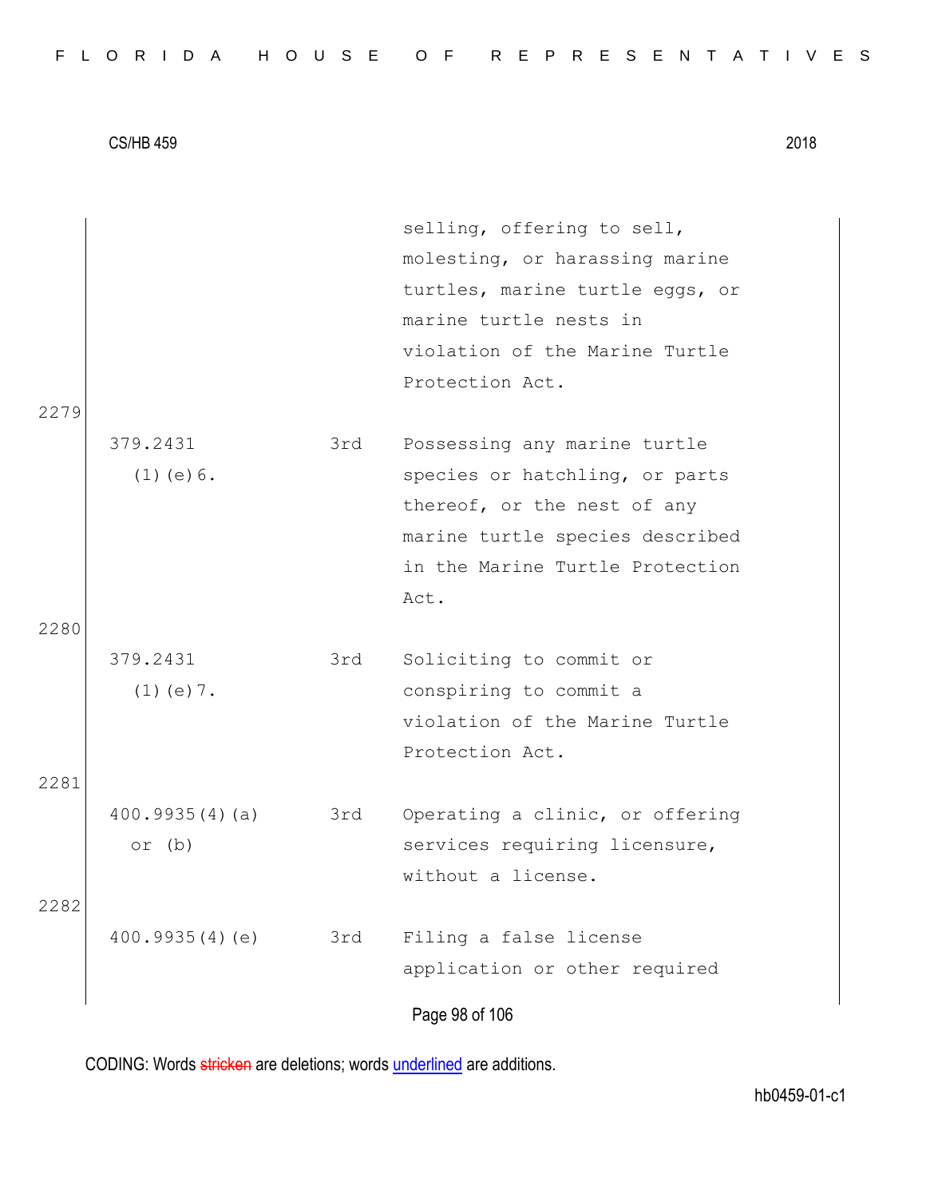| | | |
|---|---|---|
| | | selling, offering to sell, molesting, or harassing marine turtles, marine turtle eggs, or marine turtle nests in violation of the Marine Turtle Protection Act. |

2279

| | | |
|---|---|---|
| 379.2431 (1)(e)6. | 3rd | Possessing any marine turtle species or hatchling, or parts thereof, or the nest of any marine turtle species described in the Marine Turtle Protection Act. |

2280

| | | |
|---|---|---|
| 379.2431 (1)(e)7. | 3rd | Soliciting to commit or conspiring to commit a violation of the Marine Turtle Protection Act. |

2281

| | | |
|---|---|---|
| 400.9935(4)(a) or (b) | 3rd | Operating a clinic, or offering services requiring licensure, without a license. |

2282

| | | |
|---|---|---|
| 400.9935(4)(e) | 3rd | Filing a false license application or other required |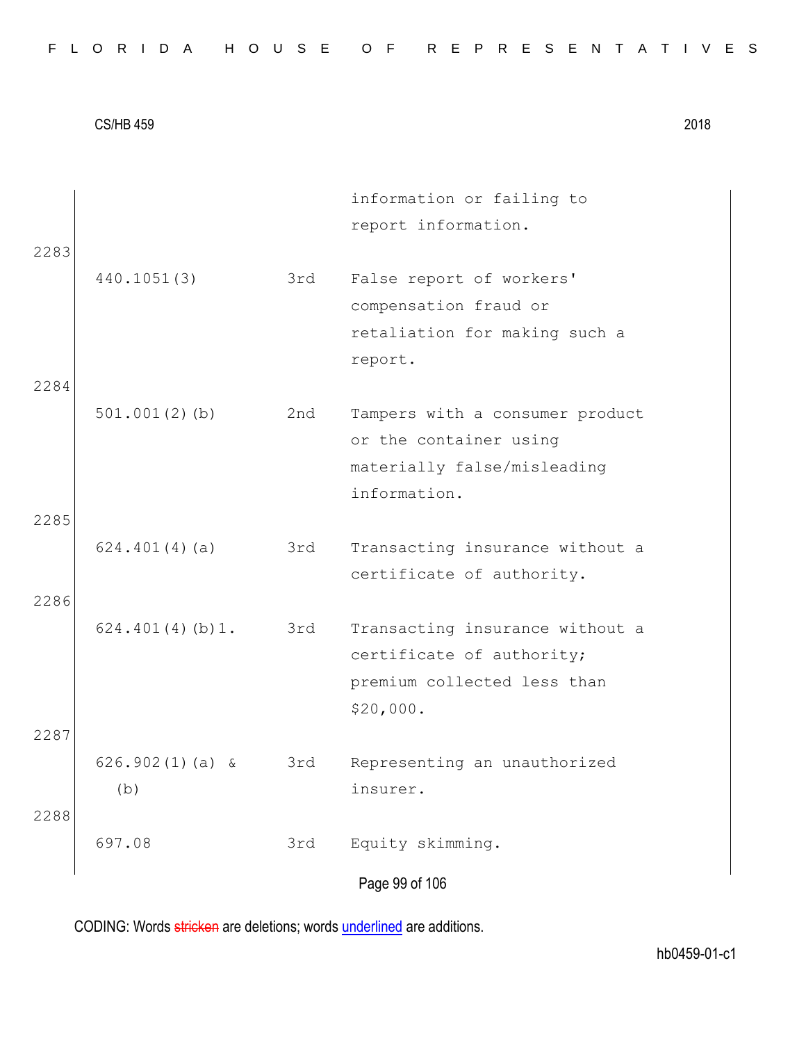information or failing to report information.

2283

| | | |
|---|---|---|
| 440.1051(3) | 3rd | False report of workers' compensation fraud or retaliation for making such a report. |

2284

| | | |
|---|---|---|
| 501.001(2)(b) | 2nd | Tampers with a consumer product or the container using materially false/misleading information. |

2285

| | | |
|---|---|---|
| 624.401(4)(a) | 3rd | Transacting insurance without a certificate of authority. |

2286

| | | |
|---|---|---|
| 624.401(4)(b)1. | 3rd | Transacting insurance without a certificate of authority; premium collected less than $20,000. |

2287

| | | |
|---|---|---|
| 626.902(1)(a) & (b) | 3rd | Representing an unauthorized insurer. |

2288

| | | |
|---|---|---|
| 697.08 | 3rd | Equity skimming. |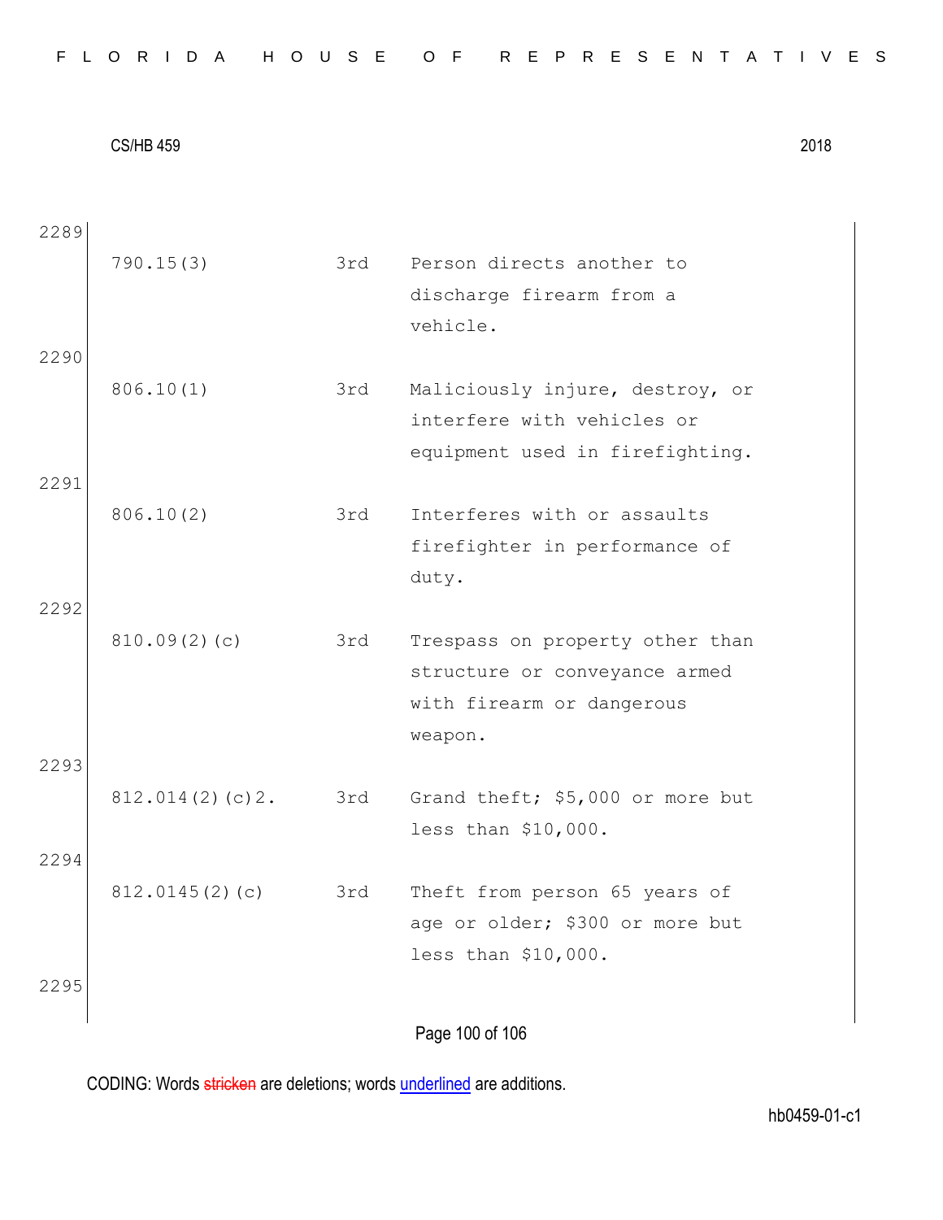2289

| | | |
|---|---|---|
| 790.15(3) | 3rd | Person directs another to discharge firearm from a vehicle. |

2290

| | | |
|---|---|---|
| 806.10(1) | 3rd | Maliciously injure, destroy, or interfere with vehicles or equipment used in firefighting. |

2291

| | | |
|---|---|---|
| 806.10(2) | 3rd | Interferes with or assaults firefighter in performance of duty. |

2292

| | | |
|---|---|---|
| 810.09(2)(c) | 3rd | Trespass on property other than structure or conveyance armed with firearm or dangerous weapon. |

2293

| | | |
|---|---|---|
| 812.014(2)(c)2. | 3rd | Grand theft; $5,000 or more but less than $10,000. |

2294

| | | |
|---|---|---|
| 812.0145(2)(c) | 3rd | Theft from person 65 years of age or older; $300 or more but less than $10,000. |

2295

CODING: Words stricken are deletions; words underlined are additions.

hb0459-01-c1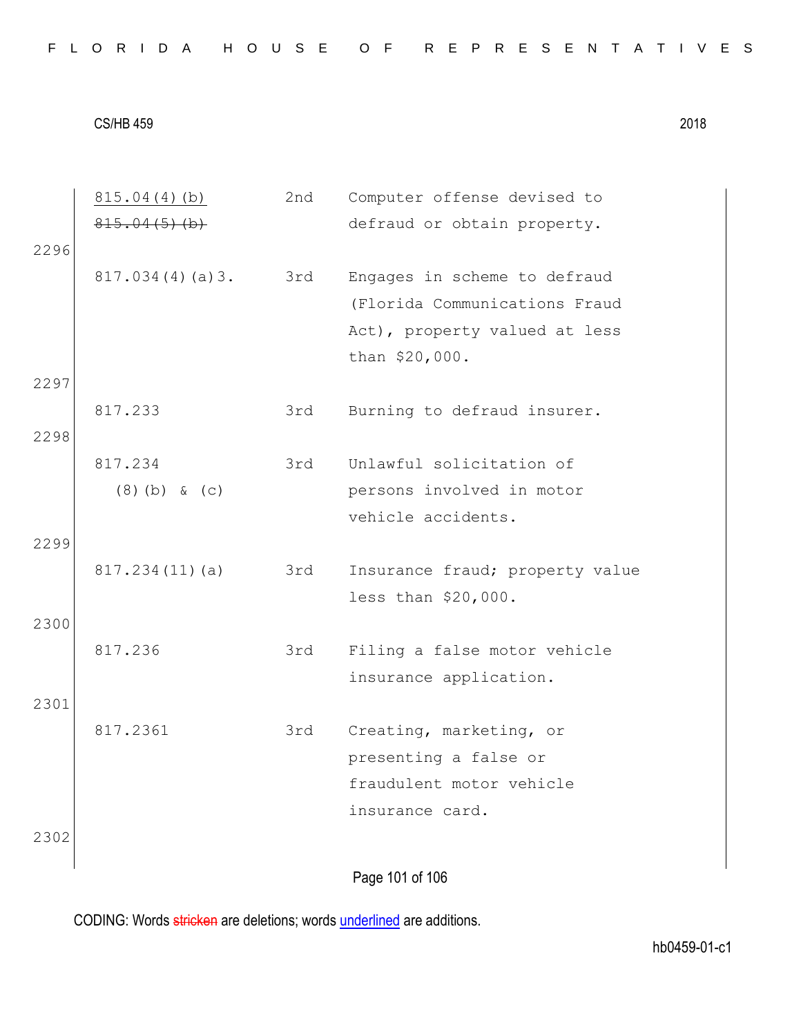| | | | |
|---|---|---|---|
| | <u>815.04(4)(b)</u> ~~815.04(5)(b)~~ | 2nd | Computer offense devised to defraud or obtain property. |
| 2296 | | | |
| | 817.034(4)(a)3. | 3rd | Engages in scheme to defraud (Florida Communications Fraud Act), property valued at less than $20,000. |
| 2297 | | | |
| | 817.233 | 3rd | Burning to defraud insurer. |
| 2298 | | | |
| | 817.234 (8)(b) & (c) | 3rd | Unlawful solicitation of persons involved in motor vehicle accidents. |
| 2299 | | | |
| | 817.234(11)(a) | 3rd | Insurance fraud; property value less than $20,000. |
| 2300 | | | |
| | 817.236 | 3rd | Filing a false motor vehicle insurance application. |
| 2301 | | | |
| | 817.2361 | 3rd | Creating, marketing, or presenting a false or fraudulent motor vehicle insurance card. |
| 2302 | | | |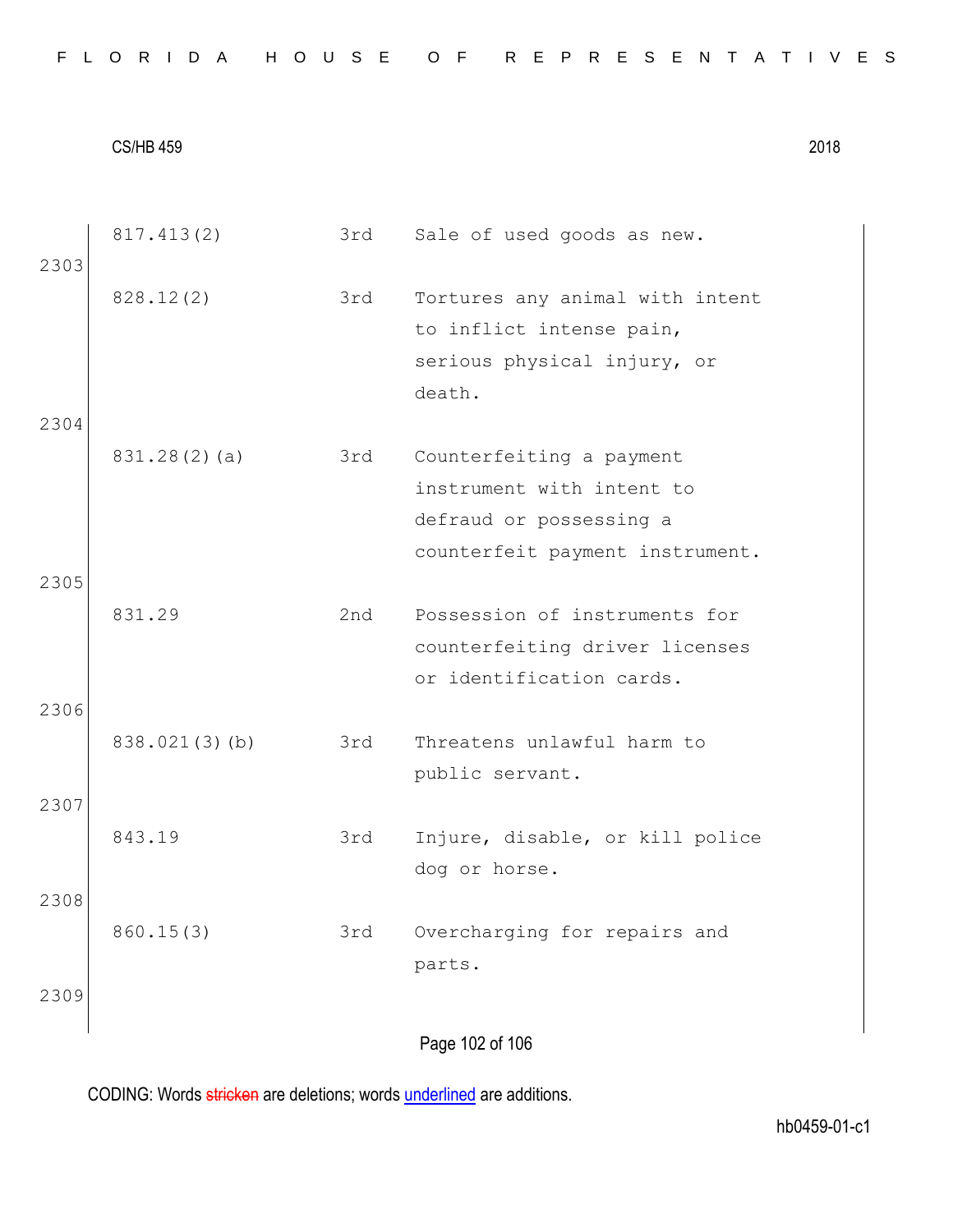| | | | |
|---|---|---|---|
| | 817.413(2) | 3rd | Sale of used goods as new. |
| 2303 | 828.12(2) | 3rd | Tortures any animal with intent to inflict intense pain, serious physical injury, or death. |
| 2304 | 831.28(2)(a) | 3rd | Counterfeiting a payment instrument with intent to defraud or possessing a counterfeit payment instrument. |
| 2305 | 831.29 | 2nd | Possession of instruments for counterfeiting driver licenses or identification cards. |
| 2306 | 838.021(3)(b) | 3rd | Threatens unlawful harm to public servant. |
| 2307 | 843.19 | 3rd | Injure, disable, or kill police dog or horse. |
| 2308 | 860.15(3) | 3rd | Overcharging for repairs and parts. |
| 2309 | | | |

CODING: Words ~~stricken~~ are deletions; words <u>underlined</u> are additions.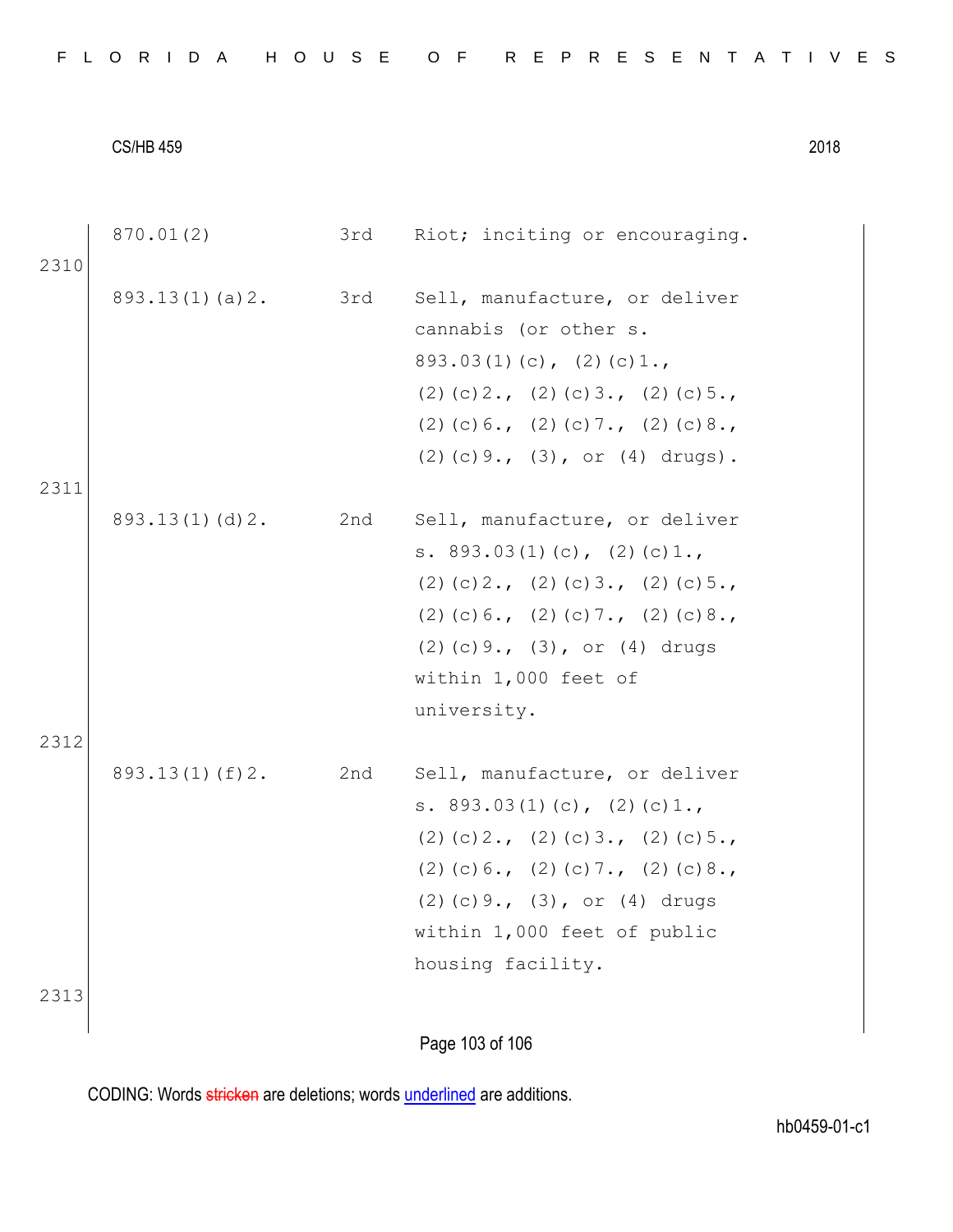| | | |
|---|---|---|
| 870.01(2) | 3rd | Riot; inciting or encouraging. |
| 893.13(1)(a)2. | 3rd | Sell, manufacture, or deliver cannabis (or other s. 893.03(1)(c), (2)(c)1., (2)(c)2., (2)(c)3., (2)(c)5., (2)(c)6., (2)(c)7., (2)(c)8., (2)(c)9., (3), or (4) drugs). |
| 893.13(1)(d)2. | 2nd | Sell, manufacture, or deliver s. 893.03(1)(c), (2)(c)1., (2)(c)2., (2)(c)3., (2)(c)5., (2)(c)6., (2)(c)7., (2)(c)8., (2)(c)9., (3), or (4) drugs within 1,000 feet of university. |
| 893.13(1)(f)2. | 2nd | Sell, manufacture, or deliver s. 893.03(1)(c), (2)(c)1., (2)(c)2., (2)(c)3., (2)(c)5., (2)(c)6., (2)(c)7., (2)(c)8., (2)(c)9., (3), or (4) drugs within 1,000 feet of public housing facility. |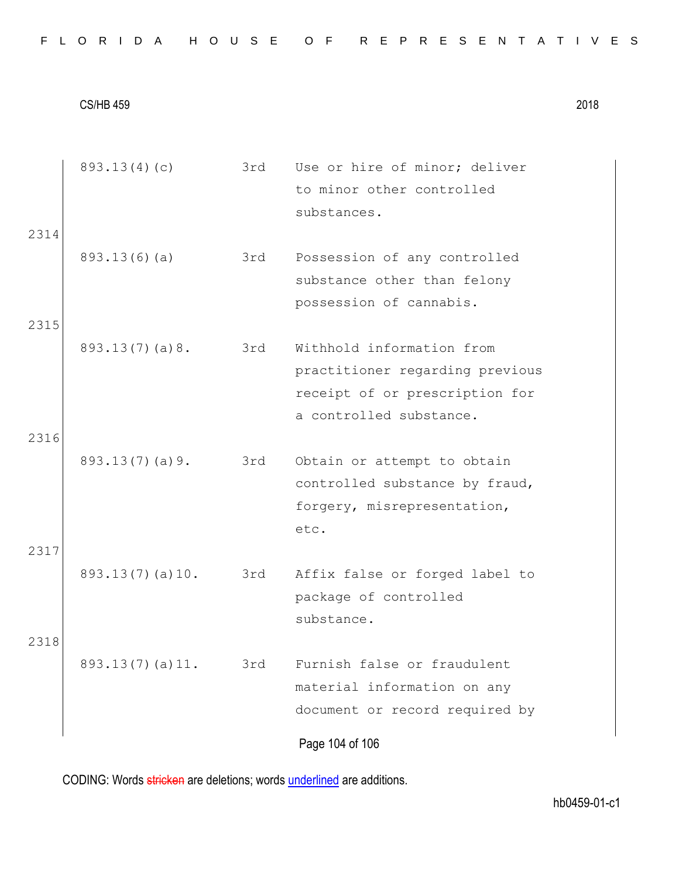| | | | |
|---|---|---|---|
| | 893.13(4)(c) | 3rd | Use or hire of minor; deliver to minor other controlled substances. |
| 2314 | | | |
| | 893.13(6)(a) | 3rd | Possession of any controlled substance other than felony possession of cannabis. |
| 2315 | | | |
| | 893.13(7)(a)8. | 3rd | Withhold information from practitioner regarding previous receipt of or prescription for a controlled substance. |
| 2316 | | | |
| | 893.13(7)(a)9. | 3rd | Obtain or attempt to obtain controlled substance by fraud, forgery, misrepresentation, etc. |
| 2317 | | | |
| | 893.13(7)(a)10. | 3rd | Affix false or forged label to package of controlled substance. |
| 2318 | | | |
| | 893.13(7)(a)11. | 3rd | Furnish false or fraudulent material information on any document or record required by |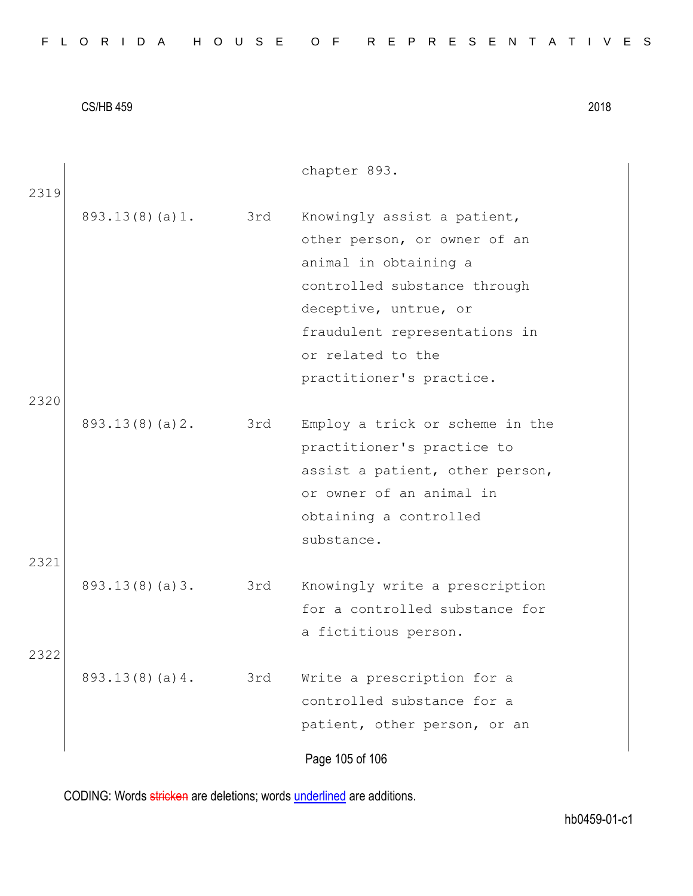| | | chapter 893. |
|---|---|---|
| 2319 | | |
| 893.13(8)(a)1. | 3rd | Knowingly assist a patient, other person, or owner of an animal in obtaining a controlled substance through deceptive, untrue, or fraudulent representations in or related to the practitioner's practice. |
| 2320 | | |
| 893.13(8)(a)2. | 3rd | Employ a trick or scheme in the practitioner's practice to assist a patient, other person, or owner of an animal in obtaining a controlled substance. |
| 2321 | | |
| 893.13(8)(a)3. | 3rd | Knowingly write a prescription for a controlled substance for a fictitious person. |
| 2322 | | |
| 893.13(8)(a)4. | 3rd | Write a prescription for a controlled substance for a patient, other person, or an |

CODING: Words stricken are deletions; words underlined are additions.

hb0459-01-c1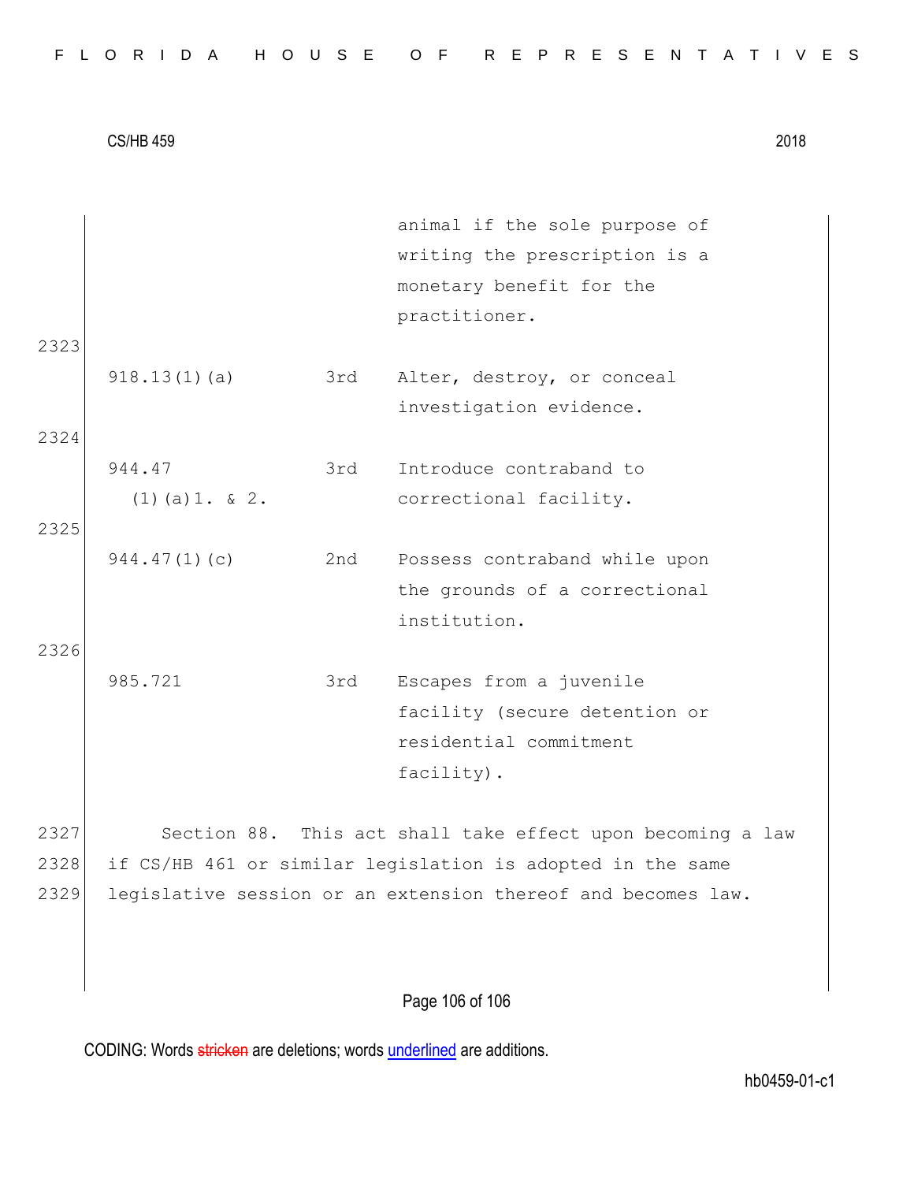| | | | |
|---|---|---|---|
| | | | animal if the sole purpose of writing the prescription is a monetary benefit for the practitioner. |
| 2323 | 918.13(1)(a) | 3rd | Alter, destroy, or conceal investigation evidence. |
| 2324 | 944.47 (1)(a)1. & 2. | 3rd | Introduce contraband to correctional facility. |
| 2325 | 944.47(1)(c) | 2nd | Possess contraband while upon the grounds of a correctional institution. |
| 2326 | 985.721 | 3rd | Escapes from a juvenile facility (secure detention or residential commitment facility). |

2327 Section 88. This act shall take effect upon becoming a law
2328 if CS/HB 461 or similar legislation is adopted in the same
2329 legislative session or an extension thereof and becomes law.